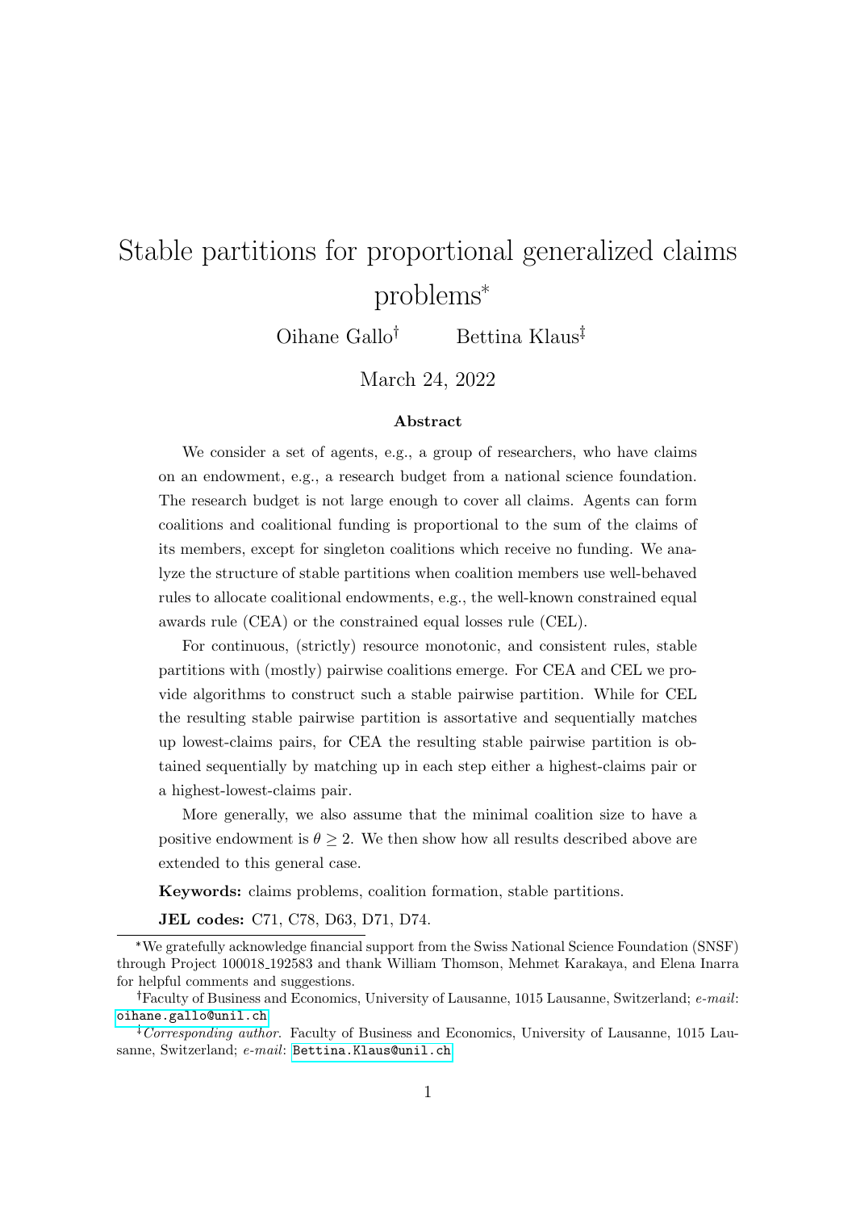# Stable partitions for proportional generalized claims problems*

Oihane Gallo[†] Bettina Klaus[‡]

March 24, 2022

### Abstract

We consider a set of agents, e.g., a group of researchers, who have claims on an endowment, e.g., a research budget from a national science foundation. The research budget is not large enough to cover all claims. Agents can form coalitions and coalitional funding is proportional to the sum of the claims of its members, except for singleton coalitions which receive no funding. We analyze the structure of stable partitions when coalition members use well-behaved rules to allocate coalitional endowments, e.g., the well-known constrained equal awards rule (CEA) or the constrained equal losses rule (CEL).

For continuous, (strictly) resource monotonic, and consistent rules, stable partitions with (mostly) pairwise coalitions emerge. For CEA and CEL we provide algorithms to construct such a stable pairwise partition. While for CEL the resulting stable pairwise partition is assortative and sequentially matches up lowest-claims pairs, for CEA the resulting stable pairwise partition is obtained sequentially by matching up in each step either a highest-claims pair or a highest-lowest-claims pair.

More generally, we also assume that the minimal coalition size to have a positive endowment is $\theta \geq 2$. We then show how all results described above are extended to this general case.

**Keywords:** claims problems, coalition formation, stable partitions.

**JEL codes:** C71, C78, D63, D71, D74.

---

*We gratefully acknowledge financial support from the Swiss National Science Foundation (SNSF) through Project 100018_192583 and thank William Thomson, Mehmet Karakaya, and Elena Inarra for helpful comments and suggestions.

[†]Faculty of Business and Economics, University of Lausanne, 1015 Lausanne, Switzerland; *e-mail*: oihane.gallo@unil.ch

[‡]*Corresponding author.* Faculty of Business and Economics, University of Lausanne, 1015 Lausanne, Switzerland; *e-mail*: Bettina.Klaus@unil.ch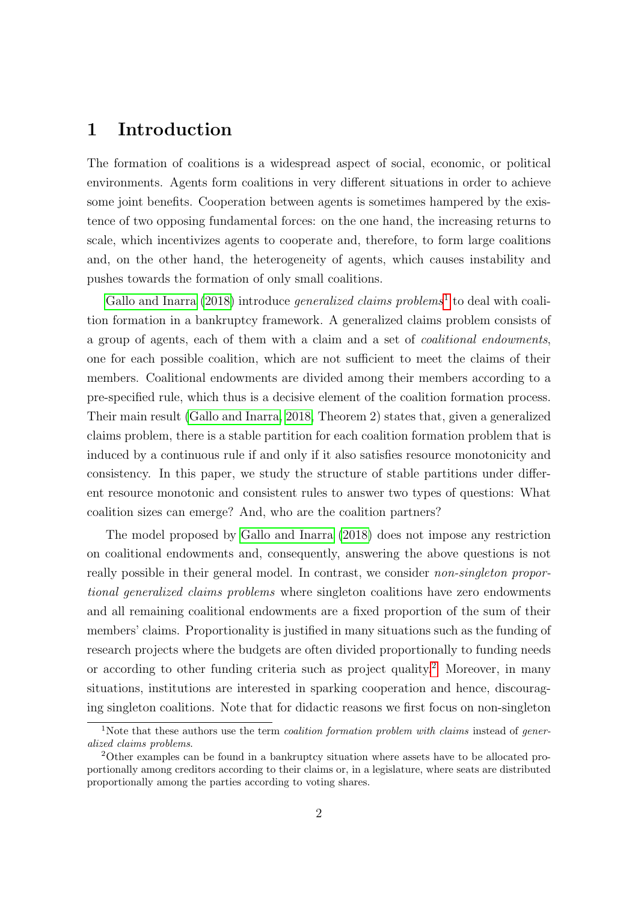# 1 Introduction

The formation of coalitions is a widespread aspect of social, economic, or political environments. Agents form coalitions in very different situations in order to achieve some joint benefits. Cooperation between agents is sometimes hampered by the existence of two opposing fundamental forces: on the one hand, the increasing returns to scale, which incentivizes agents to cooperate and, therefore, to form large coalitions and, on the other hand, the heterogeneity of agents, which causes instability and pushes towards the formation of only small coalitions.

Gallo and Inarra (2018) introduce *generalized claims problems*[1] to deal with coalition formation in a bankruptcy framework. A generalized claims problem consists of a group of agents, each of them with a claim and a set of *coalitional endowments*, one for each possible coalition, which are not sufficient to meet the claims of their members. Coalitional endowments are divided among their members according to a pre-specified rule, which thus is a decisive element of the coalition formation process. Their main result (Gallo and Inarra, 2018, Theorem 2) states that, given a generalized claims problem, there is a stable partition for each coalition formation problem that is induced by a continuous rule if and only if it also satisfies resource monotonicity and consistency. In this paper, we study the structure of stable partitions under different resource monotonic and consistent rules to answer two types of questions: What coalition sizes can emerge? And, who are the coalition partners?

The model proposed by Gallo and Inarra (2018) does not impose any restriction on coalitional endowments and, consequently, answering the above questions is not really possible in their general model. In contrast, we consider *non-singleton proportional generalized claims problems* where singleton coalitions have zero endowments and all remaining coalitional endowments are a fixed proportion of the sum of their members' claims. Proportionality is justified in many situations such as the funding of research projects where the budgets are often divided proportionally to funding needs or according to other funding criteria such as project quality.[2] Moreover, in many situations, institutions are interested in sparking cooperation and hence, discouraging singleton coalitions. Note that for didactic reasons we first focus on non-singleton

[1] Note that these authors use the term *coalition formation problem with claims* instead of *generalized claims problems*.

[2] Other examples can be found in a bankruptcy situation where assets have to be allocated proportionally among creditors according to their claims or, in a legislature, where seats are distributed proportionally among the parties according to voting shares.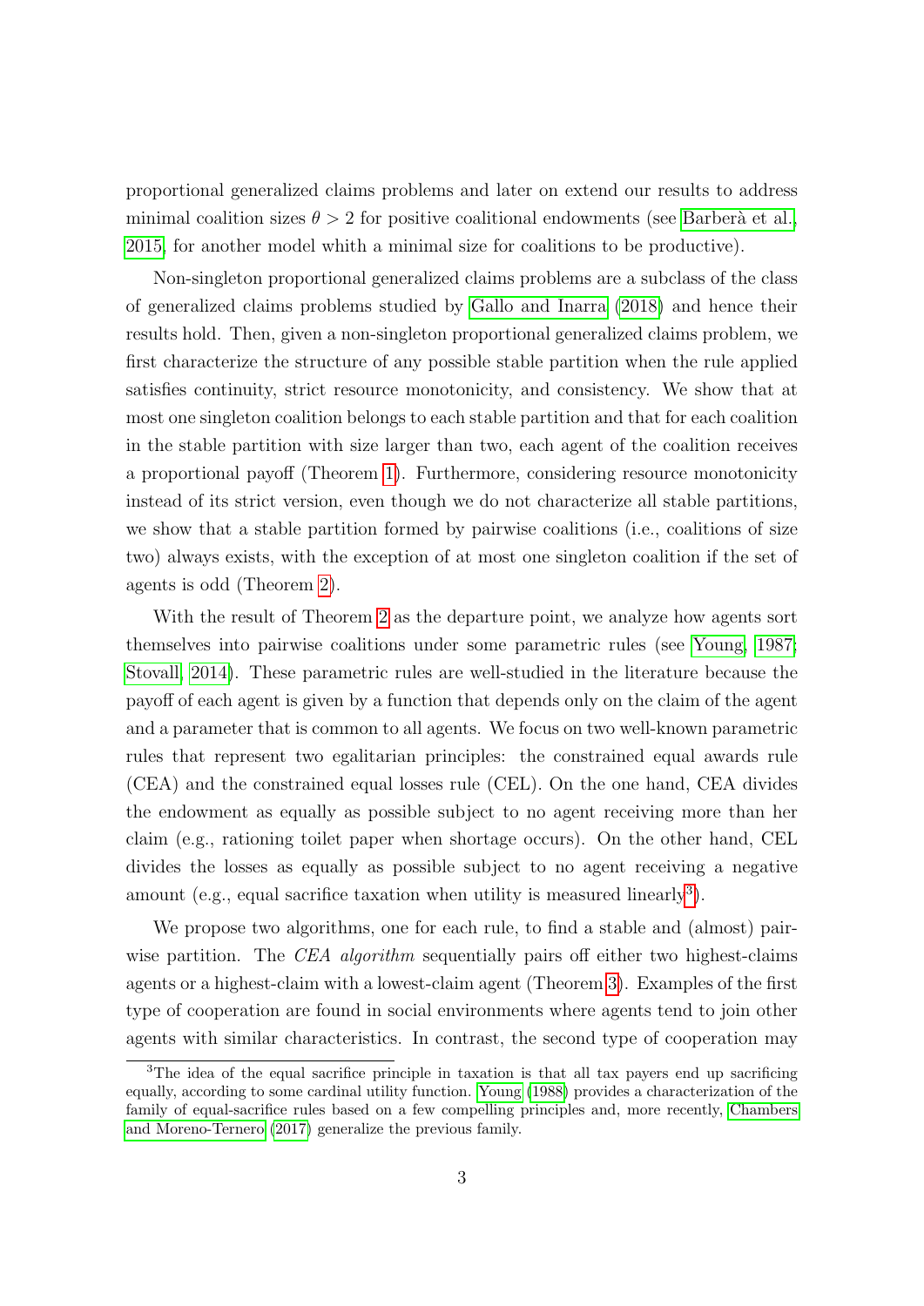proportional generalized claims problems and later on extend our results to address minimal coalition sizes $\theta > 2$ for positive coalitional endowments (see Barberà et al., 2015, for another model whith a minimal size for coalitions to be productive).

Non-singleton proportional generalized claims problems are a subclass of the class of generalized claims problems studied by Gallo and Inarra (2018) and hence their results hold. Then, given a non-singleton proportional generalized claims problem, we first characterize the structure of any possible stable partition when the rule applied satisfies continuity, strict resource monotonicity, and consistency. We show that at most one singleton coalition belongs to each stable partition and that for each coalition in the stable partition with size larger than two, each agent of the coalition receives a proportional payoff (Theorem 1). Furthermore, considering resource monotonicity instead of its strict version, even though we do not characterize all stable partitions, we show that a stable partition formed by pairwise coalitions (i.e., coalitions of size two) always exists, with the exception of at most one singleton coalition if the set of agents is odd (Theorem 2).

With the result of Theorem 2 as the departure point, we analyze how agents sort themselves into pairwise coalitions under some parametric rules (see Young, 1987; Stovall, 2014). These parametric rules are well-studied in the literature because the payoff of each agent is given by a function that depends only on the claim of the agent and a parameter that is common to all agents. We focus on two well-known parametric rules that represent two egalitarian principles: the constrained equal awards rule (CEA) and the constrained equal losses rule (CEL). On the one hand, CEA divides the endowment as equally as possible subject to no agent receiving more than her claim (e.g., rationing toilet paper when shortage occurs). On the other hand, CEL divides the losses as equally as possible subject to no agent receiving a negative amount (e.g., equal sacrifice taxation when utility is measured linearly[3]).

We propose two algorithms, one for each rule, to find a stable and (almost) pairwise partition. The *CEA algorithm* sequentially pairs off either two highest-claims agents or a highest-claim with a lowest-claim agent (Theorem 3). Examples of the first type of cooperation are found in social environments where agents tend to join other agents with similar characteristics. In contrast, the second type of cooperation may

[3] The idea of the equal sacrifice principle in taxation is that all tax payers end up sacrificing equally, according to some cardinal utility function. Young (1988) provides a characterization of the family of equal-sacrifice rules based on a few compelling principles and, more recently, Chambers and Moreno-Ternero (2017) generalize the previous family.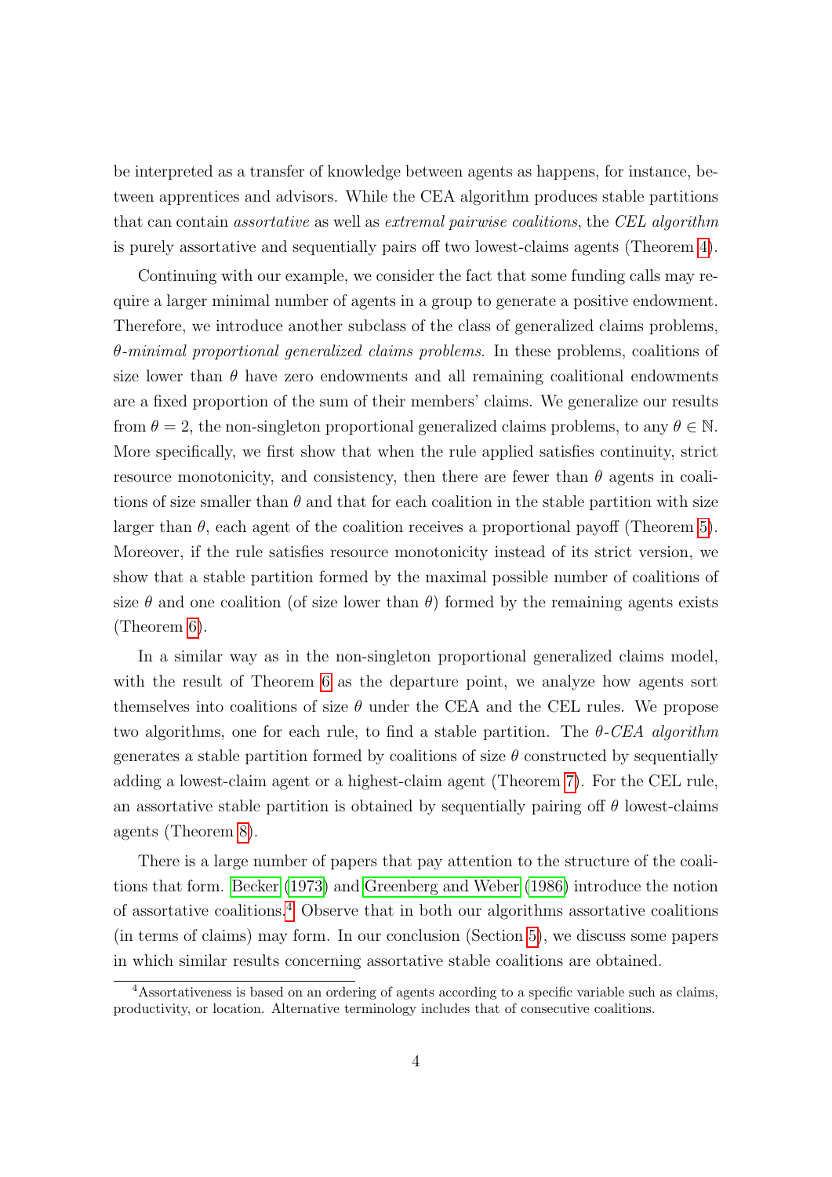be interpreted as a transfer of knowledge between agents as happens, for instance, between apprentices and advisors. While the CEA algorithm produces stable partitions that can contain *assortative* as well as *extremal pairwise coalitions*, the *CEL algorithm* is purely assortative and sequentially pairs off two lowest-claims agents (Theorem 4).

Continuing with our example, we consider the fact that some funding calls may require a larger minimal number of agents in a group to generate a positive endowment. Therefore, we introduce another subclass of the class of generalized claims problems, *$\theta$-minimal proportional generalized claims problems*. In these problems, coalitions of size lower than $\theta$ have zero endowments and all remaining coalitional endowments are a fixed proportion of the sum of their members' claims. We generalize our results from $\theta = 2$, the non-singleton proportional generalized claims problems, to any $\theta \in \mathbb{N}$. More specifically, we first show that when the rule applied satisfies continuity, strict resource monotonicity, and consistency, then there are fewer than $\theta$ agents in coalitions of size smaller than $\theta$ and that for each coalition in the stable partition with size larger than $\theta$, each agent of the coalition receives a proportional payoff (Theorem 5). Moreover, if the rule satisfies resource monotonicity instead of its strict version, we show that a stable partition formed by the maximal possible number of coalitions of size $\theta$ and one coalition (of size lower than $\theta$) formed by the remaining agents exists (Theorem 6).

In a similar way as in the non-singleton proportional generalized claims model, with the result of Theorem 6 as the departure point, we analyze how agents sort themselves into coalitions of size $\theta$ under the CEA and the CEL rules. We propose two algorithms, one for each rule, to find a stable partition. The *$\theta$-CEA algorithm* generates a stable partition formed by coalitions of size $\theta$ constructed by sequentially adding a lowest-claim agent or a highest-claim agent (Theorem 7). For the CEL rule, an assortative stable partition is obtained by sequentially pairing off $\theta$ lowest-claims agents (Theorem 8).

There is a large number of papers that pay attention to the structure of the coalitions that form. Becker (1973) and Greenberg and Weber (1986) introduce the notion of assortative coalitions.[4] Observe that in both our algorithms assortative coalitions (in terms of claims) may form. In our conclusion (Section 5), we discuss some papers in which similar results concerning assortative stable coalitions are obtained.

[4] Assortativeness is based on an ordering of agents according to a specific variable such as claims, productivity, or location. Alternative terminology includes that of consecutive coalitions.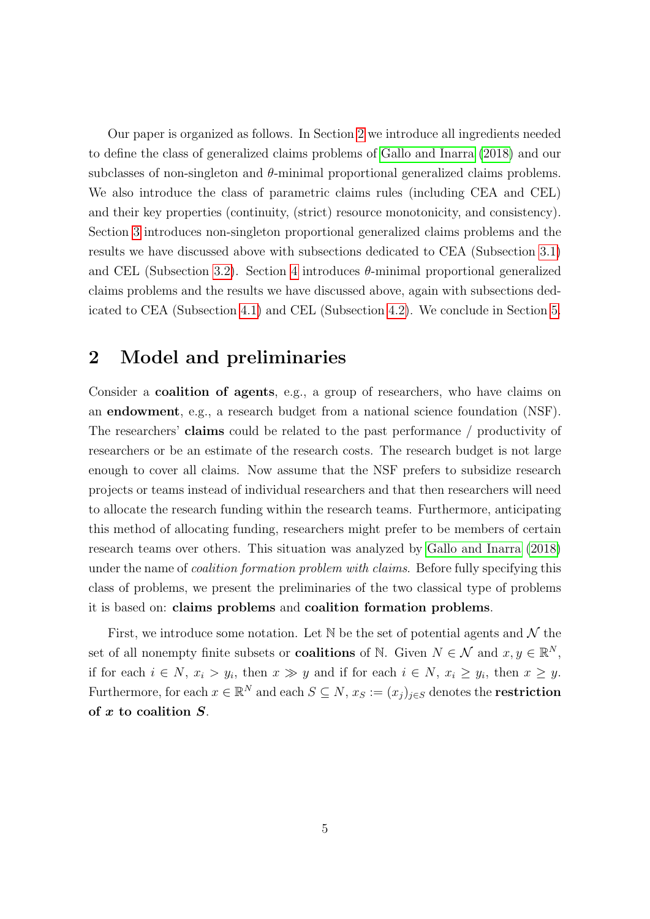Our paper is organized as follows. In Section 2 we introduce all ingredients needed to define the class of generalized claims problems of Gallo and Inarra (2018) and our subclasses of non-singleton and $\theta$-minimal proportional generalized claims problems. We also introduce the class of parametric claims rules (including CEA and CEL) and their key properties (continuity, (strict) resource monotonicity, and consistency). Section 3 introduces non-singleton proportional generalized claims problems and the results we have discussed above with subsections dedicated to CEA (Subsection 3.1) and CEL (Subsection 3.2). Section 4 introduces $\theta$-minimal proportional generalized claims problems and the results we have discussed above, again with subsections dedicated to CEA (Subsection 4.1) and CEL (Subsection 4.2). We conclude in Section 5.

## 2 Model and preliminaries

Consider a **coalition of agents**, e.g., a group of researchers, who have claims on an **endowment**, e.g., a research budget from a national science foundation (NSF). The researchers' **claims** could be related to the past performance / productivity of researchers or be an estimate of the research costs. The research budget is not large enough to cover all claims. Now assume that the NSF prefers to subsidize research projects or teams instead of individual researchers and that then researchers will need to allocate the research funding within the research teams. Furthermore, anticipating this method of allocating funding, researchers might prefer to be members of certain research teams over others. This situation was analyzed by Gallo and Inarra (2018) under the name of *coalition formation problem with claims*. Before fully specifying this class of problems, we present the preliminaries of the two classical type of problems it is based on: **claims problems** and **coalition formation problems**.

First, we introduce some notation. Let $\mathbb{N}$ be the set of potential agents and $\mathcal{N}$ the set of all nonempty finite subsets or **coalitions** of $\mathbb{N}$. Given $N \in \mathcal{N}$ and $x, y \in \mathbb{R}^N$, if for each $i \in N$, $x_i > y_i$, then $x \gg y$ and if for each $i \in N$, $x_i \geq y_i$, then $x \geq y$. Furthermore, for each $x \in \mathbb{R}^N$ and each $S \subseteq N$, $x_S := (x_j)_{j \in S}$ denotes the **restriction of $x$ to coalition $S$**.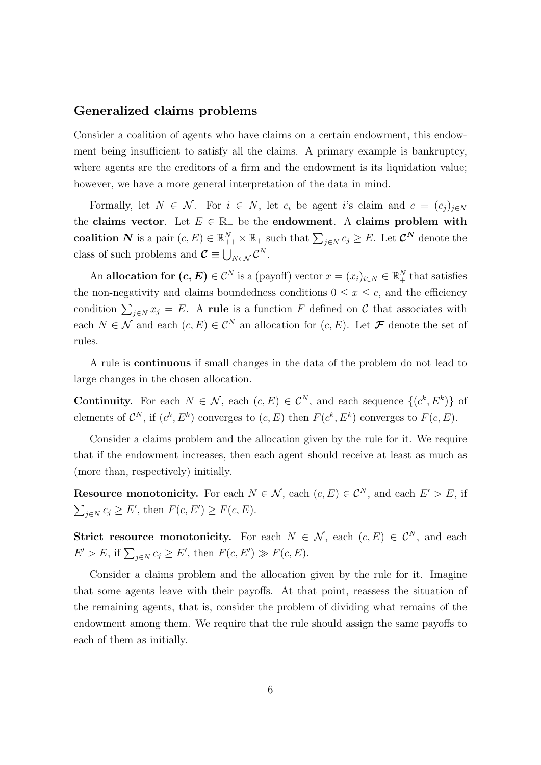## Generalized claims problems

Consider a coalition of agents who have claims on a certain endowment, this endowment being insufficient to satisfy all the claims. A primary example is bankruptcy, where agents are the creditors of a firm and the endowment is its liquidation value; however, we have a more general interpretation of the data in mind.

Formally, let $N \in \mathcal{N}$. For $i \in N$, let $c_i$ be agent $i$'s claim and $c = (c_j)_{j \in N}$ the **claims vector**. Let $E \in \mathbb{R}_+$ be the **endowment**. A **claims problem with coalition $\boldsymbol{N}$** is a pair $(c, E) \in \mathbb{R}^N_{++} \times \mathbb{R}_+$ such that $\sum_{j \in N} c_j \geq E$. Let $\boldsymbol{\mathcal{C}^N}$ denote the class of such problems and $\boldsymbol{\mathcal{C}} \equiv \bigcup_{N \in \mathcal{N}} \mathcal{C}^N$.

An **allocation for $\boldsymbol{(c, E)}$** $\in \mathcal{C}^N$ is a (payoff) vector $x = (x_i)_{i \in N} \in \mathbb{R}^N_+$ that satisfies the non-negativity and claims boundedness conditions $0 \leq x \leq c$, and the efficiency condition $\sum_{j \in N} x_j = E$. A **rule** is a function $F$ defined on $\mathcal{C}$ that associates with each $N \in \mathcal{N}$ and each $(c, E) \in \mathcal{C}^N$ an allocation for $(c, E)$. Let $\boldsymbol{\mathcal{F}}$ denote the set of rules.

A rule is **continuous** if small changes in the data of the problem do not lead to large changes in the chosen allocation.

**Continuity.** For each $N \in \mathcal{N}$, each $(c, E) \in \mathcal{C}^N$, and each sequence $\{(c^k, E^k)\}$ of elements of $\mathcal{C}^N$, if $(c^k, E^k)$ converges to $(c, E)$ then $F(c^k, E^k)$ converges to $F(c, E)$.

Consider a claims problem and the allocation given by the rule for it. We require that if the endowment increases, then each agent should receive at least as much as (more than, respectively) initially.

**Resource monotonicity.** For each $N \in \mathcal{N}$, each $(c, E) \in \mathcal{C}^N$, and each $E' > E$, if $\sum_{j \in N} c_j \geq E'$, then $F(c, E') \geq F(c, E)$.

**Strict resource monotonicity.** For each $N \in \mathcal{N}$, each $(c, E) \in \mathcal{C}^N$, and each $E' > E$, if $\sum_{j \in N} c_j \geq E'$, then $F(c, E') \gg F(c, E)$.

Consider a claims problem and the allocation given by the rule for it. Imagine that some agents leave with their payoffs. At that point, reassess the situation of the remaining agents, that is, consider the problem of dividing what remains of the endowment among them. We require that the rule should assign the same payoffs to each of them as initially.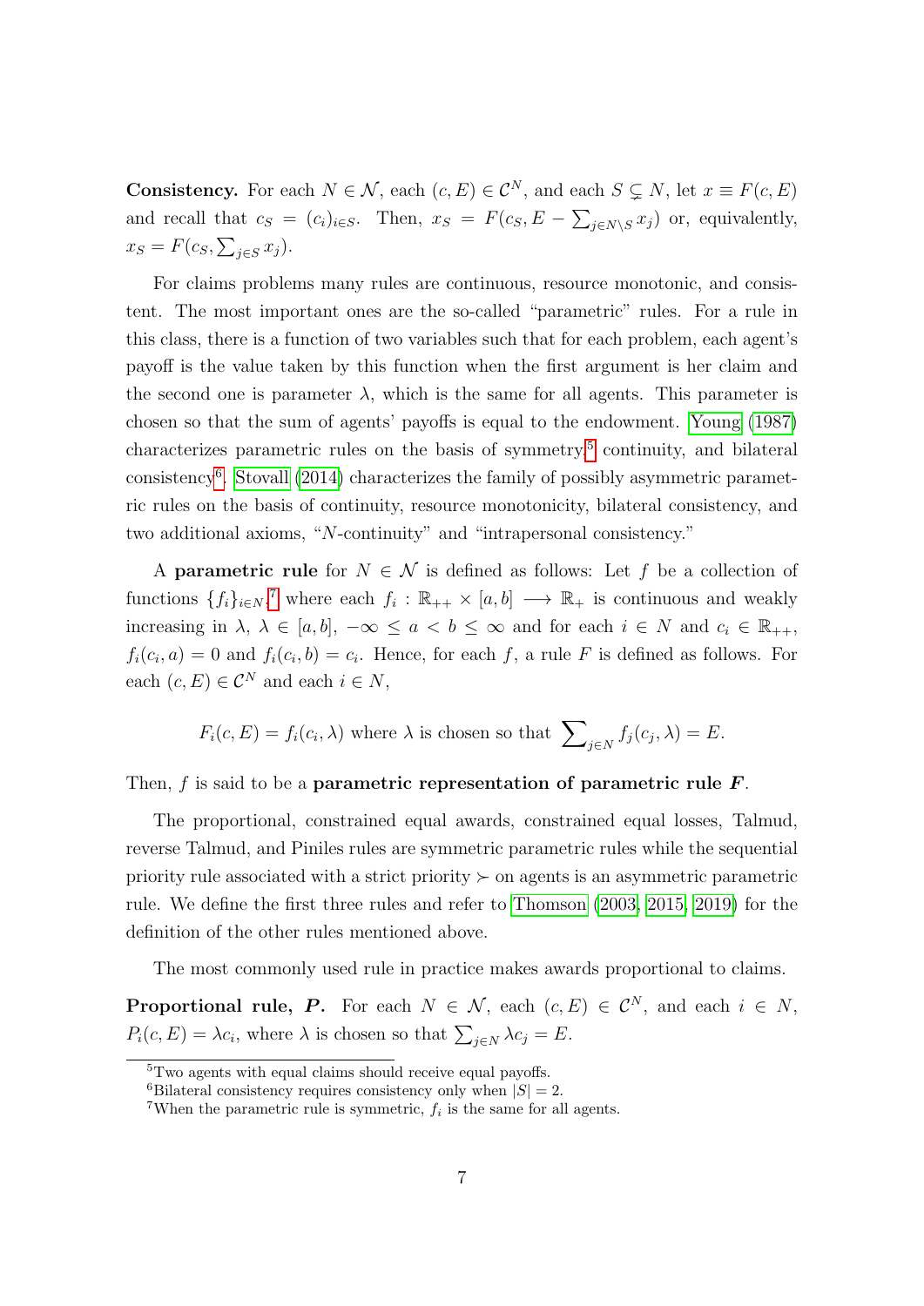**Consistency.** For each $N \in \mathcal{N}$, each $(c, E) \in \mathcal{C}^N$, and each $S \subsetneq N$, let $x \equiv F(c, E)$ and recall that $c_S = (c_i)_{i \in S}$. Then, $x_S = F(c_S, E - \sum_{j \in N \setminus S} x_j)$ or, equivalently, $x_S = F(c_S, \sum_{j \in S} x_j)$.

For claims problems many rules are continuous, resource monotonic, and consistent. The most important ones are the so-called "parametric" rules. For a rule in this class, there is a function of two variables such that for each problem, each agent's payoff is the value taken by this function when the first argument is her claim and the second one is parameter $\lambda$, which is the same for all agents. This parameter is chosen so that the sum of agents' payoffs is equal to the endowment. Young (1987) characterizes parametric rules on the basis of symmetry,[5] continuity, and bilateral consistency[6]. Stovall (2014) characterizes the family of possibly asymmetric parametric rules on the basis of continuity, resource monotonicity, bilateral consistency, and two additional axioms, "$N$-continuity" and "intrapersonal consistency."

A **parametric rule** for $N \in \mathcal{N}$ is defined as follows: Let $f$ be a collection of functions $\{f_i\}_{i \in N}$,[7] where each $f_i : \mathbb{R}_{++} \times [a, b] \longrightarrow \mathbb{R}_+$ is continuous and weakly increasing in $\lambda$, $\lambda \in [a, b]$, $-\infty \leq a < b \leq \infty$ and for each $i \in N$ and $c_i \in \mathbb{R}_{++}$, $f_i(c_i, a) = 0$ and $f_i(c_i, b) = c_i$. Hence, for each $f$, a rule $F$ is defined as follows. For each $(c, E) \in \mathcal{C}^N$ and each $i \in N$,

$$F_i(c, E) = f_i(c_i, \lambda) \text{ where } \lambda \text{ is chosen so that } \sum_{j \in N} f_j(c_j, \lambda) = E.$$

Then, $f$ is said to be a **parametric representation of parametric rule $\boldsymbol{F}$**.

The proportional, constrained equal awards, constrained equal losses, Talmud, reverse Talmud, and Piniles rules are symmetric parametric rules while the sequential priority rule associated with a strict priority $\succ$ on agents is an asymmetric parametric rule. We define the first three rules and refer to Thomson (2003, 2015, 2019) for the definition of the other rules mentioned above.

The most commonly used rule in practice makes awards proportional to claims.

**Proportional rule, $\boldsymbol{P}$.** For each $N \in \mathcal{N}$, each $(c, E) \in \mathcal{C}^N$, and each $i \in N$, $P_i(c, E) = \lambda c_i$, where $\lambda$ is chosen so that $\sum_{j \in N} \lambda c_j = E$.

---

[5] Two agents with equal claims should receive equal payoffs.

[6] Bilateral consistency requires consistency only when $|S| = 2$.

[7] When the parametric rule is symmetric, $f_i$ is the same for all agents.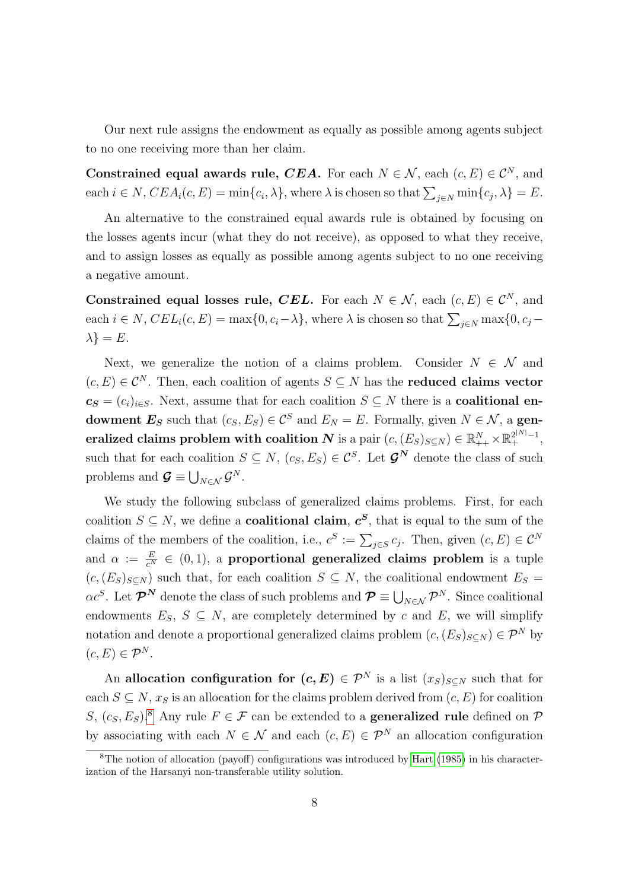Our next rule assigns the endowment as equally as possible among agents subject to no one receiving more than her claim.

**Constrained equal awards rule, $\boldsymbol{CEA}$.** For each $N \in \mathcal{N}$, each $(c, E) \in \mathcal{C}^N$, and each $i \in N$, $CEA_i(c, E) = \min\{c_i, \lambda\}$, where $\lambda$ is chosen so that $\sum_{j \in N} \min\{c_j, \lambda\} = E$.

An alternative to the constrained equal awards rule is obtained by focusing on the losses agents incur (what they do not receive), as opposed to what they receive, and to assign losses as equally as possible among agents subject to no one receiving a negative amount.

**Constrained equal losses rule, $\boldsymbol{CEL}$.** For each $N \in \mathcal{N}$, each $(c, E) \in \mathcal{C}^N$, and each $i \in N$, $CEL_i(c, E) = \max\{0, c_i - \lambda\}$, where $\lambda$ is chosen so that $\sum_{j \in N} \max\{0, c_j - \lambda\} = E$.

Next, we generalize the notion of a claims problem. Consider $N \in \mathcal{N}$ and $(c, E) \in \mathcal{C}^N$. Then, each coalition of agents $S \subseteq N$ has the **reduced claims vector** $\boldsymbol{c_S} = (c_i)_{i \in S}$. Next, assume that for each coalition $S \subseteq N$ there is a **coalitional endowment** $\boldsymbol{E_S}$ such that $(c_S, E_S) \in \mathcal{C}^S$ and $E_N = E$. Formally, given $N \in \mathcal{N}$, a **generalized claims problem with coalition $\boldsymbol{N}$** is a pair $(c, (E_S)_{S \subseteq N}) \in \mathbb{R}^N_{++} \times \mathbb{R}^{2^{|N|}-1}_{+}$, such that for each coalition $S \subseteq N$, $(c_S, E_S) \in \mathcal{C}^S$. Let $\boldsymbol{\mathcal{G}^N}$ denote the class of such problems and $\boldsymbol{\mathcal{G}} \equiv \bigcup_{N \in \mathcal{N}} \mathcal{G}^N$.

We study the following subclass of generalized claims problems. First, for each coalition $S \subseteq N$, we define a **coalitional claim**, $\boldsymbol{c^S}$, that is equal to the sum of the claims of the members of the coalition, i.e., $c^S := \sum_{j \in S} c_j$. Then, given $(c, E) \in \mathcal{C}^N$ and $\alpha := \frac{E}{c^N} \in (0, 1)$, a **proportional generalized claims problem** is a tuple $(c, (E_S)_{S \subseteq N})$ such that, for each coalition $S \subseteq N$, the coalitional endowment $E_S = \alpha c^S$. Let $\boldsymbol{\mathcal{P}^N}$ denote the class of such problems and $\boldsymbol{\mathcal{P}} \equiv \bigcup_{N \in \mathcal{N}} \mathcal{P}^N$. Since coalitional endowments $E_S$, $S \subseteq N$, are completely determined by $c$ and $E$, we will simplify notation and denote a proportional generalized claims problem $(c, (E_S)_{S \subseteq N}) \in \mathcal{P}^N$ by $(c, E) \in \mathcal{P}^N$.

An **allocation configuration for $\boldsymbol{(c, E)} \in \mathcal{P}^N$** is a list $(x_S)_{S \subseteq N}$ such that for each $S \subseteq N$, $x_S$ is an allocation for the claims problem derived from $(c, E)$ for coalition $S$, $(c_S, E_S)$.[8] Any rule $F \in \mathcal{F}$ can be extended to a **generalized rule** defined on $\mathcal{P}$ by associating with each $N \in \mathcal{N}$ and each $(c, E) \in \mathcal{P}^N$ an allocation configuration

[8] The notion of allocation (payoff) configurations was introduced by Hart (1985) in his characterization of the Harsanyi non-transferable utility solution.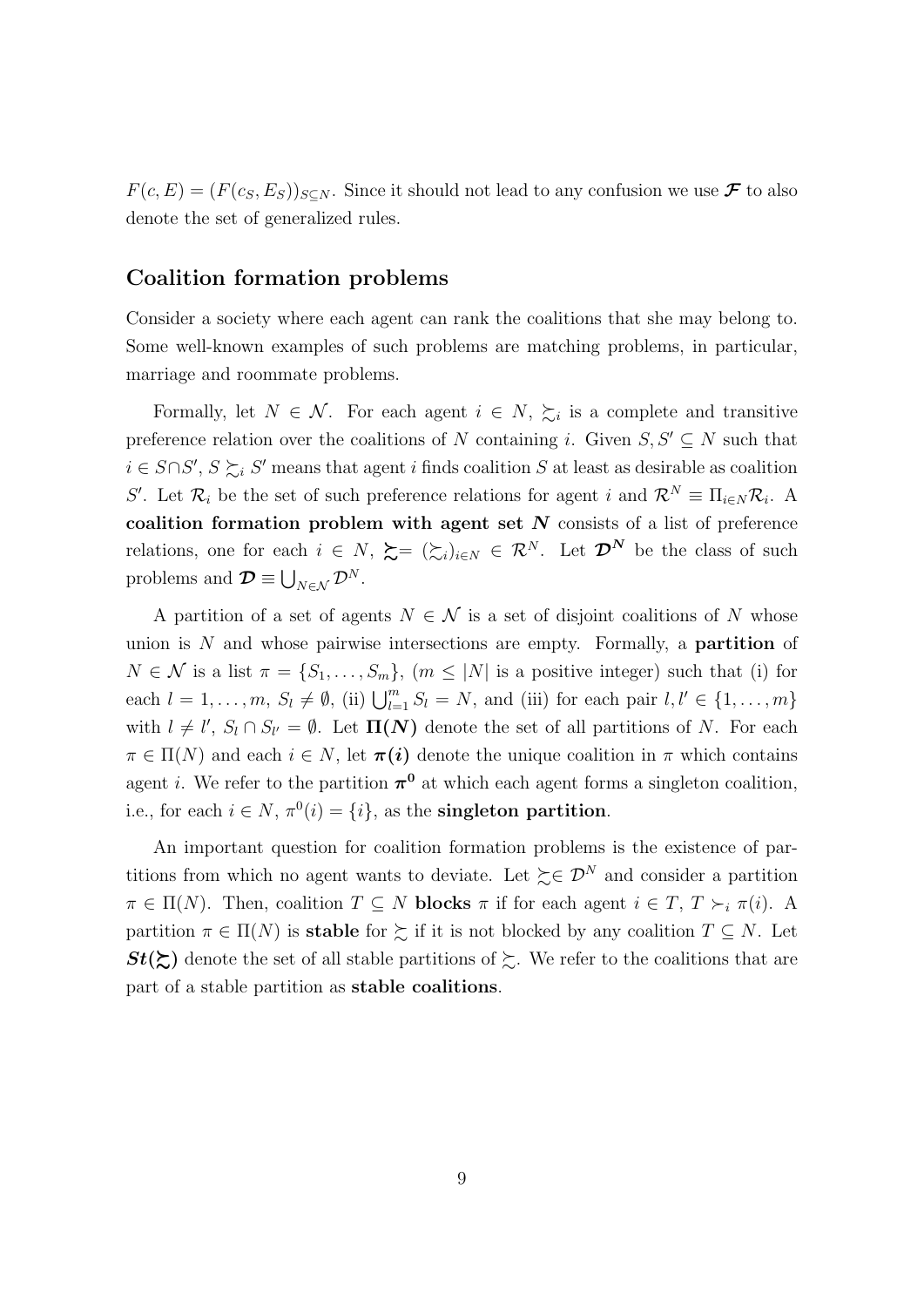$F(c, E) = (F(c_S, E_S))_{S \subseteq N}$. Since it should not lead to any confusion we use $\boldsymbol{\mathcal{F}}$ to also denote the set of generalized rules.

## Coalition formation problems

Consider a society where each agent can rank the coalitions that she may belong to. Some well-known examples of such problems are matching problems, in particular, marriage and roommate problems.

Formally, let $N \in \mathcal{N}$. For each agent $i \in N$, $\succsim_i$ is a complete and transitive preference relation over the coalitions of $N$ containing $i$. Given $S, S' \subseteq N$ such that $i \in S \cap S'$, $S \succsim_i S'$ means that agent $i$ finds coalition $S$ at least as desirable as coalition $S'$. Let $\mathcal{R}_i$ be the set of such preference relations for agent $i$ and $\mathcal{R}^N \equiv \Pi_{i \in N} \mathcal{R}_i$. A **coalition formation problem with agent set $\boldsymbol{N}$** consists of a list of preference relations, one for each $i \in N$, $\boldsymbol{\succsim} = (\succsim_i)_{i \in N} \in \mathcal{R}^N$. Let $\boldsymbol{\mathcal{D}^N}$ be the class of such problems and $\boldsymbol{\mathcal{D}} \equiv \bigcup_{N \in \mathcal{N}} \mathcal{D}^N$.

A partition of a set of agents $N \in \mathcal{N}$ is a set of disjoint coalitions of $N$ whose union is $N$ and whose pairwise intersections are empty. Formally, a **partition** of $N \in \mathcal{N}$ is a list $\pi = \{S_1, \ldots, S_m\}$, ($m \leq |N|$ is a positive integer) such that (i) for each $l = 1, \ldots, m$, $S_l \neq \emptyset$, (ii) $\bigcup_{l=1}^{m} S_l = N$, and (iii) for each pair $l, l' \in \{1, \ldots, m\}$ with $l \neq l'$, $S_l \cap S_{l'} = \emptyset$. Let $\boldsymbol{\Pi(N)}$ denote the set of all partitions of $N$. For each $\pi \in \Pi(N)$ and each $i \in N$, let $\boldsymbol{\pi(i)}$ denote the unique coalition in $\pi$ which contains agent $i$. We refer to the partition $\boldsymbol{\pi^0}$ at which each agent forms a singleton coalition, i.e., for each $i \in N$, $\pi^0(i) = \{i\}$, as the **singleton partition**.

An important question for coalition formation problems is the existence of partitions from which no agent wants to deviate. Let $\succsim \in \mathcal{D}^N$ and consider a partition $\pi \in \Pi(N)$. Then, coalition $T \subseteq N$ **blocks** $\pi$ if for each agent $i \in T$, $T \succ_i \pi(i)$. A partition $\pi \in \Pi(N)$ is **stable** for $\succsim$ if it is not blocked by any coalition $T \subseteq N$. Let $\boldsymbol{St(\succsim)}$ denote the set of all stable partitions of $\succsim$. We refer to the coalitions that are part of a stable partition as **stable coalitions**.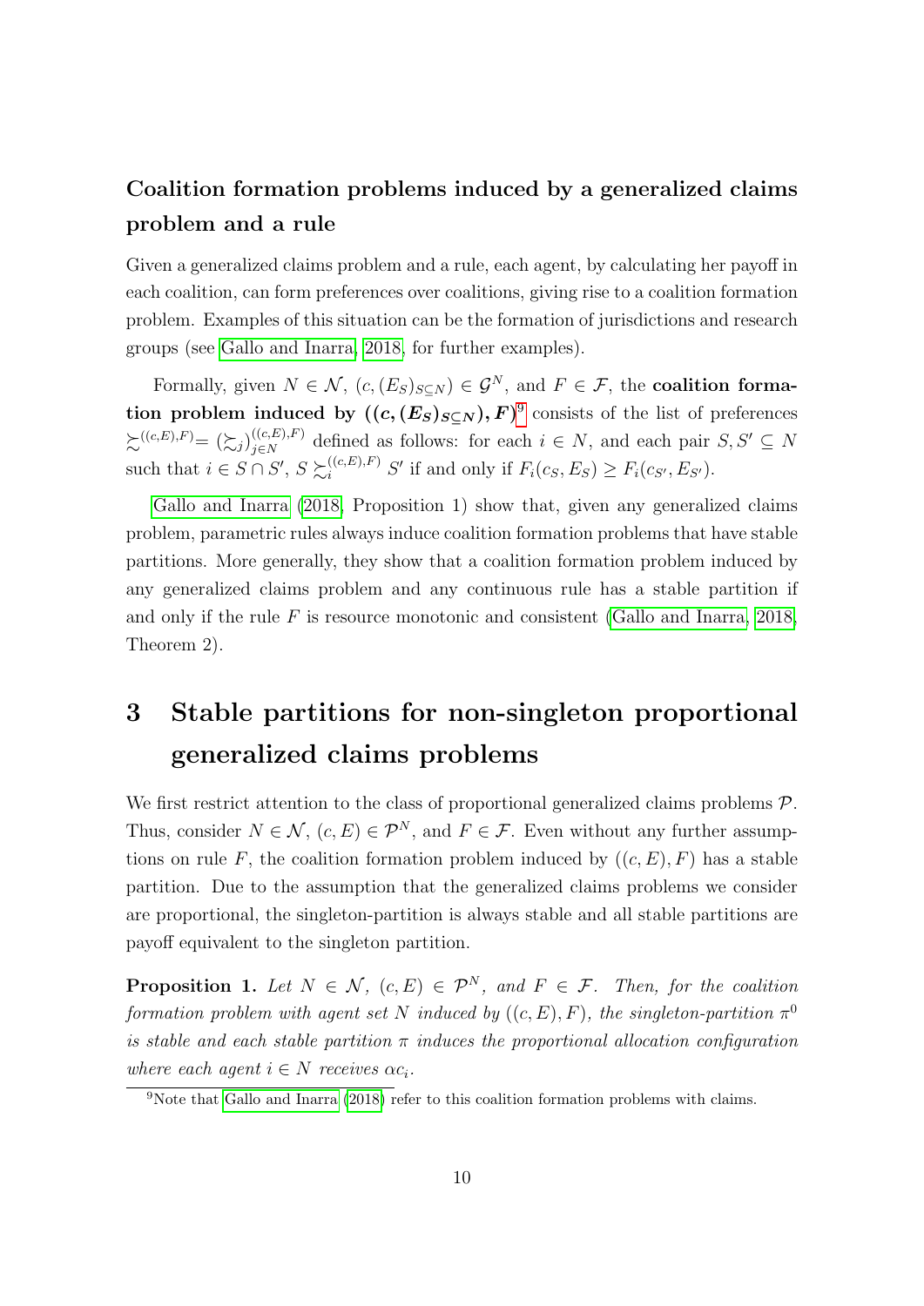### Coalition formation problems induced by a generalized claims problem and a rule

Given a generalized claims problem and a rule, each agent, by calculating her payoff in each coalition, can form preferences over coalitions, giving rise to a coalition formation problem. Examples of this situation can be the formation of jurisdictions and research groups (see Gallo and Inarra, 2018, for further examples).

Formally, given $N \in \mathcal{N}$, $(c, (E_S)_{S \subseteq N}) \in \mathcal{G}^N$, and $F \in \mathcal{F}$, the **coalition formation problem induced by $((c, (E_S)_{S\subseteq N}), F)$**[9] consists of the list of preferences $\succsim^{((c,E),F)} = (\succsim_j)^{((c,E),F)}_{j \in N}$ defined as follows: for each $i \in N$, and each pair $S, S' \subseteq N$ such that $i \in S \cap S'$, $S \succsim_i^{((c,E),F)} S'$ if and only if $F_i(c_S, E_S) \geq F_i(c_{S'}, E_{S'})$.

Gallo and Inarra (2018, Proposition 1) show that, given any generalized claims problem, parametric rules always induce coalition formation problems that have stable partitions. More generally, they show that a coalition formation problem induced by any generalized claims problem and any continuous rule has a stable partition if and only if the rule $F$ is resource monotonic and consistent (Gallo and Inarra, 2018, Theorem 2).

# 3 Stable partitions for non-singleton proportional generalized claims problems

We first restrict attention to the class of proportional generalized claims problems $\mathcal{P}$. Thus, consider $N \in \mathcal{N}$, $(c, E) \in \mathcal{P}^N$, and $F \in \mathcal{F}$. Even without any further assumptions on rule $F$, the coalition formation problem induced by $((c, E), F)$ has a stable partition. Due to the assumption that the generalized claims problems we consider are proportional, the singleton-partition is always stable and all stable partitions are payoff equivalent to the singleton partition.

**Proposition 1.** *Let $N \in \mathcal{N}$, $(c, E) \in \mathcal{P}^N$, and $F \in \mathcal{F}$. Then, for the coalition formation problem with agent set $N$ induced by $((c, E), F)$, the singleton-partition $\pi^0$ is stable and each stable partition $\pi$ induces the proportional allocation configuration where each agent $i \in N$ receives $\alpha c_i$.*

[9] Note that Gallo and Inarra (2018) refer to this coalition formation problems with claims.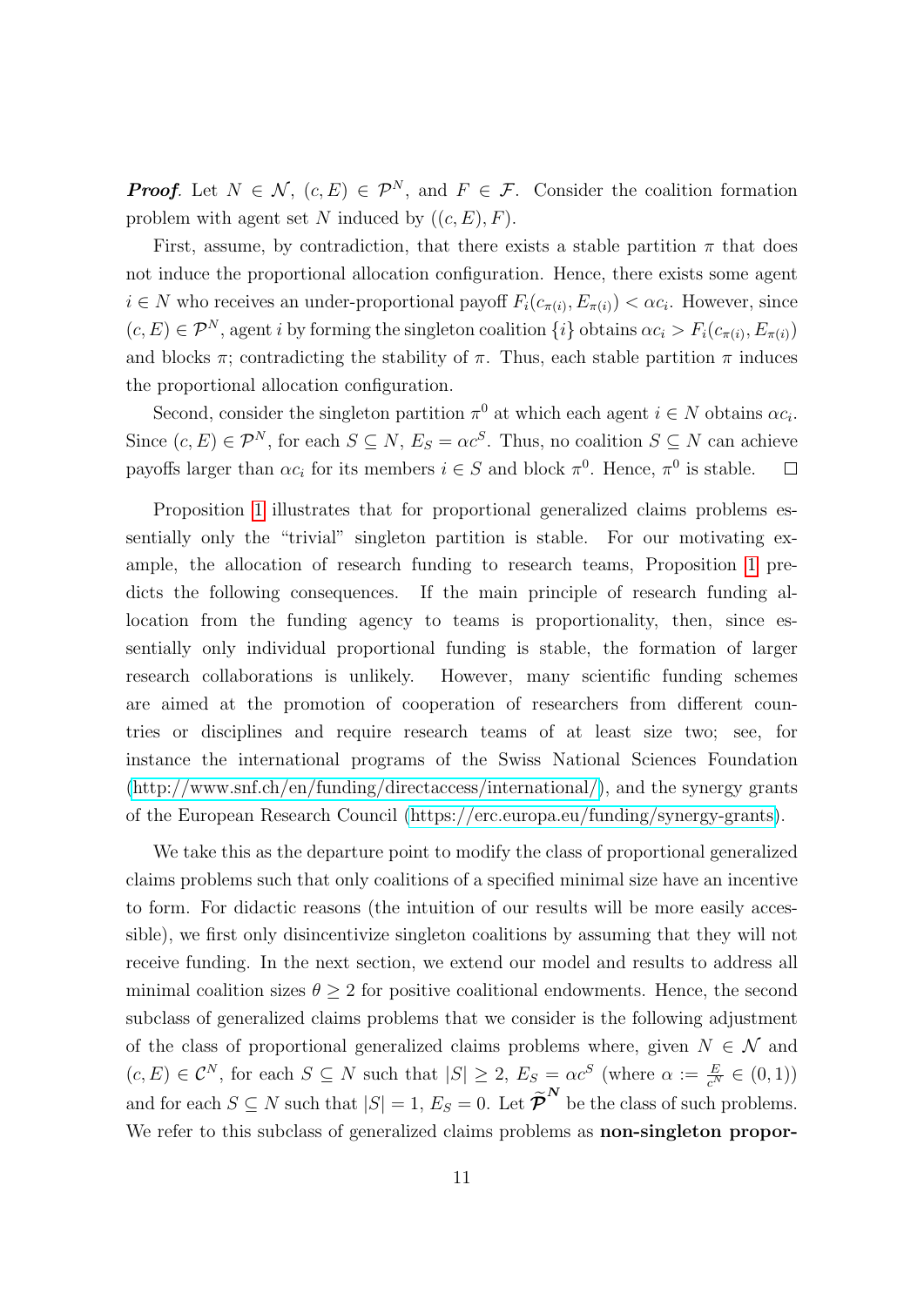***Proof***. Let $N \in \mathcal{N}$, $(c, E) \in \mathcal{P}^N$, and $F \in \mathcal{F}$. Consider the coalition formation problem with agent set $N$ induced by $((c, E), F)$.

First, assume, by contradiction, that there exists a stable partition $\pi$ that does not induce the proportional allocation configuration. Hence, there exists some agent $i \in N$ who receives an under-proportional payoff $F_i(c_{\pi(i)}, E_{\pi(i)}) < \alpha c_i$. However, since $(c, E) \in \mathcal{P}^N$, agent $i$ by forming the singleton coalition $\{i\}$ obtains $\alpha c_i > F_i(c_{\pi(i)}, E_{\pi(i)})$ and blocks $\pi$; contradicting the stability of $\pi$. Thus, each stable partition $\pi$ induces the proportional allocation configuration.

Second, consider the singleton partition $\pi^0$ at which each agent $i \in N$ obtains $\alpha c_i$. Since $(c, E) \in \mathcal{P}^N$, for each $S \subseteq N$, $E_S = \alpha c^S$. Thus, no coalition $S \subseteq N$ can achieve payoffs larger than $\alpha c_i$ for its members $i \in S$ and block $\pi^0$. Hence, $\pi^0$ is stable. $\square$

Proposition 1 illustrates that for proportional generalized claims problems essentially only the "trivial" singleton partition is stable. For our motivating example, the allocation of research funding to research teams, Proposition 1 predicts the following consequences. If the main principle of research funding allocation from the funding agency to teams is proportionality, then, since essentially only individual proportional funding is stable, the formation of larger research collaborations is unlikely. However, many scientific funding schemes are aimed at the promotion of cooperation of researchers from different countries or disciplines and require research teams of at least size two; see, for instance the international programs of the Swiss National Sciences Foundation (http://www.snf.ch/en/funding/directaccess/international/), and the synergy grants of the European Research Council (https://erc.europa.eu/funding/synergy-grants).

We take this as the departure point to modify the class of proportional generalized claims problems such that only coalitions of a specified minimal size have an incentive to form. For didactic reasons (the intuition of our results will be more easily accessible), we first only disincentivize singleton coalitions by assuming that they will not receive funding. In the next section, we extend our model and results to address all minimal coalition sizes $\theta \geq 2$ for positive coalitional endowments. Hence, the second subclass of generalized claims problems that we consider is the following adjustment of the class of proportional generalized claims problems where, given $N \in \mathcal{N}$ and $(c, E) \in \mathcal{C}^N$, for each $S \subseteq N$ such that $|S| \geq 2$, $E_S = \alpha c^S$ (where $\alpha := \frac{E}{c^N} \in (0, 1)$) and for each $S \subseteq N$ such that $|S| = 1$, $E_S = 0$. Let $\widetilde{\boldsymbol{\mathcal{P}}}^{\boldsymbol{N}}$ be the class of such problems. We refer to this subclass of generalized claims problems as **non-singleton propor-**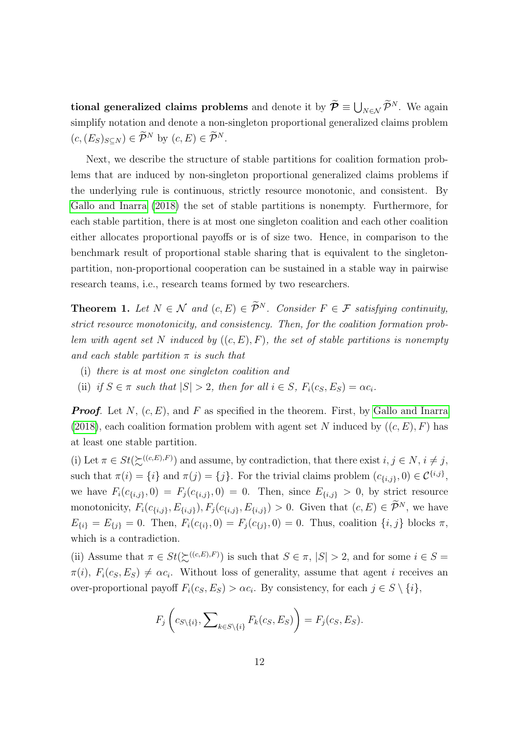**tional generalized claims problems** and denote it by $\widetilde{\boldsymbol{\mathcal{P}}} \equiv \bigcup_{N \in \mathcal{N}} \widetilde{\mathcal{P}}^N$. We again simplify notation and denote a non-singleton proportional generalized claims problem $(c, (E_S)_{S \subseteq N}) \in \widetilde{\mathcal{P}}^N$ by $(c, E) \in \widetilde{\mathcal{P}}^N$.

Next, we describe the structure of stable partitions for coalition formation problems that are induced by non-singleton proportional generalized claims problems if the underlying rule is continuous, strictly resource monotonic, and consistent. By Gallo and Inarra (2018) the set of stable partitions is nonempty. Furthermore, for each stable partition, there is at most one singleton coalition and each other coalition either allocates proportional payoffs or is of size two. Hence, in comparison to the benchmark result of proportional stable sharing that is equivalent to the singleton-partition, non-proportional cooperation can be sustained in a stable way in pairwise research teams, i.e., research teams formed by two researchers.

**Theorem 1.** *Let $N \in \mathcal{N}$ and $(c, E) \in \widetilde{\mathcal{P}}^N$. Consider $F \in \mathcal{F}$ satisfying continuity, strict resource monotonicity, and consistency. Then, for the coalition formation problem with agent set $N$ induced by $((c, E), F)$, the set of stable partitions is nonempty and each stable partition $\pi$ is such that*

(i) *there is at most one singleton coalition and*

(ii) *if $S \in \pi$ such that $|S| > 2$, then for all $i \in S$, $F_i(c_S, E_S) = \alpha c_i$.*

***Proof.*** Let $N$, $(c, E)$, and $F$ as specified in the theorem. First, by Gallo and Inarra (2018), each coalition formation problem with agent set $N$ induced by $((c, E), F)$ has at least one stable partition.

(i) Let $\pi \in St(\succsim^{((c,E),F)})$ and assume, by contradiction, that there exist $i, j \in N$, $i \neq j$, such that $\pi(i) = \{i\}$ and $\pi(j) = \{j\}$. For the trivial claims problem $(c_{\{i,j\}}, 0) \in \mathcal{C}^{\{i,j\}}$, we have $F_i(c_{\{i,j\}}, 0) = F_j(c_{\{i,j\}}, 0) = 0$. Then, since $E_{\{i,j\}} > 0$, by strict resource monotonicity, $F_i(c_{\{i,j\}}, E_{\{i,j\}}), F_j(c_{\{i,j\}}, E_{\{i,j\}}) > 0$. Given that $(c, E) \in \widetilde{\mathcal{P}}^N$, we have $E_{\{i\}} = E_{\{j\}} = 0$. Then, $F_i(c_{\{i\}}, 0) = F_j(c_{\{j\}}, 0) = 0$. Thus, coalition $\{i, j\}$ blocks $\pi$, which is a contradiction.

(ii) Assume that $\pi \in St(\succsim^{((c,E),F)})$ is such that $S \in \pi$, $|S| > 2$, and for some $i \in S = \pi(i)$, $F_i(c_S, E_S) \neq \alpha c_i$. Without loss of generality, assume that agent $i$ receives an over-proportional payoff $F_i(c_S, E_S) > \alpha c_i$. By consistency, for each $j \in S \setminus \{i\}$,

$$F_j\left(c_{S \setminus \{i\}}, \sum\nolimits_{k \in S \setminus \{i\}} F_k(c_S, E_S)\right) = F_j(c_S, E_S).$$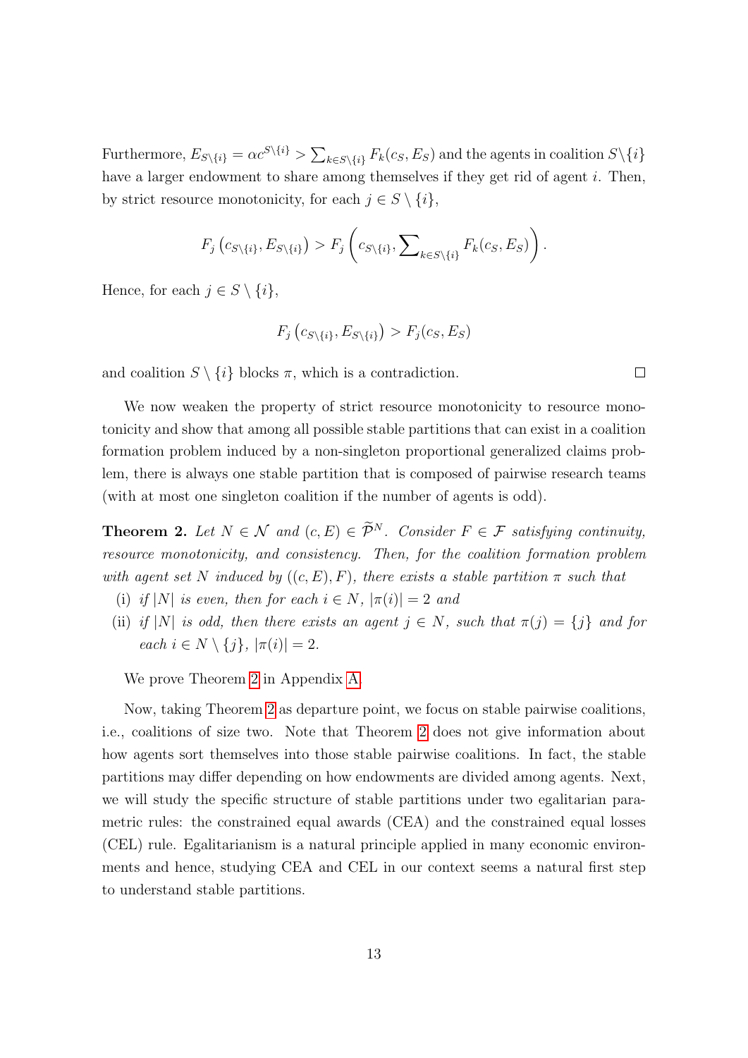Furthermore, $E_{S\setminus\{i\}} = \alpha c^{S\setminus\{i\}} > \sum_{k\in S\setminus\{i\}} F_k(c_S, E_S)$ and the agents in coalition $S\setminus\{i\}$ have a larger endowment to share among themselves if they get rid of agent $i$. Then, by strict resource monotonicity, for each $j \in S \setminus \{i\}$,

$$F_j\left(c_{S\setminus\{i\}}, E_{S\setminus\{i\}}\right) > F_j\left(c_{S\setminus\{i\}}, \sum\nolimits_{k\in S\setminus\{i\}} F_k(c_S, E_S)\right).$$

Hence, for each $j \in S \setminus \{i\}$,

$$F_j\left(c_{S\setminus\{i\}}, E_{S\setminus\{i\}}\right) > F_j(c_S, E_S)$$

and coalition $S \setminus \{i\}$ blocks $\pi$, which is a contradiction. □

We now weaken the property of strict resource monotonicity to resource monotonicity and show that among all possible stable partitions that can exist in a coalition formation problem induced by a non-singleton proportional generalized claims problem, there is always one stable partition that is composed of pairwise research teams (with at most one singleton coalition if the number of agents is odd).

**Theorem 2.** *Let $N \in \mathcal{N}$ and $(c, E) \in \widetilde{\mathcal{P}}^N$. Consider $F \in \mathcal{F}$ satisfying continuity, resource monotonicity, and consistency. Then, for the coalition formation problem with agent set $N$ induced by $((c, E), F)$, there exists a stable partition $\pi$ such that*

- (i) *if $|N|$ is even, then for each $i \in N$, $|\pi(i)| = 2$ and*
- (ii) *if $|N|$ is odd, then there exists an agent $j \in N$, such that $\pi(j) = \{j\}$ and for each $i \in N \setminus \{j\}$, $|\pi(i)| = 2$.*

We prove Theorem 2 in Appendix A.

Now, taking Theorem 2 as departure point, we focus on stable pairwise coalitions, i.e., coalitions of size two. Note that Theorem 2 does not give information about how agents sort themselves into those stable pairwise coalitions. In fact, the stable partitions may differ depending on how endowments are divided among agents. Next, we will study the specific structure of stable partitions under two egalitarian parametric rules: the constrained equal awards (CEA) and the constrained equal losses (CEL) rule. Egalitarianism is a natural principle applied in many economic environments and hence, studying CEA and CEL in our context seems a natural first step to understand stable partitions.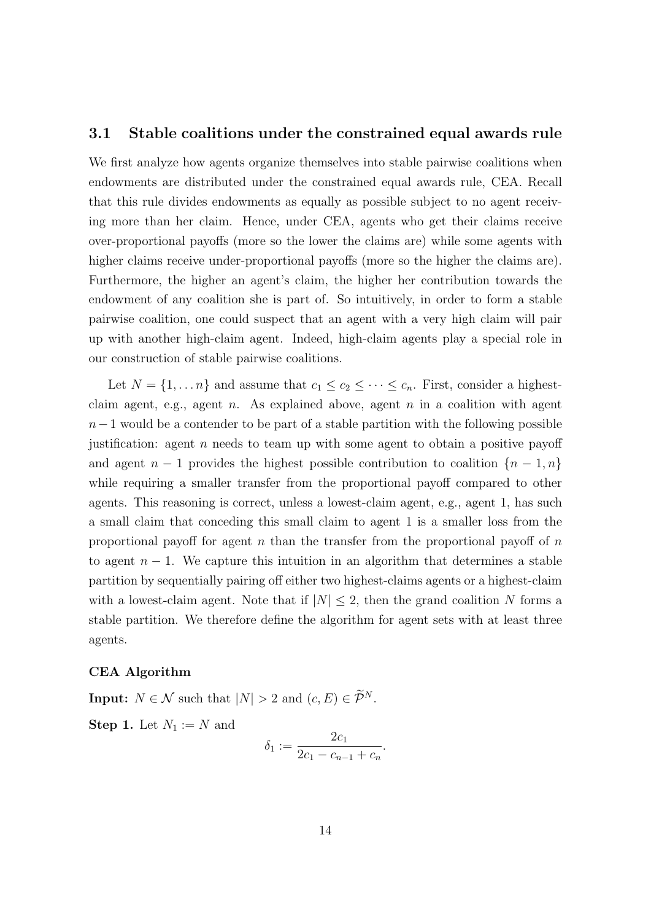### 3.1 Stable coalitions under the constrained equal awards rule

We first analyze how agents organize themselves into stable pairwise coalitions when endowments are distributed under the constrained equal awards rule, CEA. Recall that this rule divides endowments as equally as possible subject to no agent receiving more than her claim. Hence, under CEA, agents who get their claims receive over-proportional payoffs (more so the lower the claims are) while some agents with higher claims receive under-proportional payoffs (more so the higher the claims are). Furthermore, the higher an agent's claim, the higher her contribution towards the endowment of any coalition she is part of. So intuitively, in order to form a stable pairwise coalition, one could suspect that an agent with a very high claim will pair up with another high-claim agent. Indeed, high-claim agents play a special role in our construction of stable pairwise coalitions.

Let $N = \{1, \dots n\}$ and assume that $c_1 \leq c_2 \leq \cdots \leq c_n$. First, consider a highest-claim agent, e.g., agent $n$. As explained above, agent $n$ in a coalition with agent $n-1$ would be a contender to be part of a stable partition with the following possible justification: agent $n$ needs to team up with some agent to obtain a positive payoff and agent $n-1$ provides the highest possible contribution to coalition $\{n-1, n\}$ while requiring a smaller transfer from the proportional payoff compared to other agents. This reasoning is correct, unless a lowest-claim agent, e.g., agent 1, has such a small claim that conceding this small claim to agent 1 is a smaller loss from the proportional payoff for agent $n$ than the transfer from the proportional payoff of $n$ to agent $n-1$. We capture this intuition in an algorithm that determines a stable partition by sequentially pairing off either two highest-claims agents or a highest-claim with a lowest-claim agent. Note that if $|N| \leq 2$, then the grand coalition $N$ forms a stable partition. We therefore define the algorithm for agent sets with at least three agents.

**CEA Algorithm**

**Input:** $N \in \mathcal{N}$ such that $|N| > 2$ and $(c, E) \in \widetilde{\mathcal{P}}^N$.

**Step 1.** Let $N_1 := N$ and

$$\delta_1 := \frac{2c_1}{2c_1 - c_{n-1} + c_n}.$$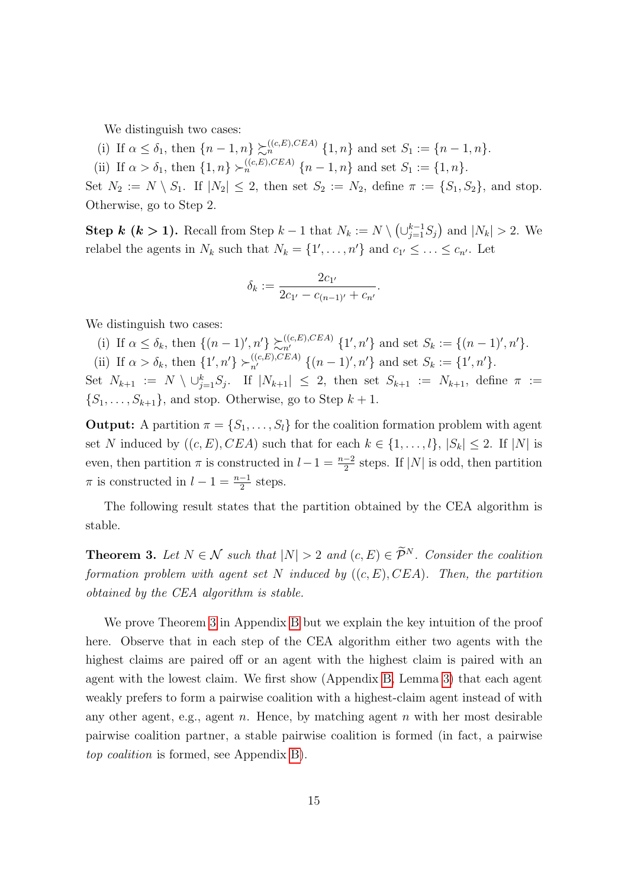We distinguish two cases:

(i) If $\alpha \leq \delta_1$, then $\{n-1, n\} \succsim_n^{((c,E),CEA)} \{1, n\}$ and set $S_1 := \{n-1, n\}$.

(ii) If $\alpha > \delta_1$, then $\{1, n\} \succ_n^{((c,E),CEA)} \{n-1, n\}$ and set $S_1 := \{1, n\}$.

Set $N_2 := N \setminus S_1$. If $|N_2| \leq 2$, then set $S_2 := N_2$, define $\pi := \{S_1, S_2\}$, and stop. Otherwise, go to Step 2.

**Step $k$ ($k > 1$).** Recall from Step $k-1$ that $N_k := N \setminus \left(\cup_{j=1}^{k-1} S_j\right)$ and $|N_k| > 2$. We relabel the agents in $N_k$ such that $N_k = \{1', \ldots, n'\}$ and $c_{1'} \leq \ldots \leq c_{n'}$. Let

$$\delta_k := \frac{2c_{1'}}{2c_{1'} - c_{(n-1)'} + c_{n'}}.$$

We distinguish two cases:

(i) If $\alpha \leq \delta_k$, then $\{(n-1)', n'\} \succsim_{n'}^{((c,E),CEA)} \{1', n'\}$ and set $S_k := \{(n-1)', n'\}$.

(ii) If $\alpha > \delta_k$, then $\{1', n'\} \succ_{n'}^{((c,E),CEA)} \{(n-1)', n'\}$ and set $S_k := \{1', n'\}$.

Set $N_{k+1} := N \setminus \cup_{j=1}^{k} S_j$. If $|N_{k+1}| \leq 2$, then set $S_{k+1} := N_{k+1}$, define $\pi := \{S_1, \ldots, S_{k+1}\}$, and stop. Otherwise, go to Step $k+1$.

**Output:** A partition $\pi = \{S_1, \ldots, S_l\}$ for the coalition formation problem with agent set $N$ induced by $((c, E), CEA)$ such that for each $k \in \{1, \ldots, l\}$, $|S_k| \leq 2$. If $|N|$ is even, then partition $\pi$ is constructed in $l - 1 = \frac{n-2}{2}$ steps. If $|N|$ is odd, then partition $\pi$ is constructed in $l - 1 = \frac{n-1}{2}$ steps.

The following result states that the partition obtained by the CEA algorithm is stable.

**Theorem 3.** *Let $N \in \mathcal{N}$ such that $|N| > 2$ and $(c, E) \in \widetilde{\mathcal{P}}^N$. Consider the coalition formation problem with agent set $N$ induced by $((c, E), CEA)$. Then, the partition obtained by the CEA algorithm is stable.*

We prove Theorem 3 in Appendix B but we explain the key intuition of the proof here. Observe that in each step of the CEA algorithm either two agents with the highest claims are paired off or an agent with the highest claim is paired with an agent with the lowest claim. We first show (Appendix B, Lemma 3) that each agent weakly prefers to form a pairwise coalition with a highest-claim agent instead of with any other agent, e.g., agent $n$. Hence, by matching agent $n$ with her most desirable pairwise coalition partner, a stable pairwise coalition is formed (in fact, a pairwise *top coalition* is formed, see Appendix B).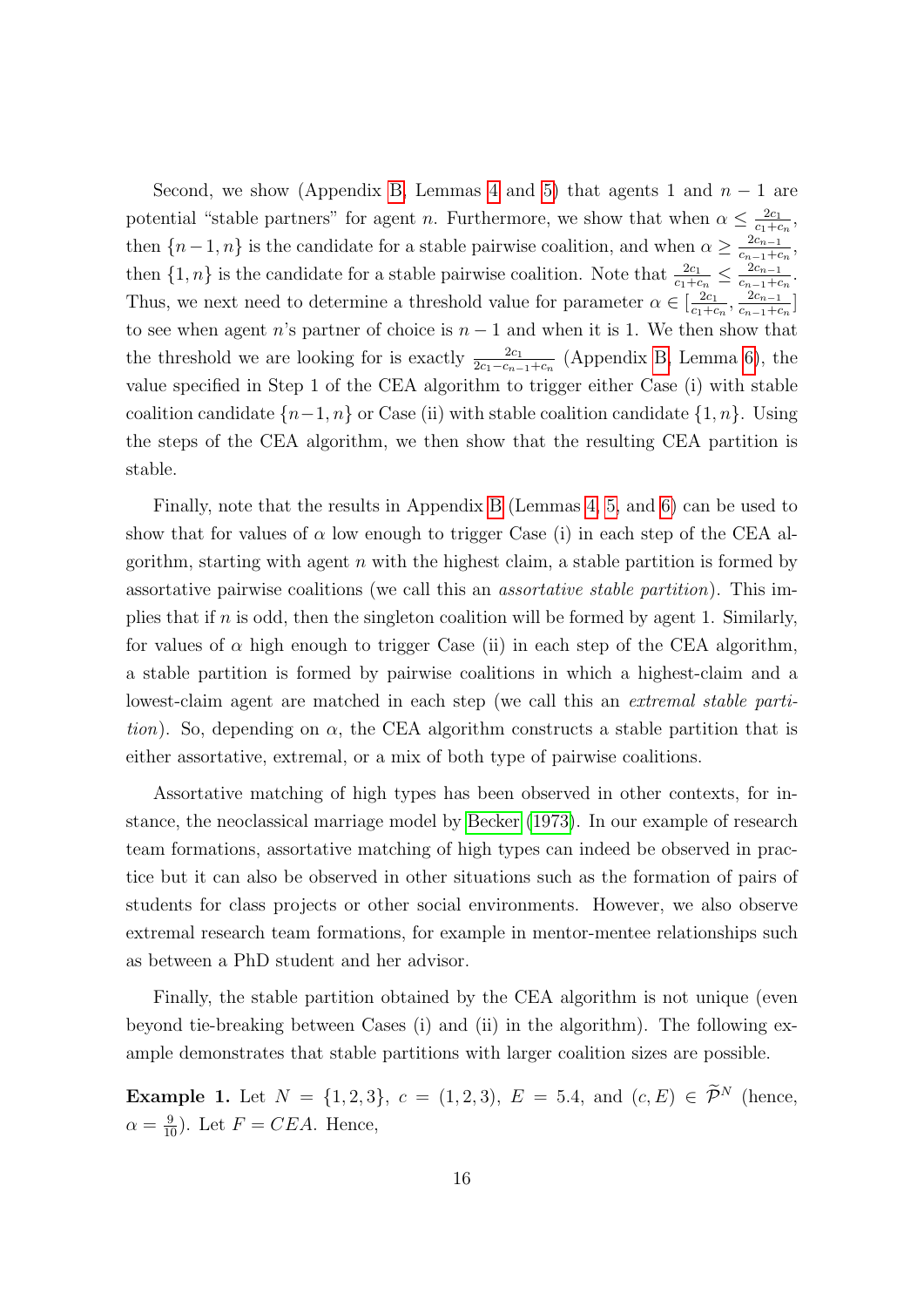Second, we show (Appendix B, Lemmas 4 and 5) that agents 1 and $n-1$ are potential "stable partners" for agent $n$. Furthermore, we show that when $\alpha \leq \frac{2c_1}{c_1+c_n}$, then $\{n-1,n\}$ is the candidate for a stable pairwise coalition, and when $\alpha \geq \frac{2c_{n-1}}{c_{n-1}+c_n}$, then $\{1,n\}$ is the candidate for a stable pairwise coalition. Note that $\frac{2c_1}{c_1+c_n} \leq \frac{2c_{n-1}}{c_{n-1}+c_n}$. Thus, we next need to determine a threshold value for parameter $\alpha \in [\frac{2c_1}{c_1+c_n}, \frac{2c_{n-1}}{c_{n-1}+c_n}]$ to see when agent $n$'s partner of choice is $n-1$ and when it is 1. We then show that the threshold we are looking for is exactly $\frac{2c_1}{2c_1-c_{n-1}+c_n}$ (Appendix B, Lemma 6), the value specified in Step 1 of the CEA algorithm to trigger either Case (i) with stable coalition candidate $\{n-1,n\}$ or Case (ii) with stable coalition candidate $\{1,n\}$. Using the steps of the CEA algorithm, we then show that the resulting CEA partition is stable.

Finally, note that the results in Appendix B (Lemmas 4, 5, and 6) can be used to show that for values of $\alpha$ low enough to trigger Case (i) in each step of the CEA algorithm, starting with agent $n$ with the highest claim, a stable partition is formed by assortative pairwise coalitions (we call this an *assortative stable partition*). This implies that if $n$ is odd, then the singleton coalition will be formed by agent 1. Similarly, for values of $\alpha$ high enough to trigger Case (ii) in each step of the CEA algorithm, a stable partition is formed by pairwise coalitions in which a highest-claim and a lowest-claim agent are matched in each step (we call this an *extremal stable partition*). So, depending on $\alpha$, the CEA algorithm constructs a stable partition that is either assortative, extremal, or a mix of both type of pairwise coalitions.

Assortative matching of high types has been observed in other contexts, for instance, the neoclassical marriage model by Becker (1973). In our example of research team formations, assortative matching of high types can indeed be observed in practice but it can also be observed in other situations such as the formation of pairs of students for class projects or other social environments. However, we also observe extremal research team formations, for example in mentor-mentee relationships such as between a PhD student and her advisor.

Finally, the stable partition obtained by the CEA algorithm is not unique (even beyond tie-breaking between Cases (i) and (ii) in the algorithm). The following example demonstrates that stable partitions with larger coalition sizes are possible.

**Example 1.** Let $N = \{1,2,3\}$, $c = (1,2,3)$, $E = 5.4$, and $(c,E) \in \widetilde{\mathcal{P}}^N$ (hence, $\alpha = \frac{9}{10}$). Let $F = CEA$. Hence,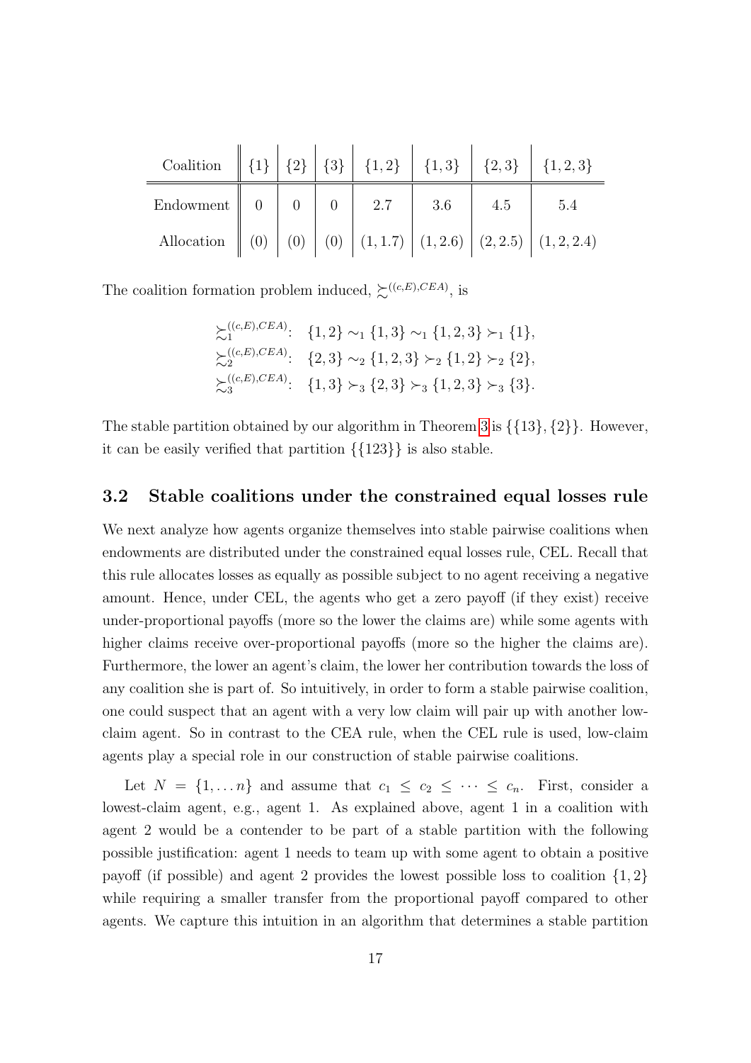| Coalition | $\{1\}$ | $\{2\}$ | $\{3\}$ | $\{1,2\}$ | $\{1,3\}$ | $\{2,3\}$ | $\{1,2,3\}$ |
|---|---|---|---|---|---|---|---|
| Endowment | 0 | 0 | 0 | 2.7 | 3.6 | 4.5 | 5.4 |
| Allocation | (0) | (0) | (0) | (1, 1.7) | (1, 2.6) | (2, 2.5) | (1, 2, 2.4) |

The coalition formation problem induced, $\succsim^{((c,E),CEA)}$, is

$$\begin{aligned}
\succsim_1^{((c,E),CEA)}&: \quad \{1,2\} \sim_1 \{1,3\} \sim_1 \{1,2,3\} \succ_1 \{1\},\\
\succsim_2^{((c,E),CEA)}&: \quad \{2,3\} \sim_2 \{1,2,3\} \succ_2 \{1,2\} \succ_2 \{2\},\\
\succsim_3^{((c,E),CEA)}&: \quad \{1,3\} \succ_3 \{2,3\} \succ_3 \{1,2,3\} \succ_3 \{3\}.
\end{aligned}$$

The stable partition obtained by our algorithm in Theorem 3 is $\{\{13\},\{2\}\}$. However, it can be easily verified that partition $\{\{123\}\}$ is also stable.

### 3.2 Stable coalitions under the constrained equal losses rule

We next analyze how agents organize themselves into stable pairwise coalitions when endowments are distributed under the constrained equal losses rule, CEL. Recall that this rule allocates losses as equally as possible subject to no agent receiving a negative amount. Hence, under CEL, the agents who get a zero payoff (if they exist) receive under-proportional payoffs (more so the lower the claims are) while some agents with higher claims receive over-proportional payoffs (more so the higher the claims are). Furthermore, the lower an agent's claim, the lower her contribution towards the loss of any coalition she is part of. So intuitively, in order to form a stable pairwise coalition, one could suspect that an agent with a very low claim will pair up with another low-claim agent. So in contrast to the CEA rule, when the CEL rule is used, low-claim agents play a special role in our construction of stable pairwise coalitions.

Let $N = \{1, \dots n\}$ and assume that $c_1 \leq c_2 \leq \cdots \leq c_n$. First, consider a lowest-claim agent, e.g., agent 1. As explained above, agent 1 in a coalition with agent 2 would be a contender to be part of a stable partition with the following possible justification: agent 1 needs to team up with some agent to obtain a positive payoff (if possible) and agent 2 provides the lowest possible loss to coalition $\{1,2\}$ while requiring a smaller transfer from the proportional payoff compared to other agents. We capture this intuition in an algorithm that determines a stable partition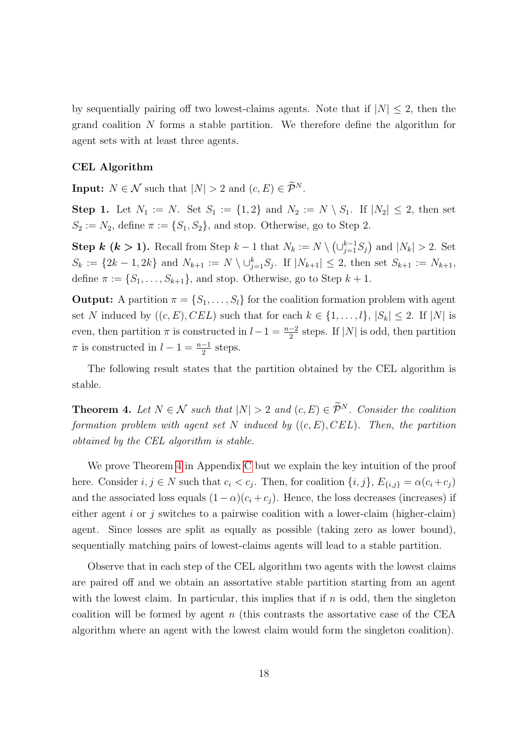by sequentially pairing off two lowest-claims agents. Note that if $|N| \leq 2$, then the grand coalition $N$ forms a stable partition. We therefore define the algorithm for agent sets with at least three agents.

**CEL Algorithm**

**Input:** $N \in \mathcal{N}$ such that $|N| > 2$ and $(c, E) \in \widetilde{\mathcal{P}}^N$.

**Step 1.** Let $N_1 := N$. Set $S_1 := \{1, 2\}$ and $N_2 := N \setminus S_1$. If $|N_2| \leq 2$, then set $S_2 := N_2$, define $\pi := \{S_1, S_2\}$, and stop. Otherwise, go to Step 2.

**Step $k$ ($k > 1$).** Recall from Step $k-1$ that $N_k := N \setminus \left(\cup_{j=1}^{k-1} S_j\right)$ and $|N_k| > 2$. Set $S_k := \{2k-1, 2k\}$ and $N_{k+1} := N \setminus \cup_{j=1}^{k} S_j$. If $|N_{k+1}| \leq 2$, then set $S_{k+1} := N_{k+1}$, define $\pi := \{S_1, \ldots, S_{k+1}\}$, and stop. Otherwise, go to Step $k+1$.

**Output:** A partition $\pi = \{S_1, \ldots, S_l\}$ for the coalition formation problem with agent set $N$ induced by $((c, E), CEL)$ such that for each $k \in \{1, \ldots, l\}$, $|S_k| \leq 2$. If $|N|$ is even, then partition $\pi$ is constructed in $l - 1 = \frac{n-2}{2}$ steps. If $|N|$ is odd, then partition $\pi$ is constructed in $l - 1 = \frac{n-1}{2}$ steps.

The following result states that the partition obtained by the CEL algorithm is stable.

**Theorem 4.** *Let $N \in \mathcal{N}$ such that $|N| > 2$ and $(c, E) \in \widetilde{\mathcal{P}}^N$. Consider the coalition formation problem with agent set $N$ induced by $((c, E), CEL)$. Then, the partition obtained by the CEL algorithm is stable.*

We prove Theorem 4 in Appendix C but we explain the key intuition of the proof here. Consider $i, j \in N$ such that $c_i < c_j$. Then, for coalition $\{i, j\}$, $E_{\{i,j\}} = \alpha(c_i + c_j)$ and the associated loss equals $(1 - \alpha)(c_i + c_j)$. Hence, the loss decreases (increases) if either agent $i$ or $j$ switches to a pairwise coalition with a lower-claim (higher-claim) agent. Since losses are split as equally as possible (taking zero as lower bound), sequentially matching pairs of lowest-claims agents will lead to a stable partition.

Observe that in each step of the CEL algorithm two agents with the lowest claims are paired off and we obtain an assortative stable partition starting from an agent with the lowest claim. In particular, this implies that if $n$ is odd, then the singleton coalition will be formed by agent $n$ (this contrasts the assortative case of the CEA algorithm where an agent with the lowest claim would form the singleton coalition).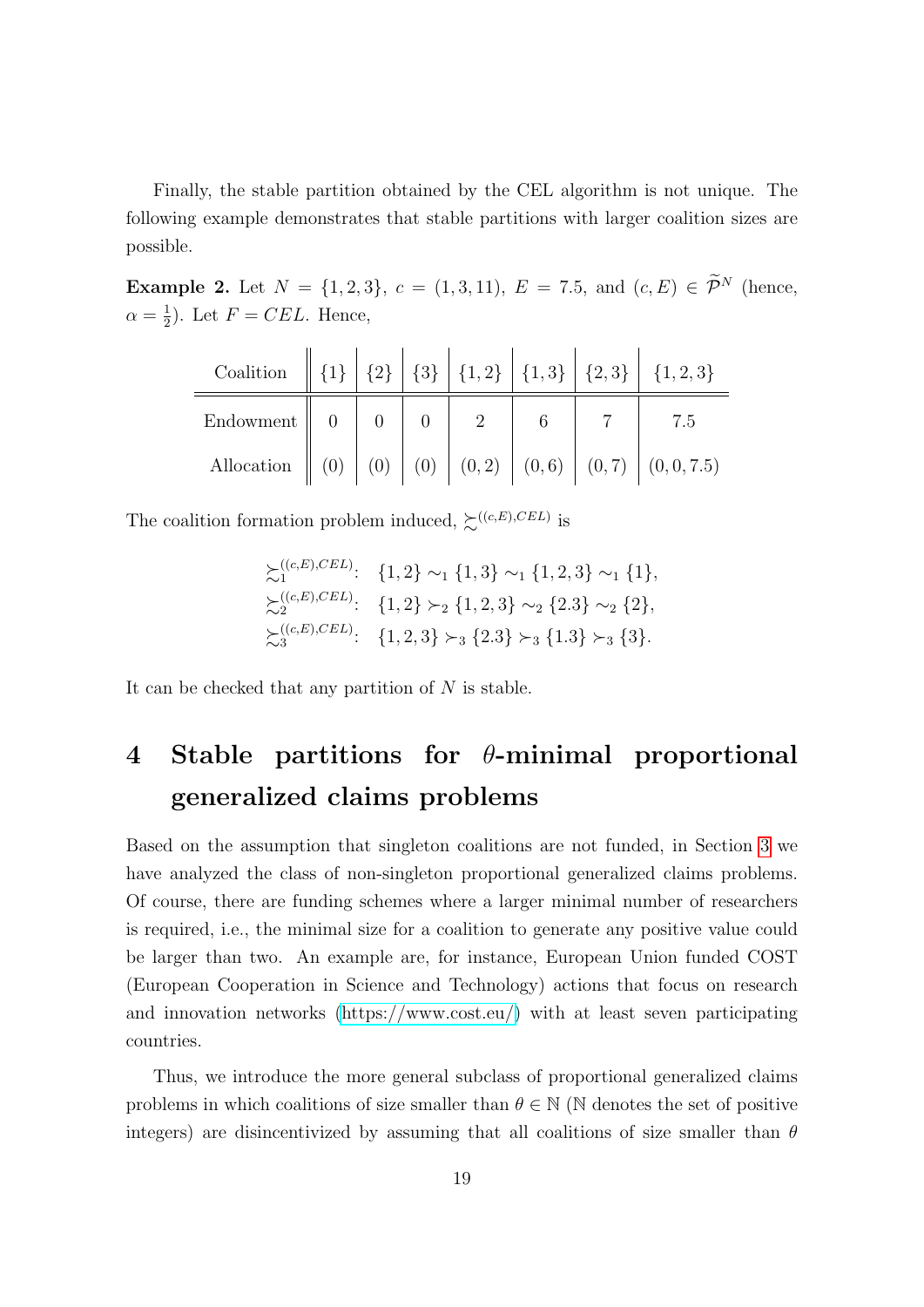Finally, the stable partition obtained by the CEL algorithm is not unique. The following example demonstrates that stable partitions with larger coalition sizes are possible.

**Example 2.** Let $N = \{1, 2, 3\}$, $c = (1, 3, 11)$, $E = 7.5$, and $(c, E) \in \widetilde{\mathcal{P}}^N$ (hence, $\alpha = \frac{1}{2}$). Let $F = CEL$. Hence,

| Coalition | $\{1\}$ | $\{2\}$ | $\{3\}$ | $\{1,2\}$ | $\{1,3\}$ | $\{2,3\}$ | $\{1,2,3\}$ |
|---|---|---|---|---|---|---|---|
| Endowment | 0 | 0 | 0 | 2 | 6 | 7 | 7.5 |
| Allocation | (0) | (0) | (0) | (0, 2) | (0, 6) | (0, 7) | (0, 0, 7.5) |

The coalition formation problem induced, $\succsim^{((c,E),CEL)}$ is

$$\begin{aligned}
\succsim_1^{((c,E),CEL)}&: \quad \{1,2\} \sim_1 \{1,3\} \sim_1 \{1,2,3\} \sim_1 \{1\},\\
\succsim_2^{((c,E),CEL)}&: \quad \{1,2\} \succ_2 \{1,2,3\} \sim_2 \{2.3\} \sim_2 \{2\},\\
\succsim_3^{((c,E),CEL)}&: \quad \{1,2,3\} \succ_3 \{2.3\} \succ_3 \{1.3\} \succ_3 \{3\}.
\end{aligned}$$

It can be checked that any partition of $N$ is stable.

# 4 Stable partitions for $\theta$-minimal proportional generalized claims problems

Based on the assumption that singleton coalitions are not funded, in Section 3 we have analyzed the class of non-singleton proportional generalized claims problems. Of course, there are funding schemes where a larger minimal number of researchers is required, i.e., the minimal size for a coalition to generate any positive value could be larger than two. An example are, for instance, European Union funded COST (European Cooperation in Science and Technology) actions that focus on research and innovation networks (https://www.cost.eu/) with at least seven participating countries.

Thus, we introduce the more general subclass of proportional generalized claims problems in which coalitions of size smaller than $\theta \in \mathbb{N}$ ($\mathbb{N}$ denotes the set of positive integers) are disincentivized by assuming that all coalitions of size smaller than $\theta$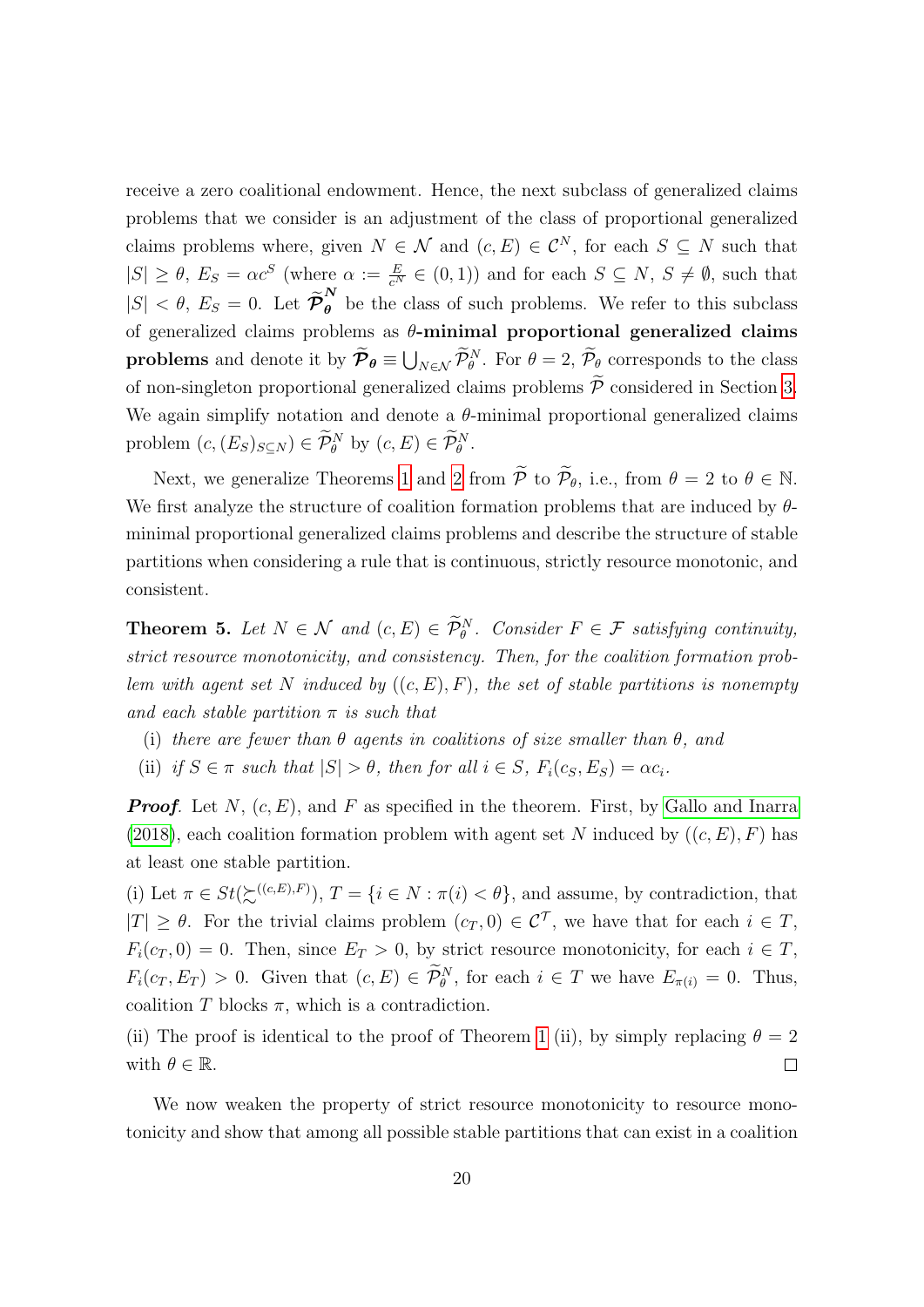receive a zero coalitional endowment. Hence, the next subclass of generalized claims problems that we consider is an adjustment of the class of proportional generalized claims problems where, given $N \in \mathcal{N}$ and $(c, E) \in \mathcal{C}^N$, for each $S \subseteq N$ such that $|S| \geq \theta$, $E_S = \alpha c^S$ (where $\alpha := \frac{E}{c^N} \in (0, 1)$) and for each $S \subseteq N$, $S \neq \emptyset$, such that $|S| < \theta$, $E_S = 0$. Let $\boldsymbol{\widetilde{\mathcal{P}}_\theta^N}$ be the class of such problems. We refer to this subclass of generalized claims problems as **$\theta$-minimal proportional generalized claims problems** and denote it by $\boldsymbol{\widetilde{\mathcal{P}}_\theta} \equiv \bigcup_{N \in \mathcal{N}} \widetilde{\mathcal{P}}_\theta^N$. For $\theta = 2$, $\widetilde{\mathcal{P}}_\theta$ corresponds to the class of non-singleton proportional generalized claims problems $\widetilde{\mathcal{P}}$ considered in Section 3. We again simplify notation and denote a $\theta$-minimal proportional generalized claims problem $(c, (E_S)_{S \subseteq N}) \in \widetilde{\mathcal{P}}_\theta^N$ by $(c, E) \in \widetilde{\mathcal{P}}_\theta^N$.

Next, we generalize Theorems 1 and 2 from $\widetilde{\mathcal{P}}$ to $\widetilde{\mathcal{P}}_\theta$, i.e., from $\theta = 2$ to $\theta \in \mathbb{N}$. We first analyze the structure of coalition formation problems that are induced by $\theta$-minimal proportional generalized claims problems and describe the structure of stable partitions when considering a rule that is continuous, strictly resource monotonic, and consistent.

**Theorem 5.** *Let $N \in \mathcal{N}$ and $(c, E) \in \widetilde{\mathcal{P}}_\theta^N$. Consider $F \in \mathcal{F}$ satisfying continuity, strict resource monotonicity, and consistency. Then, for the coalition formation problem with agent set $N$ induced by $((c, E), F)$, the set of stable partitions is nonempty and each stable partition $\pi$ is such that*

(i) *there are fewer than $\theta$ agents in coalitions of size smaller than $\theta$, and*

(ii) *if $S \in \pi$ such that $|S| > \theta$, then for all $i \in S$, $F_i(c_S, E_S) = \alpha c_i$.*

***Proof.*** Let $N$, $(c, E)$, and $F$ as specified in the theorem. First, by Gallo and Inarra (2018), each coalition formation problem with agent set $N$ induced by $((c, E), F)$ has at least one stable partition.

(i) Let $\pi \in St(\succsim^{((c,E),F)})$, $T = \{i \in N : \pi(i) < \theta\}$, and assume, by contradiction, that $|T| \geq \theta$. For the trivial claims problem $(c_T, 0) \in \mathcal{C}^T$, we have that for each $i \in T$, $F_i(c_T, 0) = 0$. Then, since $E_T > 0$, by strict resource monotonicity, for each $i \in T$, $F_i(c_T, E_T) > 0$. Given that $(c, E) \in \widetilde{\mathcal{P}}_\theta^N$, for each $i \in T$ we have $E_{\pi(i)} = 0$. Thus, coalition $T$ blocks $\pi$, which is a contradiction.

(ii) The proof is identical to the proof of Theorem 1 (ii), by simply replacing $\theta = 2$ with $\theta \in \mathbb{R}$. $\square$

We now weaken the property of strict resource monotonicity to resource monotonicity and show that among all possible stable partitions that can exist in a coalition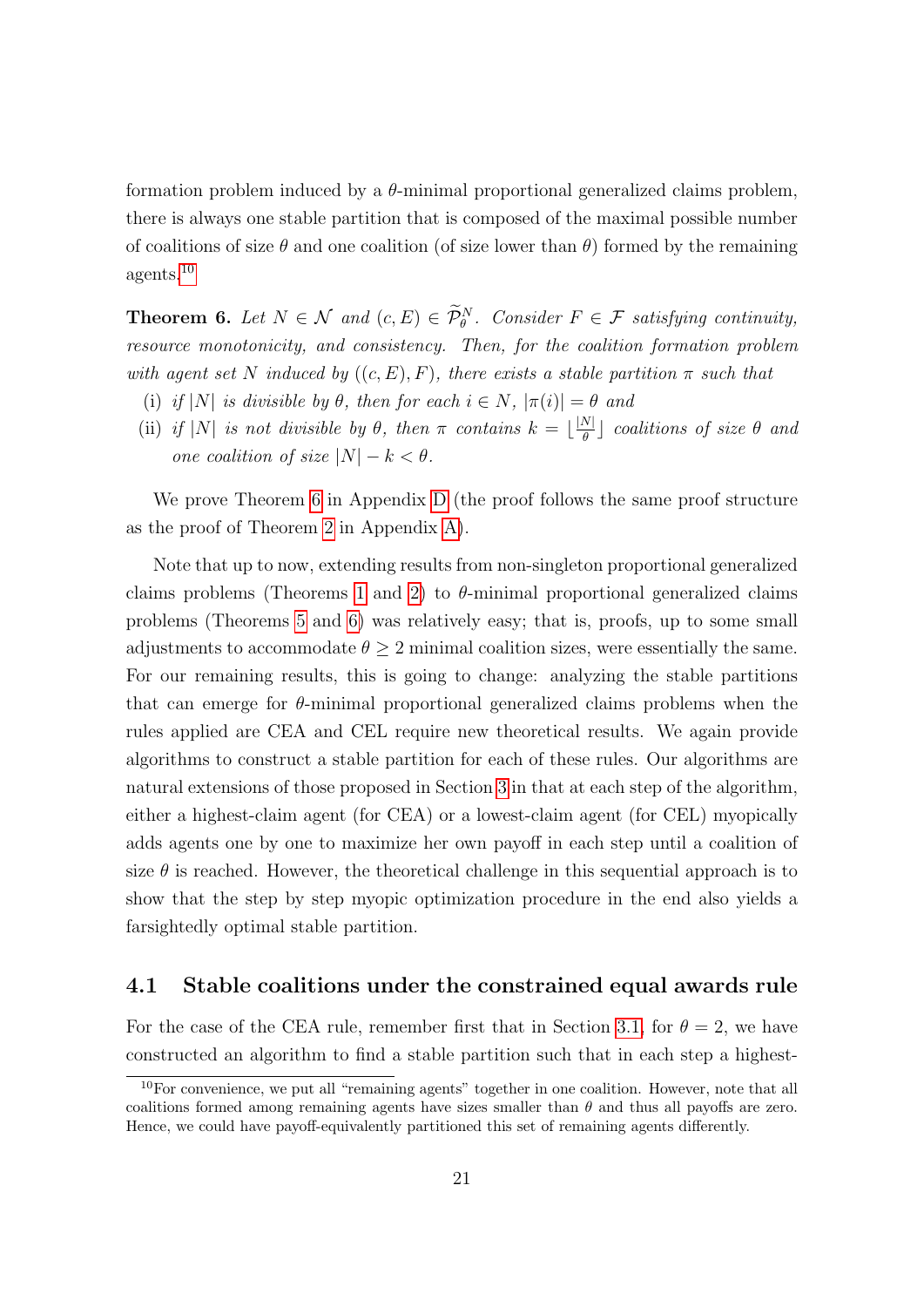formation problem induced by a $\theta$-minimal proportional generalized claims problem, there is always one stable partition that is composed of the maximal possible number of coalitions of size $\theta$ and one coalition (of size lower than $\theta$) formed by the remaining agents.[10]

**Theorem 6.** *Let $N \in \mathcal{N}$ and $(c, E) \in \widetilde{\mathcal{P}}_\theta^N$. Consider $F \in \mathcal{F}$ satisfying continuity, resource monotonicity, and consistency. Then, for the coalition formation problem with agent set $N$ induced by $((c, E), F)$, there exists a stable partition $\pi$ such that*

- (i) *if $|N|$ is divisible by $\theta$, then for each $i \in N$, $|\pi(i)| = \theta$ and*
- (ii) *if $|N|$ is not divisible by $\theta$, then $\pi$ contains $k = \lfloor \frac{|N|}{\theta} \rfloor$ coalitions of size $\theta$ and one coalition of size $|N| - k < \theta$.*

We prove Theorem 6 in Appendix D (the proof follows the same proof structure as the proof of Theorem 2 in Appendix A).

Note that up to now, extending results from non-singleton proportional generalized claims problems (Theorems 1 and 2) to $\theta$-minimal proportional generalized claims problems (Theorems 5 and 6) was relatively easy; that is, proofs, up to some small adjustments to accommodate $\theta \geq 2$ minimal coalition sizes, were essentially the same. For our remaining results, this is going to change: analyzing the stable partitions that can emerge for $\theta$-minimal proportional generalized claims problems when the rules applied are CEA and CEL require new theoretical results. We again provide algorithms to construct a stable partition for each of these rules. Our algorithms are natural extensions of those proposed in Section 3 in that at each step of the algorithm, either a highest-claim agent (for CEA) or a lowest-claim agent (for CEL) myopically adds agents one by one to maximize her own payoff in each step until a coalition of size $\theta$ is reached. However, the theoretical challenge in this sequential approach is to show that the step by step myopic optimization procedure in the end also yields a farsightedly optimal stable partition.

## 4.1 Stable coalitions under the constrained equal awards rule

For the case of the CEA rule, remember first that in Section 3.1, for $\theta = 2$, we have constructed an algorithm to find a stable partition such that in each step a highest-

[10] For convenience, we put all "remaining agents" together in one coalition. However, note that all coalitions formed among remaining agents have sizes smaller than $\theta$ and thus all payoffs are zero. Hence, we could have payoff-equivalently partitioned this set of remaining agents differently.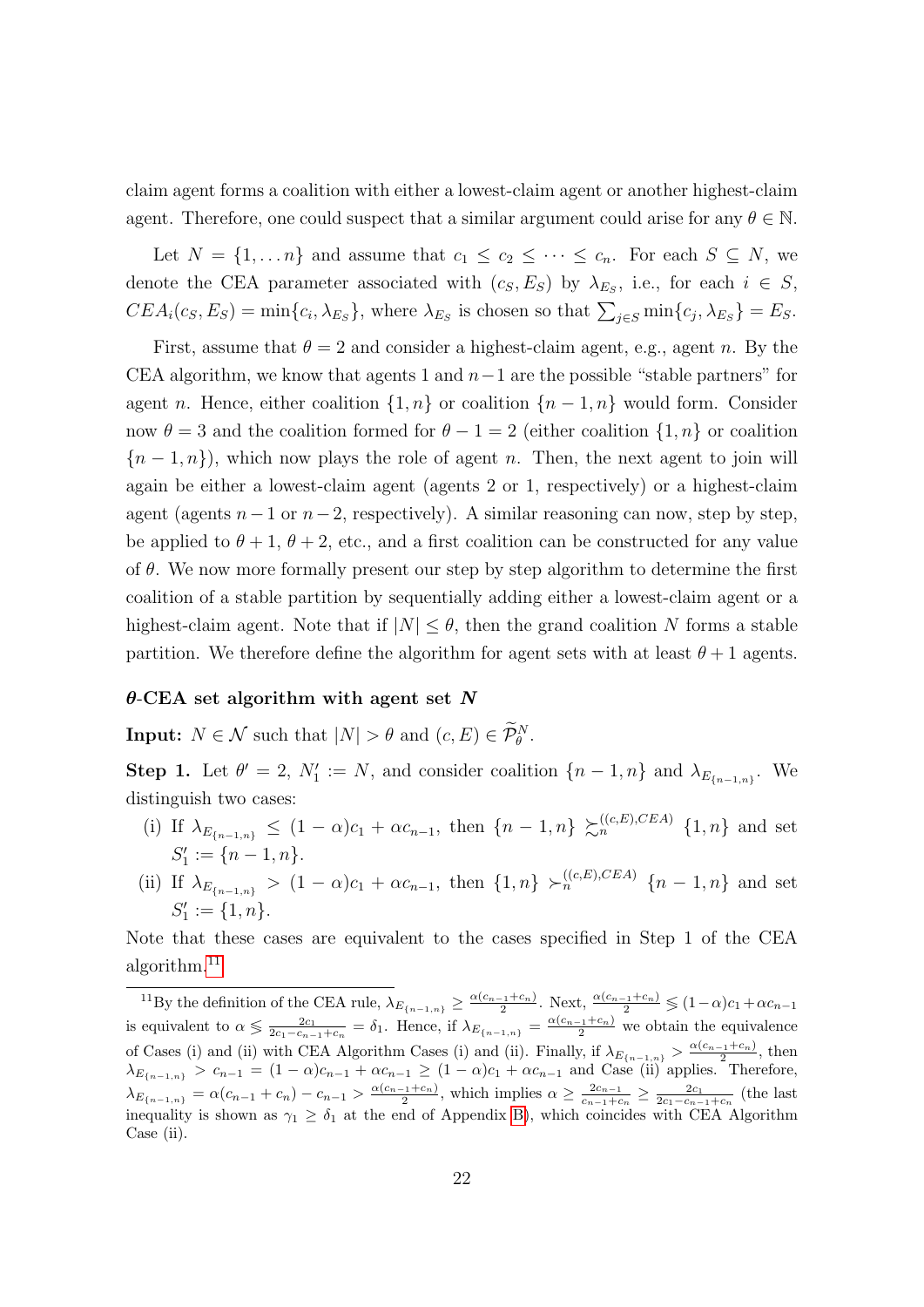claim agent forms a coalition with either a lowest-claim agent or another highest-claim agent. Therefore, one could suspect that a similar argument could arise for any $\theta \in \mathbb{N}$.

Let $N = \{1, \ldots n\}$ and assume that $c_1 \leq c_2 \leq \cdots \leq c_n$. For each $S \subseteq N$, we denote the CEA parameter associated with $(c_S, E_S)$ by $\lambda_{E_S}$, i.e., for each $i \in S$, $CEA_i(c_S, E_S) = \min\{c_i, \lambda_{E_S}\}$, where $\lambda_{E_S}$ is chosen so that $\sum_{j \in S} \min\{c_j, \lambda_{E_S}\} = E_S$.

First, assume that $\theta = 2$ and consider a highest-claim agent, e.g., agent $n$. By the CEA algorithm, we know that agents 1 and $n-1$ are the possible "stable partners" for agent $n$. Hence, either coalition $\{1, n\}$ or coalition $\{n-1, n\}$ would form. Consider now $\theta = 3$ and the coalition formed for $\theta - 1 = 2$ (either coalition $\{1, n\}$ or coalition $\{n-1, n\}$), which now plays the role of agent $n$. Then, the next agent to join will again be either a lowest-claim agent (agents 2 or 1, respectively) or a highest-claim agent (agents $n-1$ or $n-2$, respectively). A similar reasoning can now, step by step, be applied to $\theta + 1$, $\theta + 2$, etc., and a first coalition can be constructed for any value of $\theta$. We now more formally present our step by step algorithm to determine the first coalition of a stable partition by sequentially adding either a lowest-claim agent or a highest-claim agent. Note that if $|N| \leq \theta$, then the grand coalition $N$ forms a stable partition. We therefore define the algorithm for agent sets with at least $\theta + 1$ agents.

**$\boldsymbol{\theta}$-CEA set algorithm with agent set $\boldsymbol{N}$**

**Input:** $N \in \mathcal{N}$ such that $|N| > \theta$ and $(c, E) \in \widetilde{\mathcal{P}}^N_\theta$.

**Step 1.** Let $\theta' = 2$, $N'_1 := N$, and consider coalition $\{n-1, n\}$ and $\lambda_{E_{\{n-1,n\}}}$. We distinguish two cases:

(i) If $\lambda_{E_{\{n-1,n\}}} \leq (1-\alpha)c_1 + \alpha c_{n-1}$, then $\{n-1, n\} \succsim_n^{((c,E),CEA)} \{1, n\}$ and set $S'_1 := \{n-1, n\}$.

(ii) If $\lambda_{E_{\{n-1,n\}}} > (1-\alpha)c_1 + \alpha c_{n-1}$, then $\{1, n\} \succ_n^{((c,E),CEA)} \{n-1, n\}$ and set $S'_1 := \{1, n\}$.

Note that these cases are equivalent to the cases specified in Step 1 of the CEA algorithm.[11]

[11] By the definition of the CEA rule, $\lambda_{E_{\{n-1,n\}}} \geq \frac{\alpha(c_{n-1}+c_n)}{2}$. Next, $\frac{\alpha(c_{n-1}+c_n)}{2} \lesseqgtr (1-\alpha)c_1 + \alpha c_{n-1}$ is equivalent to $\alpha \lesseqgtr \frac{2c_1}{2c_1 - c_{n-1} + c_n} = \delta_1$. Hence, if $\lambda_{E_{\{n-1,n\}}} = \frac{\alpha(c_{n-1}+c_n)}{2}$ we obtain the equivalence of Cases (i) and (ii) with CEA Algorithm Cases (i) and (ii). Finally, if $\lambda_{E_{\{n-1,n\}}} > \frac{\alpha(c_{n-1}+c_n)}{2}$, then $\lambda_{E_{\{n-1,n\}}} > c_{n-1} = (1-\alpha)c_{n-1} + \alpha c_{n-1} \geq (1-\alpha)c_1 + \alpha c_{n-1}$ and Case (ii) applies. Therefore, $\lambda_{E_{\{n-1,n\}}} = \alpha(c_{n-1} + c_n) - c_{n-1} > \frac{\alpha(c_{n-1}+c_n)}{2}$, which implies $\alpha \geq \frac{2c_{n-1}}{c_{n-1}+c_n} \geq \frac{2c_1}{2c_1 - c_{n-1} + c_n}$ (the last inequality is shown as $\gamma_1 \geq \delta_1$ at the end of Appendix B), which coincides with CEA Algorithm Case (ii).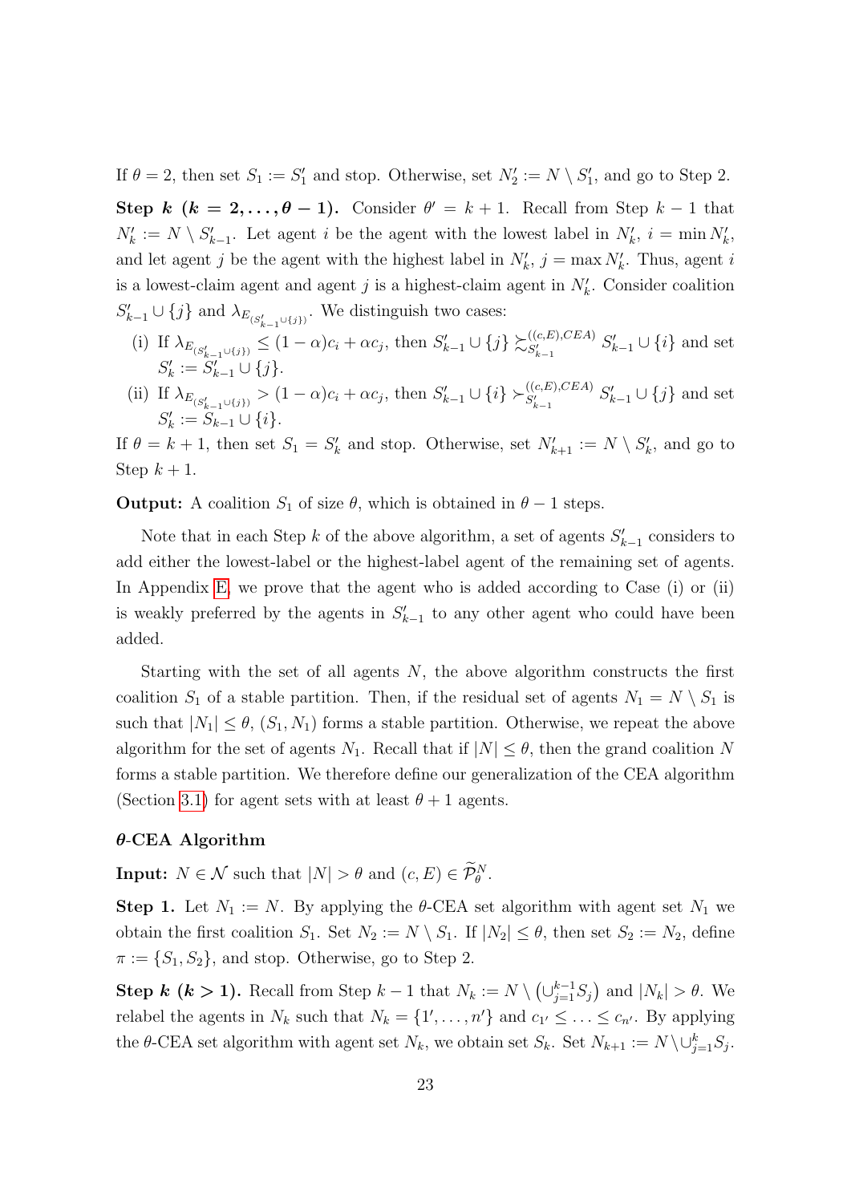If $\theta = 2$, then set $S_1 := S'_1$ and stop. Otherwise, set $N'_2 := N \setminus S'_1$, and go to Step 2.

**Step $k$ ($k = 2, \ldots, \theta - 1$).** Consider $\theta' = k + 1$. Recall from Step $k-1$ that $N'_k := N \setminus S'_{k-1}$. Let agent $i$ be the agent with the lowest label in $N'_k$, $i = \min N'_k$, and let agent $j$ be the agent with the highest label in $N'_k$, $j = \max N'_k$. Thus, agent $i$ is a lowest-claim agent and agent $j$ is a highest-claim agent in $N'_k$. Consider coalition $S'_{k-1} \cup \{j\}$ and $\lambda_{E_{(S'_{k-1} \cup \{j\})}}$. We distinguish two cases:

(i) If $\lambda_{E_{(S'_{k-1} \cup \{j\})}} \leq (1-\alpha)c_i + \alpha c_j$, then $S'_{k-1} \cup \{j\} \succsim_{S'_{k-1}}^{((c,E),CEA)} S'_{k-1} \cup \{i\}$ and set $S'_k := S'_{k-1} \cup \{j\}$.

(ii) If $\lambda_{E_{(S'_{k-1} \cup \{j\})}} > (1-\alpha)c_i + \alpha c_j$, then $S'_{k-1} \cup \{i\} \succ_{S'_{k-1}}^{((c,E),CEA)} S'_{k-1} \cup \{j\}$ and set $S'_k := S'_{k-1} \cup \{i\}$.

If $\theta = k + 1$, then set $S_1 = S'_k$ and stop. Otherwise, set $N'_{k+1} := N \setminus S'_k$, and go to Step $k + 1$.

**Output:** A coalition $S_1$ of size $\theta$, which is obtained in $\theta - 1$ steps.

Note that in each Step $k$ of the above algorithm, a set of agents $S'_{k-1}$ considers to add either the lowest-label or the highest-label agent of the remaining set of agents. In Appendix E, we prove that the agent who is added according to Case (i) or (ii) is weakly preferred by the agents in $S'_{k-1}$ to any other agent who could have been added.

Starting with the set of all agents $N$, the above algorithm constructs the first coalition $S_1$ of a stable partition. Then, if the residual set of agents $N_1 = N \setminus S_1$ is such that $|N_1| \leq \theta$, $(S_1, N_1)$ forms a stable partition. Otherwise, we repeat the above algorithm for the set of agents $N_1$. Recall that if $|N| \leq \theta$, then the grand coalition $N$ forms a stable partition. We therefore define our generalization of the CEA algorithm (Section 3.1) for agent sets with at least $\theta + 1$ agents.

**$\theta$-CEA Algorithm**

**Input:** $N \in \mathcal{N}$ such that $|N| > \theta$ and $(c, E) \in \widetilde{\mathcal{P}}_\theta^N$.

**Step 1.** Let $N_1 := N$. By applying the $\theta$-CEA set algorithm with agent set $N_1$ we obtain the first coalition $S_1$. Set $N_2 := N \setminus S_1$. If $|N_2| \leq \theta$, then set $S_2 := N_2$, define $\pi := \{S_1, S_2\}$, and stop. Otherwise, go to Step 2.

**Step $k$ ($k > 1$).** Recall from Step $k-1$ that $N_k := N \setminus \left(\cup_{j=1}^{k-1} S_j\right)$ and $|N_k| > \theta$. We relabel the agents in $N_k$ such that $N_k = \{1', \ldots, n'\}$ and $c_{1'} \leq \ldots \leq c_{n'}$. By applying the $\theta$-CEA set algorithm with agent set $N_k$, we obtain set $S_k$. Set $N_{k+1} := N \setminus \cup_{j=1}^{k} S_j$.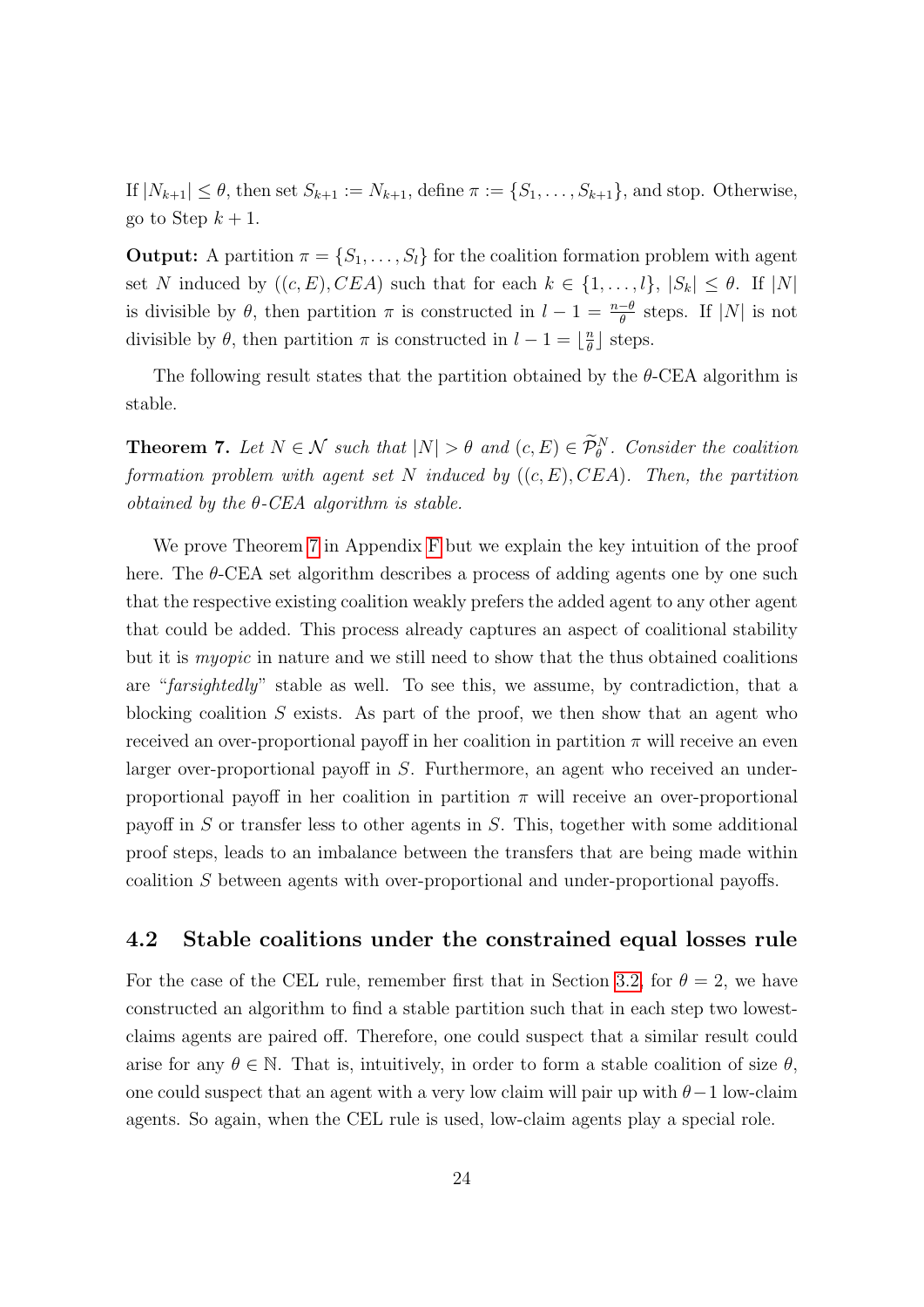If $|N_{k+1}| \leq \theta$, then set $S_{k+1} := N_{k+1}$, define $\pi := \{S_1, \ldots, S_{k+1}\}$, and stop. Otherwise, go to Step $k+1$.

**Output:** A partition $\pi = \{S_1, \ldots, S_l\}$ for the coalition formation problem with agent set $N$ induced by $((c, E), CEA)$ such that for each $k \in \{1, \ldots, l\}$, $|S_k| \leq \theta$. If $|N|$ is divisible by $\theta$, then partition $\pi$ is constructed in $l - 1 = \frac{n-\theta}{\theta}$ steps. If $|N|$ is not divisible by $\theta$, then partition $\pi$ is constructed in $l - 1 = \lfloor \frac{n}{\theta} \rfloor$ steps.

The following result states that the partition obtained by the $\theta$-CEA algorithm is stable.

**Theorem 7.** *Let $N \in \mathcal{N}$ such that $|N| > \theta$ and $(c, E) \in \widetilde{\mathcal{P}}_\theta^N$. Consider the coalition formation problem with agent set $N$ induced by $((c, E), CEA)$. Then, the partition obtained by the $\theta$-CEA algorithm is stable.*

We prove Theorem 7 in Appendix F but we explain the key intuition of the proof here. The $\theta$-CEA set algorithm describes a process of adding agents one by one such that the respective existing coalition weakly prefers the added agent to any other agent that could be added. This process already captures an aspect of coalitional stability but it is *myopic* in nature and we still need to show that the thus obtained coalitions are "*farsightedly*" stable as well. To see this, we assume, by contradiction, that a blocking coalition $S$ exists. As part of the proof, we then show that an agent who received an over-proportional payoff in her coalition in partition $\pi$ will receive an even larger over-proportional payoff in $S$. Furthermore, an agent who received an under-proportional payoff in her coalition in partition $\pi$ will receive an over-proportional payoff in $S$ or transfer less to other agents in $S$. This, together with some additional proof steps, leads to an imbalance between the transfers that are being made within coalition $S$ between agents with over-proportional and under-proportional payoffs.

## 4.2 Stable coalitions under the constrained equal losses rule

For the case of the CEL rule, remember first that in Section 3.2, for $\theta = 2$, we have constructed an algorithm to find a stable partition such that in each step two lowest-claims agents are paired off. Therefore, one could suspect that a similar result could arise for any $\theta \in \mathbb{N}$. That is, intuitively, in order to form a stable coalition of size $\theta$, one could suspect that an agent with a very low claim will pair up with $\theta - 1$ low-claim agents. So again, when the CEL rule is used, low-claim agents play a special role.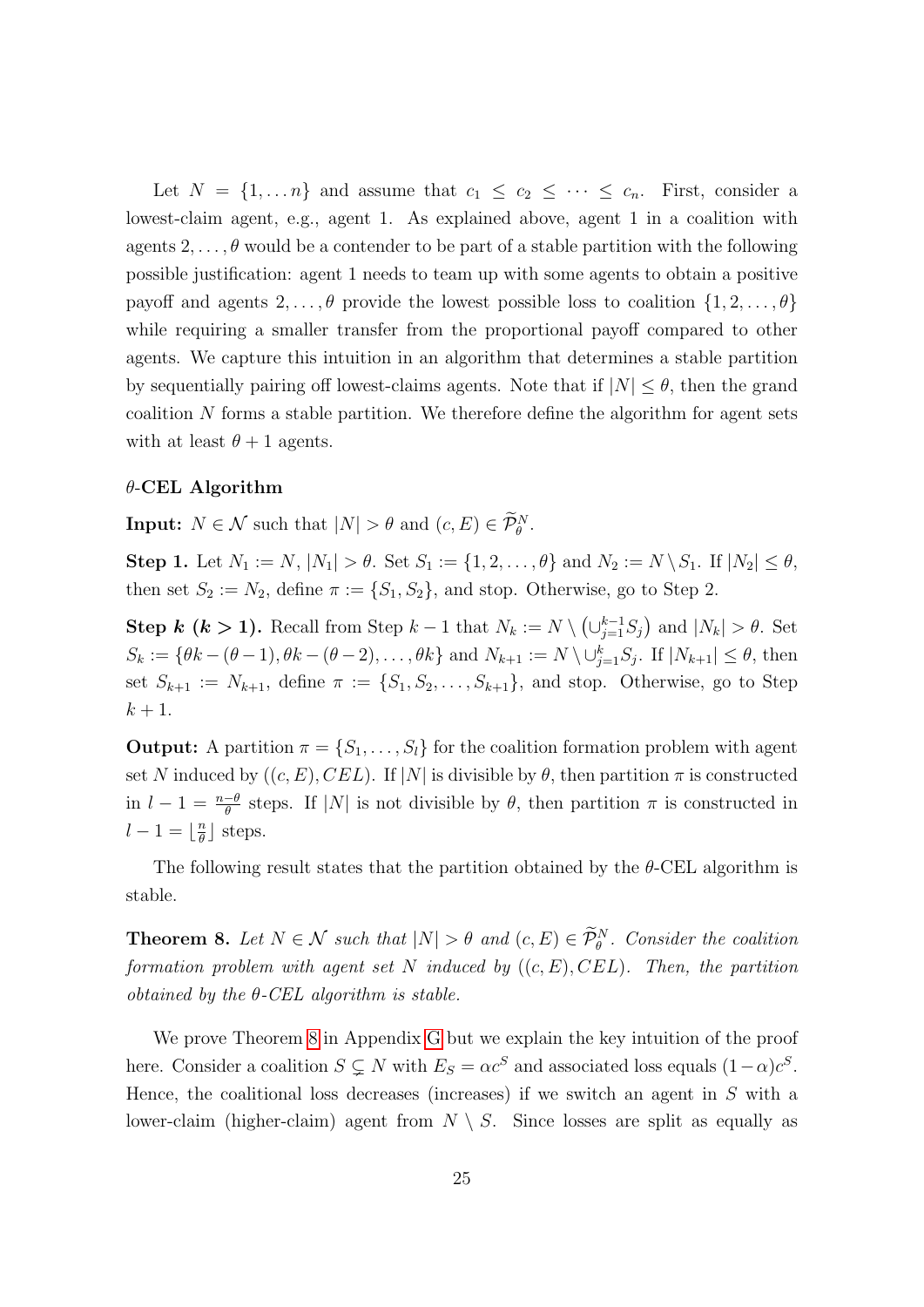Let $N = \{1, \dots n\}$ and assume that $c_1 \leq c_2 \leq \cdots \leq c_n$. First, consider a lowest-claim agent, e.g., agent 1. As explained above, agent 1 in a coalition with agents $2, \dots, \theta$ would be a contender to be part of a stable partition with the following possible justification: agent 1 needs to team up with some agents to obtain a positive payoff and agents $2, \dots, \theta$ provide the lowest possible loss to coalition $\{1, 2, \dots, \theta\}$ while requiring a smaller transfer from the proportional payoff compared to other agents. We capture this intuition in an algorithm that determines a stable partition by sequentially pairing off lowest-claims agents. Note that if $|N| \leq \theta$, then the grand coalition $N$ forms a stable partition. We therefore define the algorithm for agent sets with at least $\theta + 1$ agents.

**$\theta$-CEL Algorithm**

**Input:** $N \in \mathcal{N}$ such that $|N| > \theta$ and $(c, E) \in \widetilde{\mathcal{P}}^N_\theta$.

**Step 1.** Let $N_1 := N$, $|N_1| > \theta$. Set $S_1 := \{1, 2, \dots, \theta\}$ and $N_2 := N \setminus S_1$. If $|N_2| \leq \theta$, then set $S_2 := N_2$, define $\pi := \{S_1, S_2\}$, and stop. Otherwise, go to Step 2.

**Step $k$ ($k > 1$).** Recall from Step $k-1$ that $N_k := N \setminus \left(\cup_{j=1}^{k-1} S_j\right)$ and $|N_k| > \theta$. Set $S_k := \{\theta k - (\theta - 1), \theta k - (\theta - 2), \dots, \theta k\}$ and $N_{k+1} := N \setminus \cup_{j=1}^{k} S_j$. If $|N_{k+1}| \leq \theta$, then set $S_{k+1} := N_{k+1}$, define $\pi := \{S_1, S_2, \dots, S_{k+1}\}$, and stop. Otherwise, go to Step $k+1$.

**Output:** A partition $\pi = \{S_1, \dots, S_l\}$ for the coalition formation problem with agent set $N$ induced by $((c, E), CEL)$. If $|N|$ is divisible by $\theta$, then partition $\pi$ is constructed in $l - 1 = \frac{n - \theta}{\theta}$ steps. If $|N|$ is not divisible by $\theta$, then partition $\pi$ is constructed in $l - 1 = \lfloor \frac{n}{\theta} \rfloor$ steps.

The following result states that the partition obtained by the $\theta$-CEL algorithm is stable.

**Theorem 8.** *Let $N \in \mathcal{N}$ such that $|N| > \theta$ and $(c, E) \in \widetilde{\mathcal{P}}^N_\theta$. Consider the coalition formation problem with agent set $N$ induced by $((c, E), CEL)$. Then, the partition obtained by the $\theta$-CEL algorithm is stable.*

We prove Theorem 8 in Appendix G but we explain the key intuition of the proof here. Consider a coalition $S \subsetneq N$ with $E_S = \alpha c^S$ and associated loss equals $(1 - \alpha) c^S$. Hence, the coalitional loss decreases (increases) if we switch an agent in $S$ with a lower-claim (higher-claim) agent from $N \setminus S$. Since losses are split as equally as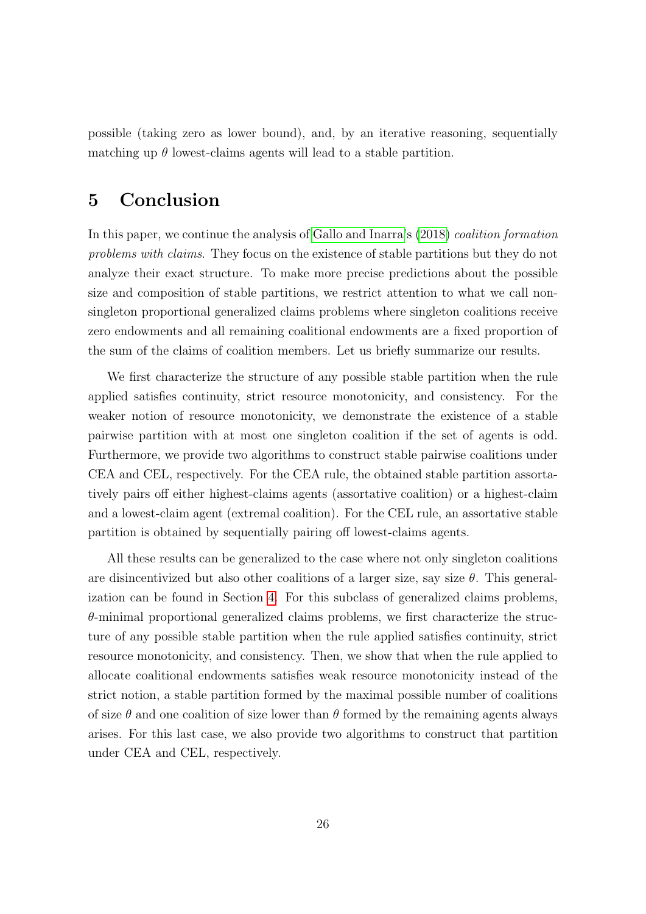possible (taking zero as lower bound), and, by an iterative reasoning, sequentially matching up $\theta$ lowest-claims agents will lead to a stable partition.

# 5 Conclusion

In this paper, we continue the analysis of Gallo and Inarra's (2018) *coalition formation problems with claims*. They focus on the existence of stable partitions but they do not analyze their exact structure. To make more precise predictions about the possible size and composition of stable partitions, we restrict attention to what we call non-singleton proportional generalized claims problems where singleton coalitions receive zero endowments and all remaining coalitional endowments are a fixed proportion of the sum of the claims of coalition members. Let us briefly summarize our results.

We first characterize the structure of any possible stable partition when the rule applied satisfies continuity, strict resource monotonicity, and consistency. For the weaker notion of resource monotonicity, we demonstrate the existence of a stable pairwise partition with at most one singleton coalition if the set of agents is odd. Furthermore, we provide two algorithms to construct stable pairwise coalitions under CEA and CEL, respectively. For the CEA rule, the obtained stable partition assortatively pairs off either highest-claims agents (assortative coalition) or a highest-claim and a lowest-claim agent (extremal coalition). For the CEL rule, an assortative stable partition is obtained by sequentially pairing off lowest-claims agents.

All these results can be generalized to the case where not only singleton coalitions are disincentivized but also other coalitions of a larger size, say size $\theta$. This generalization can be found in Section 4. For this subclass of generalized claims problems, $\theta$-minimal proportional generalized claims problems, we first characterize the structure of any possible stable partition when the rule applied satisfies continuity, strict resource monotonicity, and consistency. Then, we show that when the rule applied to allocate coalitional endowments satisfies weak resource monotonicity instead of the strict notion, a stable partition formed by the maximal possible number of coalitions of size $\theta$ and one coalition of size lower than $\theta$ formed by the remaining agents always arises. For this last case, we also provide two algorithms to construct that partition under CEA and CEL, respectively.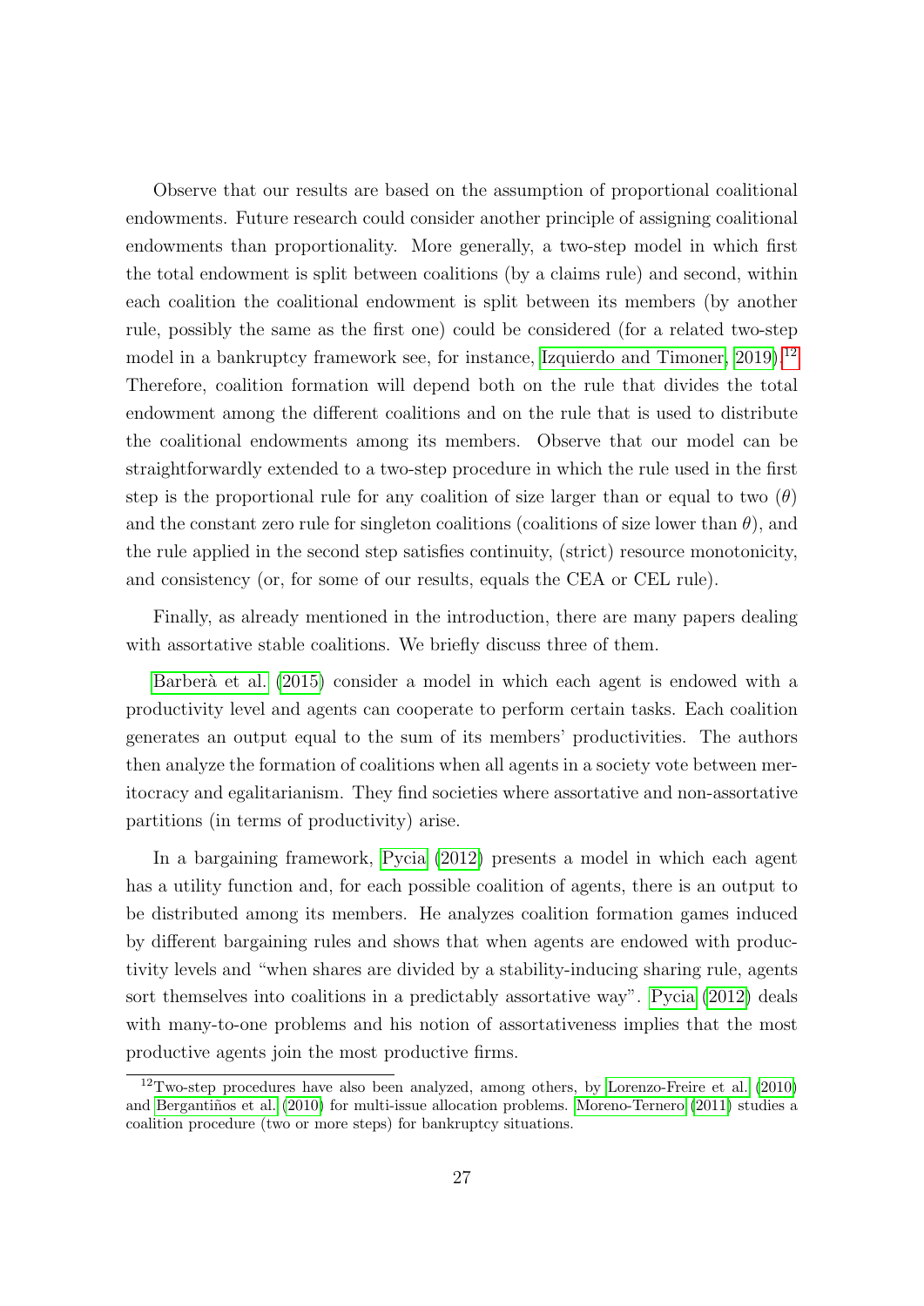Observe that our results are based on the assumption of proportional coalitional endowments. Future research could consider another principle of assigning coalitional endowments than proportionality. More generally, a two-step model in which first the total endowment is split between coalitions (by a claims rule) and second, within each coalition the coalitional endowment is split between its members (by another rule, possibly the same as the first one) could be considered (for a related two-step model in a bankruptcy framework see, for instance, Izquierdo and Timoner, 2019).[12] Therefore, coalition formation will depend both on the rule that divides the total endowment among the different coalitions and on the rule that is used to distribute the coalitional endowments among its members. Observe that our model can be straightforwardly extended to a two-step procedure in which the rule used in the first step is the proportional rule for any coalition of size larger than or equal to two ($\theta$) and the constant zero rule for singleton coalitions (coalitions of size lower than $\theta$), and the rule applied in the second step satisfies continuity, (strict) resource monotonicity, and consistency (or, for some of our results, equals the CEA or CEL rule).

Finally, as already mentioned in the introduction, there are many papers dealing with assortative stable coalitions. We briefly discuss three of them.

Barberà et al. (2015) consider a model in which each agent is endowed with a productivity level and agents can cooperate to perform certain tasks. Each coalition generates an output equal to the sum of its members' productivities. The authors then analyze the formation of coalitions when all agents in a society vote between meritocracy and egalitarianism. They find societies where assortative and non-assortative partitions (in terms of productivity) arise.

In a bargaining framework, Pycia (2012) presents a model in which each agent has a utility function and, for each possible coalition of agents, there is an output to be distributed among its members. He analyzes coalition formation games induced by different bargaining rules and shows that when agents are endowed with productivity levels and "when shares are divided by a stability-inducing sharing rule, agents sort themselves into coalitions in a predictably assortative way". Pycia (2012) deals with many-to-one problems and his notion of assortativeness implies that the most productive agents join the most productive firms.

[12] Two-step procedures have also been analyzed, among others, by Lorenzo-Freire et al. (2010) and Bergantiños et al. (2010) for multi-issue allocation problems. Moreno-Ternero (2011) studies a coalition procedure (two or more steps) for bankruptcy situations.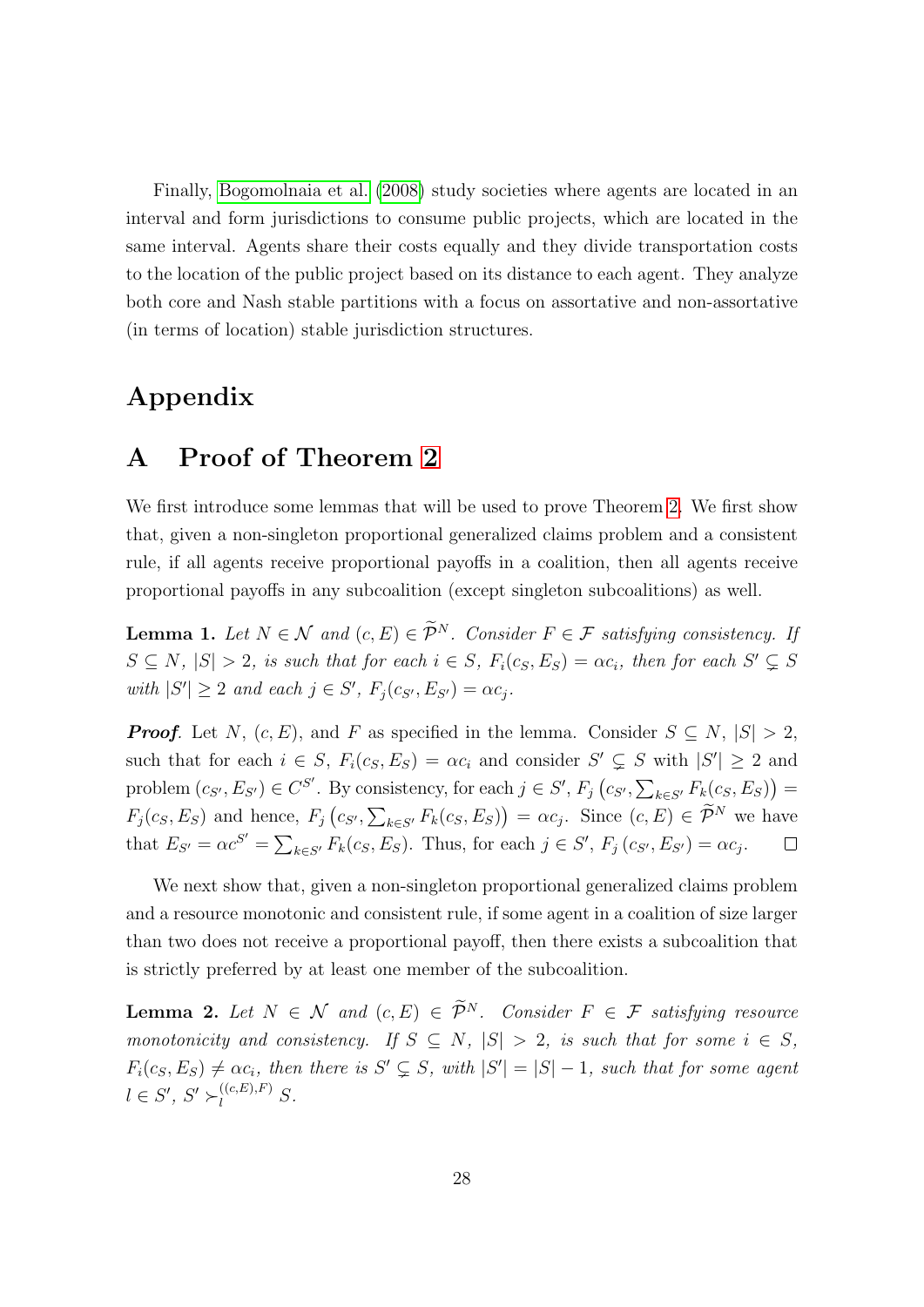Finally, Bogomolnaia et al. (2008) study societies where agents are located in an interval and form jurisdictions to consume public projects, which are located in the same interval. Agents share their costs equally and they divide transportation costs to the location of the public project based on its distance to each agent. They analyze both core and Nash stable partitions with a focus on assortative and non-assortative (in terms of location) stable jurisdiction structures.

# Appendix

## A Proof of Theorem 2

We first introduce some lemmas that will be used to prove Theorem 2. We first show that, given a non-singleton proportional generalized claims problem and a consistent rule, if all agents receive proportional payoffs in a coalition, then all agents receive proportional payoffs in any subcoalition (except singleton subcoalitions) as well.

**Lemma 1.** *Let $N \in \mathcal{N}$ and $(c, E) \in \widetilde{\mathcal{P}}^N$. Consider $F \in \mathcal{F}$ satisfying consistency. If $S \subseteq N$, $|S| > 2$, is such that for each $i \in S$, $F_i(c_S, E_S) = \alpha c_i$, then for each $S' \subsetneq S$ with $|S'| \geq 2$ and each $j \in S'$, $F_j(c_{S'}, E_{S'}) = \alpha c_j$.*

***Proof.*** Let $N$, $(c, E)$, and $F$ as specified in the lemma. Consider $S \subseteq N$, $|S| > 2$, such that for each $i \in S$, $F_i(c_S, E_S) = \alpha c_i$ and consider $S' \subsetneq S$ with $|S'| \geq 2$ and problem $(c_{S'}, E_{S'}) \in C^{S'}$. By consistency, for each $j \in S'$, $F_j\left(c_{S'}, \sum_{k \in S'} F_k(c_S, E_S)\right) = F_j(c_S, E_S)$ and hence, $F_j\left(c_{S'}, \sum_{k \in S'} F_k(c_S, E_S)\right) = \alpha c_j$. Since $(c, E) \in \widetilde{\mathcal{P}}^N$ we have that $E_{S'} = \alpha c^{S'} = \sum_{k \in S'} F_k(c_S, E_S)$. Thus, for each $j \in S'$, $F_j\left(c_{S'}, E_{S'}\right) = \alpha c_j$. $\square$

We next show that, given a non-singleton proportional generalized claims problem and a resource monotonic and consistent rule, if some agent in a coalition of size larger than two does not receive a proportional payoff, then there exists a subcoalition that is strictly preferred by at least one member of the subcoalition.

**Lemma 2.** *Let $N \in \mathcal{N}$ and $(c, E) \in \widetilde{\mathcal{P}}^N$. Consider $F \in \mathcal{F}$ satisfying resource monotonicity and consistency. If $S \subseteq N$, $|S| > 2$, is such that for some $i \in S$, $F_i(c_S, E_S) \neq \alpha c_i$, then there is $S' \subsetneq S$, with $|S'| = |S| - 1$, such that for some agent $l \in S'$, $S' \succ_l^{((c,E),F)} S$.*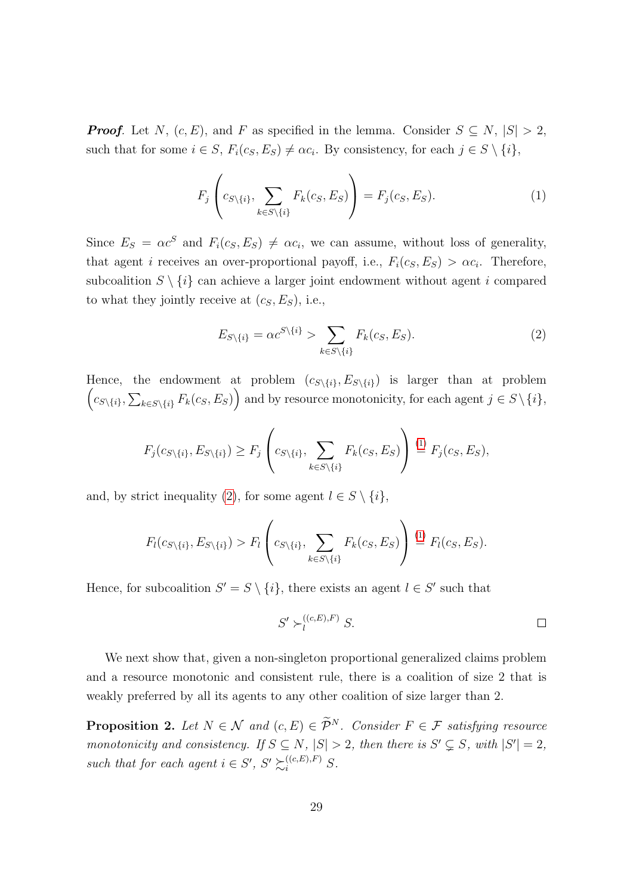***Proof*.** Let $N$, $(c, E)$, and $F$ as specified in the lemma. Consider $S \subseteq N$, $|S| > 2$, such that for some $i \in S$, $F_i(c_S, E_S) \neq \alpha c_i$. By consistency, for each $j \in S \setminus \{i\}$,

$$F_j\left(c_{S\setminus\{i\}}, \sum_{k\in S\setminus\{i\}} F_k(c_S, E_S)\right) = F_j(c_S, E_S). \tag{1}$$

Since $E_S = \alpha c^S$ and $F_i(c_S, E_S) \neq \alpha c_i$, we can assume, without loss of generality, that agent $i$ receives an over-proportional payoff, i.e., $F_i(c_S, E_S) > \alpha c_i$. Therefore, subcoalition $S \setminus \{i\}$ can achieve a larger joint endowment without agent $i$ compared to what they jointly receive at $(c_S, E_S)$, i.e.,

$$E_{S\setminus\{i\}} = \alpha c^{S\setminus\{i\}} > \sum_{k\in S\setminus\{i\}} F_k(c_S, E_S). \tag{2}$$

Hence, the endowment at problem $(c_{S\setminus\{i\}}, E_{S\setminus\{i\}})$ is larger than at problem $\left(c_{S\setminus\{i\}}, \sum_{k\in S\setminus\{i\}} F_k(c_S, E_S)\right)$ and by resource monotonicity, for each agent $j \in S\setminus\{i\}$,

$$F_j(c_{S\setminus\{i\}}, E_{S\setminus\{i\}}) \geq F_j\left(c_{S\setminus\{i\}}, \sum_{k\in S\setminus\{i\}} F_k(c_S, E_S)\right) \overset{(1)}{=} F_j(c_S, E_S),$$

and, by strict inequality (2), for some agent $l \in S \setminus \{i\}$,

$$F_l(c_{S\setminus\{i\}}, E_{S\setminus\{i\}}) > F_l\left(c_{S\setminus\{i\}}, \sum_{k\in S\setminus\{i\}} F_k(c_S, E_S)\right) \overset{(1)}{=} F_l(c_S, E_S).$$

Hence, for subcoalition $S' = S \setminus \{i\}$, there exists an agent $l \in S'$ such that

$$S' \succ_l^{((c,E),F)} S.$$

□

We next show that, given a non-singleton proportional generalized claims problem and a resource monotonic and consistent rule, there is a coalition of size 2 that is weakly preferred by all its agents to any other coalition of size larger than 2.

**Proposition 2.** *Let $N \in \mathcal{N}$ and $(c, E) \in \widetilde{\mathcal{P}}^N$. Consider $F \in \mathcal{F}$ satisfying resource monotonicity and consistency. If $S \subseteq N$, $|S| > 2$, then there is $S' \subsetneq S$, with $|S'| = 2$, such that for each agent $i \in S'$, $S' \succsim_i^{((c,E),F)} S$.*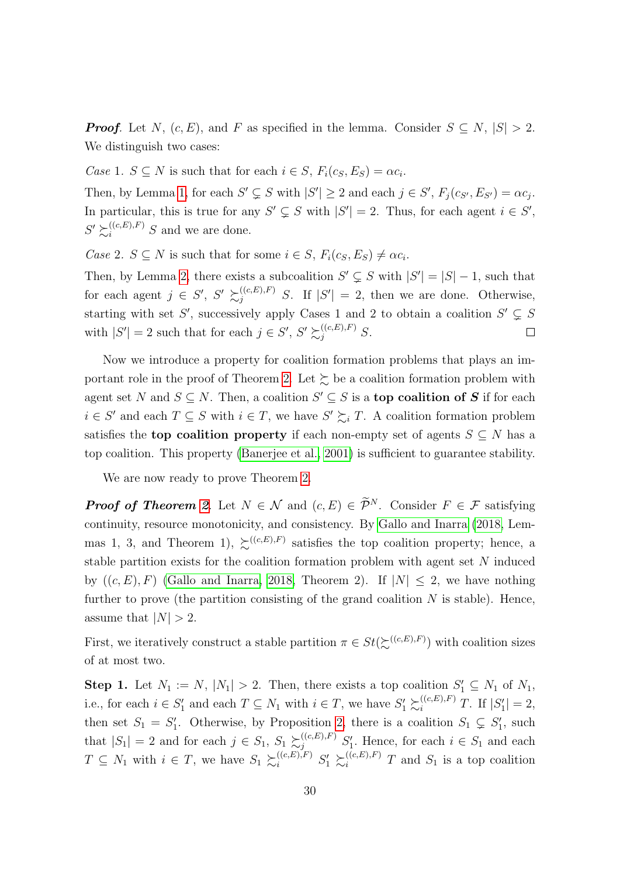***Proof.*** Let $N$, $(c, E)$, and $F$ as specified in the lemma. Consider $S \subseteq N$, $|S| > 2$. We distinguish two cases:

*Case* 1. $S \subseteq N$ is such that for each $i \in S$, $F_i(c_S, E_S) = \alpha c_i$.

Then, by Lemma 1, for each $S' \subsetneq S$ with $|S'| \geq 2$ and each $j \in S'$, $F_j(c_{S'}, E_{S'}) = \alpha c_j$. In particular, this is true for any $S' \subsetneq S$ with $|S'| = 2$. Thus, for each agent $i \in S'$, $S' \succsim_i^{((c,E),F)} S$ and we are done.

*Case* 2. $S \subseteq N$ is such that for some $i \in S$, $F_i(c_S, E_S) \neq \alpha c_i$.

Then, by Lemma 2, there exists a subcoalition $S' \subsetneq S$ with $|S'| = |S| - 1$, such that for each agent $j \in S'$, $S' \succsim_j^{((c,E),F)} S$. If $|S'| = 2$, then we are done. Otherwise, starting with set $S'$, successively apply Cases 1 and 2 to obtain a coalition $S' \subsetneq S$ with $|S'| = 2$ such that for each $j \in S'$, $S' \succsim_j^{((c,E),F)} S$. □

Now we introduce a property for coalition formation problems that plays an important role in the proof of Theorem 2. Let $\succsim$ be a coalition formation problem with agent set $N$ and $S \subseteq N$. Then, a coalition $S' \subseteq S$ is a **top coalition of** $\boldsymbol{S}$ if for each $i \in S'$ and each $T \subseteq S$ with $i \in T$, we have $S' \succsim_i T$. A coalition formation problem satisfies the **top coalition property** if each non-empty set of agents $S \subseteq N$ has a top coalition. This property (Banerjee et al., 2001) is sufficient to guarantee stability.

We are now ready to prove Theorem 2.

***Proof of Theorem 2.*** Let $N \in \mathcal{N}$ and $(c, E) \in \widetilde{\mathcal{P}}^N$. Consider $F \in \mathcal{F}$ satisfying continuity, resource monotonicity, and consistency. By Gallo and Inarra (2018, Lemmas 1, 3, and Theorem 1), $\succsim^{((c,E),F)}$ satisfies the top coalition property; hence, a stable partition exists for the coalition formation problem with agent set $N$ induced by $((c, E), F)$ (Gallo and Inarra, 2018, Theorem 2). If $|N| \leq 2$, we have nothing further to prove (the partition consisting of the grand coalition $N$ is stable). Hence, assume that $|N| > 2$.

First, we iteratively construct a stable partition $\pi \in St(\succsim^{((c,E),F)})$ with coalition sizes of at most two.

**Step 1.** Let $N_1 := N$, $|N_1| > 2$. Then, there exists a top coalition $S_1' \subseteq N_1$ of $N_1$, i.e., for each $i \in S_1'$ and each $T \subseteq N_1$ with $i \in T$, we have $S_1' \succsim_i^{((c,E),F)} T$. If $|S_1'| = 2$, then set $S_1 = S_1'$. Otherwise, by Proposition 2, there is a coalition $S_1 \subsetneq S_1'$, such that $|S_1| = 2$ and for each $j \in S_1$, $S_1 \succsim_j^{((c,E),F)} S_1'$. Hence, for each $i \in S_1$ and each $T \subseteq N_1$ with $i \in T$, we have $S_1 \succsim_i^{((c,E),F)} S_1' \succsim_i^{((c,E),F)} T$ and $S_1$ is a top coalition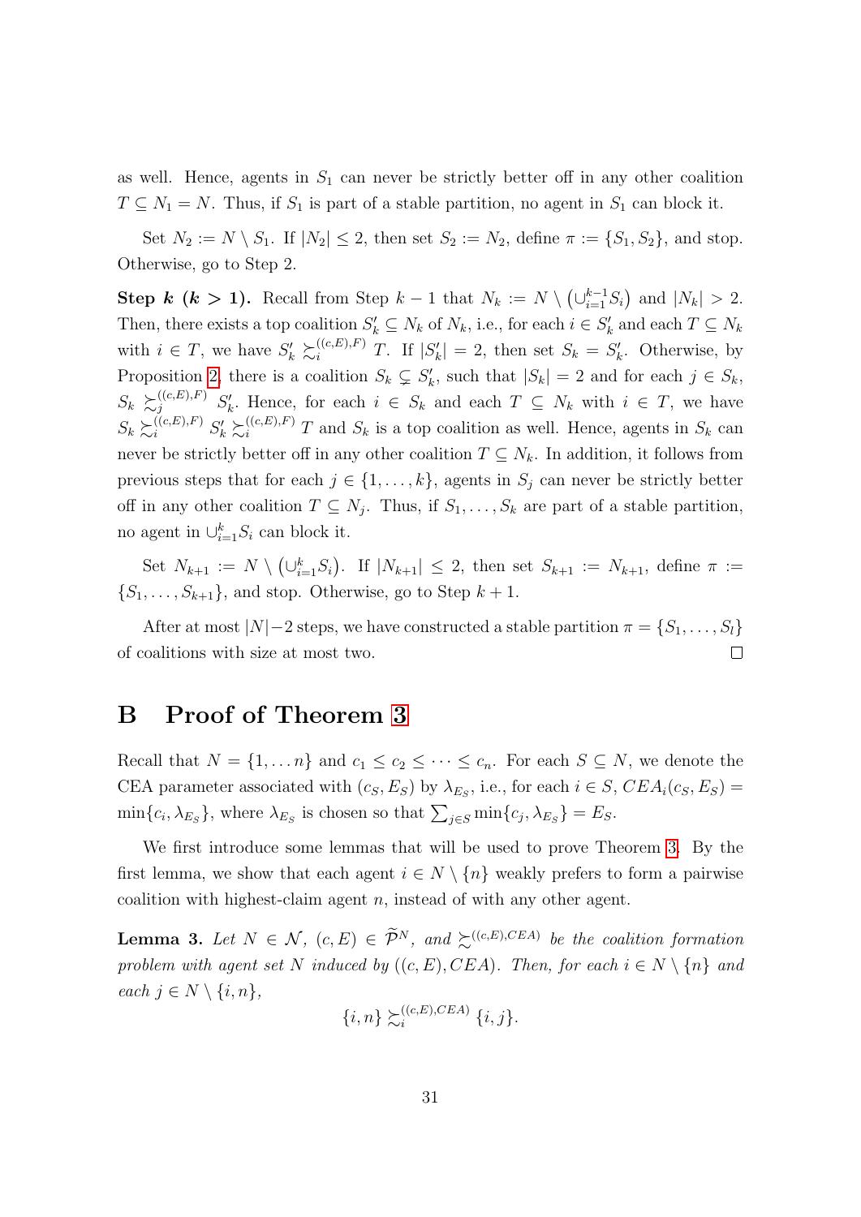as well. Hence, agents in $S_1$ can never be strictly better off in any other coalition $T \subseteq N_1 = N$. Thus, if $S_1$ is part of a stable partition, no agent in $S_1$ can block it.

Set $N_2 := N \setminus S_1$. If $|N_2| \leq 2$, then set $S_2 := N_2$, define $\pi := \{S_1, S_2\}$, and stop. Otherwise, go to Step 2.

**Step $k$ ($k > 1$).** Recall from Step $k-1$ that $N_k := N \setminus \left(\cup_{i=1}^{k-1} S_i\right)$ and $|N_k| > 2$. Then, there exists a top coalition $S'_k \subseteq N_k$ of $N_k$, i.e., for each $i \in S'_k$ and each $T \subseteq N_k$ with $i \in T$, we have $S'_k \succsim_i^{((c,E),F)} T$. If $|S'_k| = 2$, then set $S_k = S'_k$. Otherwise, by Proposition 2, there is a coalition $S_k \subsetneq S'_k$, such that $|S_k| = 2$ and for each $j \in S_k$, $S_k \succsim_j^{((c,E),F)} S'_k$. Hence, for each $i \in S_k$ and each $T \subseteq N_k$ with $i \in T$, we have $S_k \succsim_i^{((c,E),F)} S'_k \succsim_i^{((c,E),F)} T$ and $S_k$ is a top coalition as well. Hence, agents in $S_k$ can never be strictly better off in any other coalition $T \subseteq N_k$. In addition, it follows from previous steps that for each $j \in \{1, \ldots, k\}$, agents in $S_j$ can never be strictly better off in any other coalition $T \subseteq N_j$. Thus, if $S_1, \ldots, S_k$ are part of a stable partition, no agent in $\cup_{i=1}^{k} S_i$ can block it.

Set $N_{k+1} := N \setminus \left(\cup_{i=1}^{k} S_i\right)$. If $|N_{k+1}| \leq 2$, then set $S_{k+1} := N_{k+1}$, define $\pi := \{S_1, \ldots, S_{k+1}\}$, and stop. Otherwise, go to Step $k+1$.

After at most $|N|-2$ steps, we have constructed a stable partition $\pi = \{S_1, \ldots, S_l\}$ of coalitions with size at most two. □

# B Proof of Theorem 3

Recall that $N = \{1, \ldots n\}$ and $c_1 \leq c_2 \leq \cdots \leq c_n$. For each $S \subseteq N$, we denote the CEA parameter associated with $(c_S, E_S)$ by $\lambda_{E_S}$, i.e., for each $i \in S$, $CEA_i(c_S, E_S) = \min\{c_i, \lambda_{E_S}\}$, where $\lambda_{E_S}$ is chosen so that $\sum_{j \in S} \min\{c_j, \lambda_{E_S}\} = E_S$.

We first introduce some lemmas that will be used to prove Theorem 3. By the first lemma, we show that each agent $i \in N \setminus \{n\}$ weakly prefers to form a pairwise coalition with highest-claim agent $n$, instead of with any other agent.

**Lemma 3.** *Let $N \in \mathcal{N}$, $(c, E) \in \widetilde{\mathcal{P}}^N$, and $\succsim^{((c,E),CEA)}$ be the coalition formation problem with agent set $N$ induced by $((c, E), CEA)$. Then, for each $i \in N \setminus \{n\}$ and each $j \in N \setminus \{i, n\}$,*

$$\{i, n\} \succsim_i^{((c,E),CEA)} \{i, j\}.$$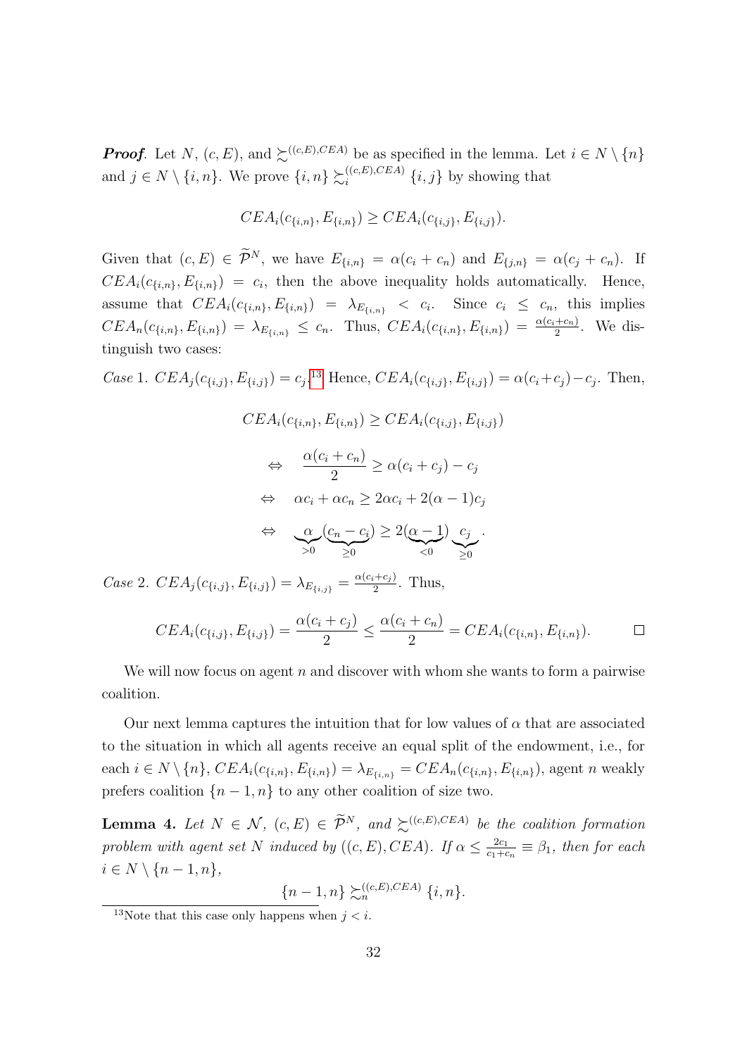***Proof*.** Let $N$, $(c, E)$, and $\succsim^{((c,E),CEA)}$ be as specified in the lemma. Let $i \in N \setminus \{n\}$ and $j \in N \setminus \{i, n\}$. We prove $\{i, n\} \succsim_i^{((c,E),CEA)} \{i, j\}$ by showing that

$$CEA_i(c_{\{i,n\}}, E_{\{i,n\}}) \geq CEA_i(c_{\{i,j\}}, E_{\{i,j\}}).$$

Given that $(c, E) \in \widetilde{\mathcal{P}}^N$, we have $E_{\{i,n\}} = \alpha(c_i + c_n)$ and $E_{\{j,n\}} = \alpha(c_j + c_n)$. If $CEA_i(c_{\{i,n\}}, E_{\{i,n\}}) = c_i$, then the above inequality holds automatically. Hence, assume that $CEA_i(c_{\{i,n\}}, E_{\{i,n\}}) = \lambda_{E_{\{i,n\}}} < c_i$. Since $c_i \leq c_n$, this implies $CEA_n(c_{\{i,n\}}, E_{\{i,n\}}) = \lambda_{E_{\{i,n\}}} \leq c_n$. Thus, $CEA_i(c_{\{i,n\}}, E_{\{i,n\}}) = \frac{\alpha(c_i+c_n)}{2}$. We distinguish two cases:

*Case 1.* $CEA_j(c_{\{i,j\}}, E_{\{i,j\}}) = c_j$.[13] Hence, $CEA_i(c_{\{i,j\}}, E_{\{i,j\}}) = \alpha(c_i+c_j) - c_j$. Then,

$$\begin{aligned}
& CEA_i(c_{\{i,n\}}, E_{\{i,n\}}) \geq CEA_i(c_{\{i,j\}}, E_{\{i,j\}}) \\
\Leftrightarrow \quad & \frac{\alpha(c_i + c_n)}{2} \geq \alpha(c_i + c_j) - c_j \\
\Leftrightarrow \quad & \alpha c_i + \alpha c_n \geq 2\alpha c_i + 2(\alpha - 1)c_j \\
\Leftrightarrow \quad & \underbrace{\alpha}_{>0} \underbrace{(c_n - c_i)}_{\geq 0} \geq 2 \underbrace{(\alpha - 1)}_{<0} \underbrace{c_j}_{\geq 0}.
\end{aligned}$$

*Case 2.* $CEA_j(c_{\{i,j\}}, E_{\{i,j\}}) = \lambda_{E_{\{i,j\}}} = \frac{\alpha(c_i+c_j)}{2}$. Thus,

$$CEA_i(c_{\{i,j\}}, E_{\{i,j\}}) = \frac{\alpha(c_i + c_j)}{2} \leq \frac{\alpha(c_i + c_n)}{2} = CEA_i(c_{\{i,n\}}, E_{\{i,n\}}). \qquad \square$$

We will now focus on agent $n$ and discover with whom she wants to form a pairwise coalition.

Our next lemma captures the intuition that for low values of $\alpha$ that are associated to the situation in which all agents receive an equal split of the endowment, i.e., for each $i \in N \setminus \{n\}$, $CEA_i(c_{\{i,n\}}, E_{\{i,n\}}) = \lambda_{E_{\{i,n\}}} = CEA_n(c_{\{i,n\}}, E_{\{i,n\}})$, agent $n$ weakly prefers coalition $\{n-1, n\}$ to any other coalition of size two.

**Lemma 4.** *Let $N \in \mathcal{N}$, $(c, E) \in \widetilde{\mathcal{P}}^N$, and $\succsim^{((c,E),CEA)}$ be the coalition formation problem with agent set $N$ induced by $((c, E), CEA)$. If $\alpha \leq \frac{2c_1}{c_1+c_n} \equiv \beta_1$, then for each $i \in N \setminus \{n-1, n\}$,*

$$\{n-1, n\} \succsim_n^{((c,E),CEA)} \{i, n\}.$$

[13] Note that this case only happens when $j < i$.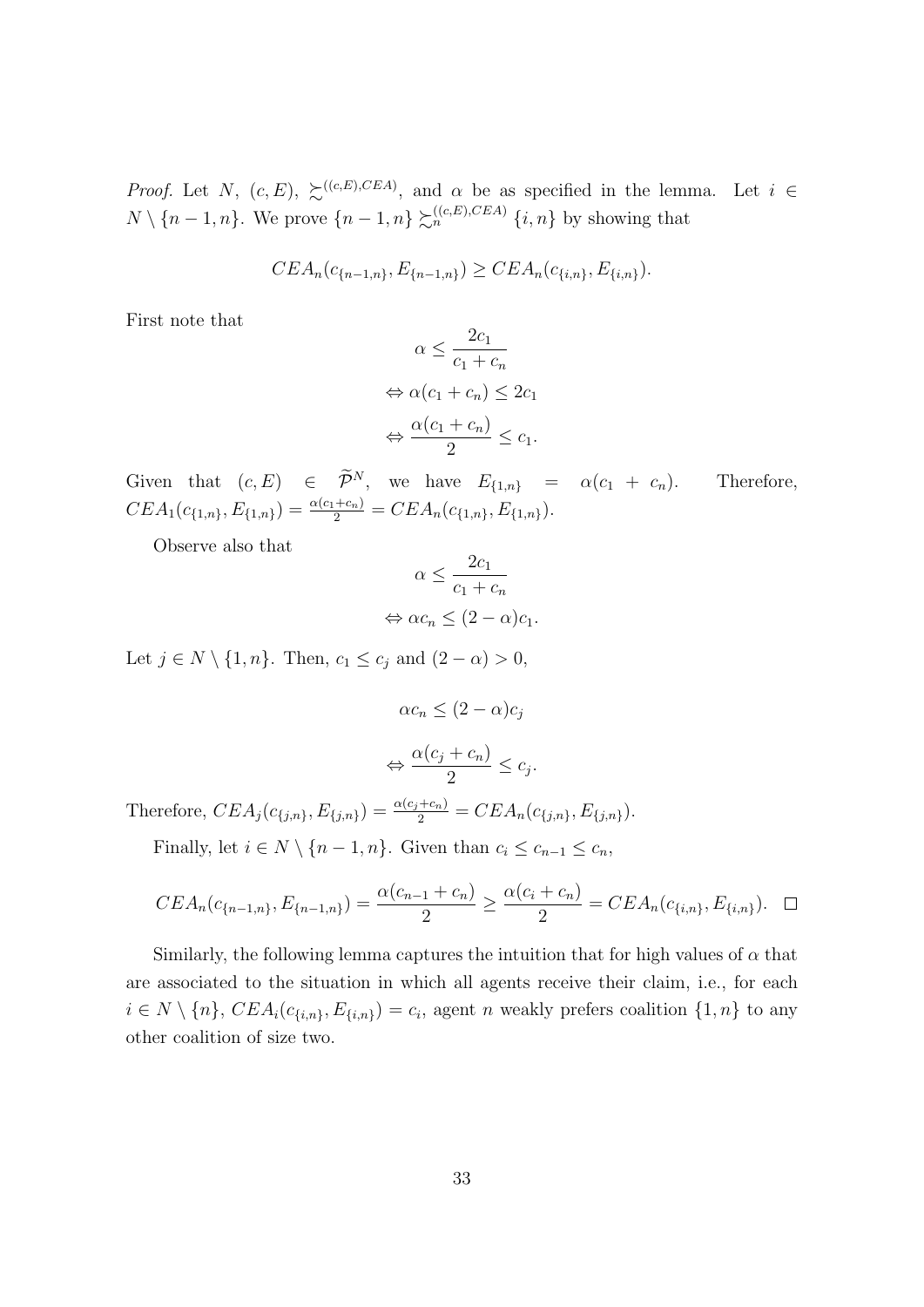*Proof.* Let $N$, $(c, E)$, $\succsim^{((c,E),CEA)}$, and $\alpha$ be as specified in the lemma. Let $i \in N \setminus \{n-1, n\}$. We prove $\{n-1, n\} \succsim_n^{((c,E),CEA)} \{i, n\}$ by showing that

$$CEA_n(c_{\{n-1,n\}}, E_{\{n-1,n\}}) \geq CEA_n(c_{\{i,n\}}, E_{\{i,n\}}).$$

First note that

$$\alpha \leq \frac{2c_1}{c_1 + c_n}$$
$$\Leftrightarrow \alpha(c_1 + c_n) \leq 2c_1$$
$$\Leftrightarrow \frac{\alpha(c_1 + c_n)}{2} \leq c_1.$$

Given that $(c, E) \in \widetilde{\mathcal{P}}^N$, we have $E_{\{1,n\}} = \alpha(c_1 + c_n)$. Therefore, $CEA_1(c_{\{1,n\}}, E_{\{1,n\}}) = \frac{\alpha(c_1+c_n)}{2} = CEA_n(c_{\{1,n\}}, E_{\{1,n\}})$.

Observe also that

$$\alpha \leq \frac{2c_1}{c_1 + c_n}$$
$$\Leftrightarrow \alpha c_n \leq (2 - \alpha)c_1.$$

Let $j \in N \setminus \{1, n\}$. Then, $c_1 \leq c_j$ and $(2 - \alpha) > 0$,

$$\alpha c_n \leq (2 - \alpha)c_j$$
$$\Leftrightarrow \frac{\alpha(c_j + c_n)}{2} \leq c_j.$$

Therefore, $CEA_j(c_{\{j,n\}}, E_{\{j,n\}}) = \frac{\alpha(c_j+c_n)}{2} = CEA_n(c_{\{j,n\}}, E_{\{j,n\}})$.

Finally, let $i \in N \setminus \{n-1, n\}$. Given than $c_i \leq c_{n-1} \leq c_n$,

$$CEA_n(c_{\{n-1,n\}}, E_{\{n-1,n\}}) = \frac{\alpha(c_{n-1} + c_n)}{2} \geq \frac{\alpha(c_i + c_n)}{2} = CEA_n(c_{\{i,n\}}, E_{\{i,n\}}). \quad \square$$

Similarly, the following lemma captures the intuition that for high values of $\alpha$ that are associated to the situation in which all agents receive their claim, i.e., for each $i \in N \setminus \{n\}$, $CEA_i(c_{\{i,n\}}, E_{\{i,n\}}) = c_i$, agent $n$ weakly prefers coalition $\{1, n\}$ to any other coalition of size two.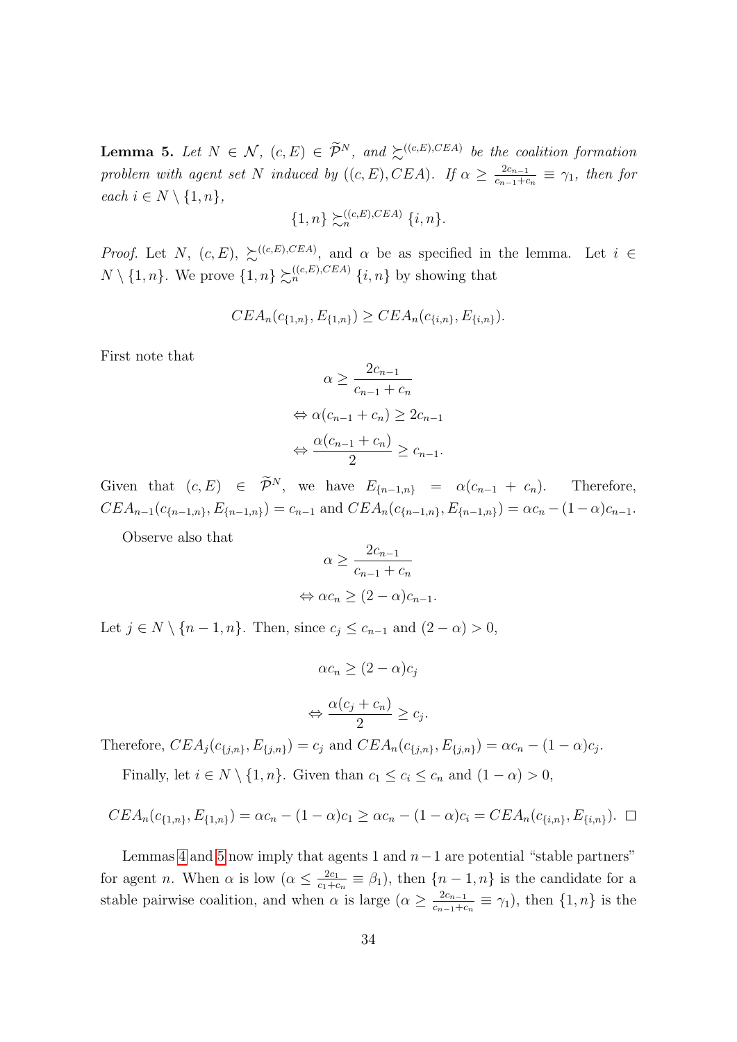**Lemma 5.** *Let $N \in \mathcal{N}$, $(c, E) \in \widetilde{\mathcal{P}}^N$, and $\succsim^{((c,E),CEA)}$ be the coalition formation problem with agent set $N$ induced by $((c, E), CEA)$. If $\alpha \geq \frac{2c_{n-1}}{c_{n-1}+c_n} \equiv \gamma_1$, then for each $i \in N \setminus \{1, n\}$,*

$$\{1, n\} \succsim_n^{((c,E),CEA)} \{i, n\}.$$

*Proof.* Let $N$, $(c, E)$, $\succsim^{((c,E),CEA)}$, and $\alpha$ be as specified in the lemma. Let $i \in N \setminus \{1, n\}$. We prove $\{1, n\} \succsim_n^{((c,E),CEA)} \{i, n\}$ by showing that

$$CEA_n(c_{\{1,n\}}, E_{\{1,n\}}) \geq CEA_n(c_{\{i,n\}}, E_{\{i,n\}}).$$

First note that

$$\alpha \geq \frac{2c_{n-1}}{c_{n-1} + c_n}$$

$$\Leftrightarrow \alpha(c_{n-1} + c_n) \geq 2c_{n-1}$$

$$\Leftrightarrow \frac{\alpha(c_{n-1} + c_n)}{2} \geq c_{n-1}.$$

Given that $(c, E) \in \widetilde{\mathcal{P}}^N$, we have $E_{\{n-1,n\}} = \alpha(c_{n-1} + c_n)$. Therefore, $CEA_{n-1}(c_{\{n-1,n\}}, E_{\{n-1,n\}}) = c_{n-1}$ and $CEA_n(c_{\{n-1,n\}}, E_{\{n-1,n\}}) = \alpha c_n - (1-\alpha)c_{n-1}$.

Observe also that

$$\alpha \geq \frac{2c_{n-1}}{c_{n-1} + c_n}$$

$$\Leftrightarrow \alpha c_n \geq (2 - \alpha)c_{n-1}.$$

Let $j \in N \setminus \{n-1, n\}$. Then, since $c_j \leq c_{n-1}$ and $(2 - \alpha) > 0$,

$$\alpha c_n \geq (2 - \alpha)c_j$$

$$\Leftrightarrow \frac{\alpha(c_j + c_n)}{2} \geq c_j.$$

Therefore, $CEA_j(c_{\{j,n\}}, E_{\{j,n\}}) = c_j$ and $CEA_n(c_{\{j,n\}}, E_{\{j,n\}}) = \alpha c_n - (1-\alpha)c_j$.

Finally, let $i \in N \setminus \{1, n\}$. Given than $c_1 \leq c_i \leq c_n$ and $(1 - \alpha) > 0$,

$$CEA_n(c_{\{1,n\}}, E_{\{1,n\}}) = \alpha c_n - (1-\alpha)c_1 \geq \alpha c_n - (1-\alpha)c_i = CEA_n(c_{\{i,n\}}, E_{\{i,n\}}). \quad \square$$

Lemmas 4 and 5 now imply that agents 1 and $n-1$ are potential "stable partners" for agent $n$. When $\alpha$ is low ($\alpha \leq \frac{2c_1}{c_1+c_n} \equiv \beta_1$), then $\{n-1, n\}$ is the candidate for a stable pairwise coalition, and when $\alpha$ is large ($\alpha \geq \frac{2c_{n-1}}{c_{n-1}+c_n} \equiv \gamma_1$), then $\{1, n\}$ is the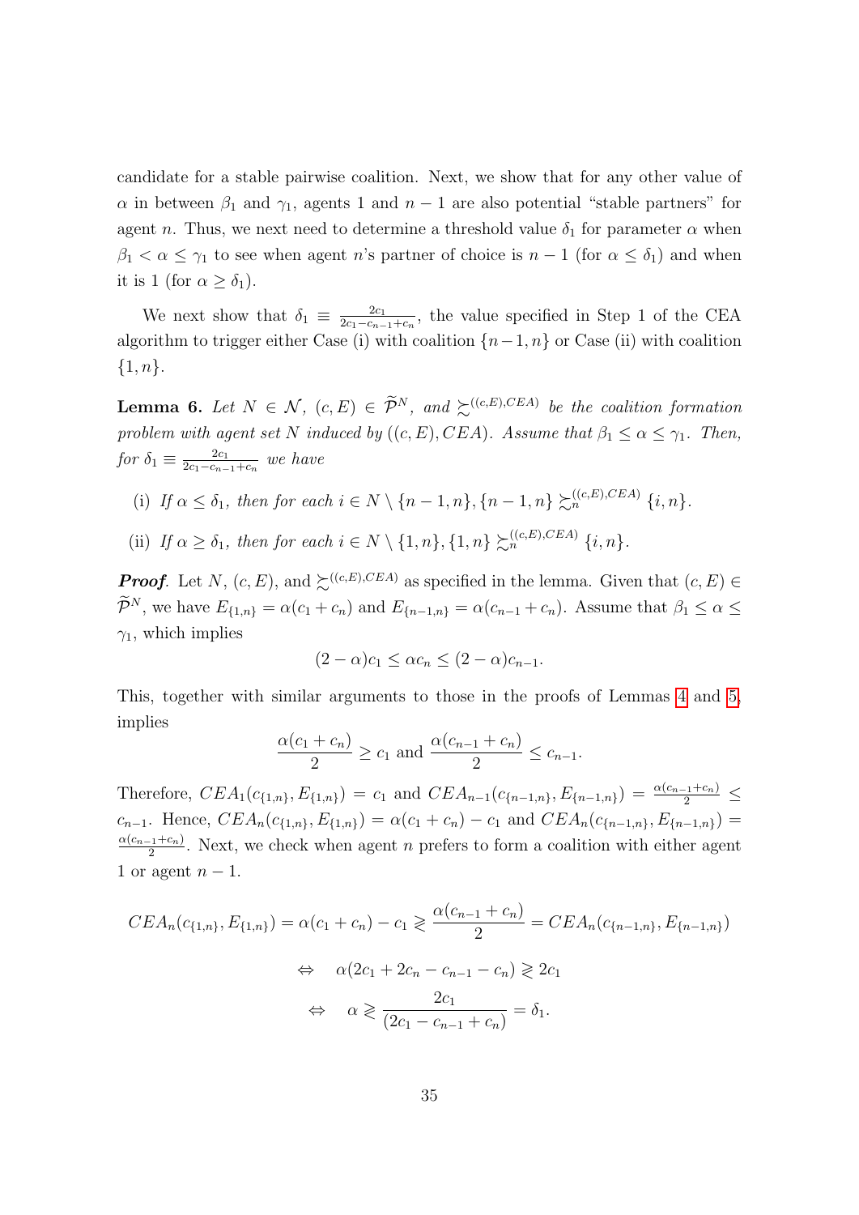candidate for a stable pairwise coalition. Next, we show that for any other value of $\alpha$ in between $\beta_1$ and $\gamma_1$, agents 1 and $n-1$ are also potential "stable partners" for agent $n$. Thus, we next need to determine a threshold value $\delta_1$ for parameter $\alpha$ when $\beta_1 < \alpha \leq \gamma_1$ to see when agent $n$'s partner of choice is $n-1$ (for $\alpha \leq \delta_1$) and when it is 1 (for $\alpha \geq \delta_1$).

We next show that $\delta_1 \equiv \frac{2c_1}{2c_1 - c_{n-1} + c_n}$, the value specified in Step 1 of the CEA algorithm to trigger either Case (i) with coalition $\{n-1, n\}$ or Case (ii) with coalition $\{1, n\}$.

**Lemma 6.** *Let $N \in \mathcal{N}$, $(c, E) \in \widetilde{\mathcal{P}}^N$, and $\succsim^{((c,E),CEA)}$ be the coalition formation problem with agent set $N$ induced by $((c, E), CEA)$. Assume that $\beta_1 \leq \alpha \leq \gamma_1$. Then, for $\delta_1 \equiv \frac{2c_1}{2c_1 - c_{n-1} + c_n}$ we have*

- (i) *If $\alpha \leq \delta_1$, then for each $i \in N \setminus \{n-1, n\}, \{n-1, n\} \succsim_n^{((c,E),CEA)} \{i, n\}$.*
- (ii) *If $\alpha \geq \delta_1$, then for each $i \in N \setminus \{1, n\}, \{1, n\} \succsim_n^{((c,E),CEA)} \{i, n\}$.*

***Proof.*** Let $N$, $(c, E)$, and $\succsim^{((c,E),CEA)}$ as specified in the lemma. Given that $(c, E) \in \widetilde{\mathcal{P}}^N$, we have $E_{\{1,n\}} = \alpha(c_1 + c_n)$ and $E_{\{n-1,n\}} = \alpha(c_{n-1} + c_n)$. Assume that $\beta_1 \leq \alpha \leq \gamma_1$, which implies

$$(2 - \alpha)c_1 \leq \alpha c_n \leq (2 - \alpha)c_{n-1}.$$

This, together with similar arguments to those in the proofs of Lemmas 4 and 5, implies

$$\frac{\alpha(c_1 + c_n)}{2} \geq c_1 \text{ and } \frac{\alpha(c_{n-1} + c_n)}{2} \leq c_{n-1}.$$

Therefore, $CEA_1(c_{\{1,n\}}, E_{\{1,n\}}) = c_1$ and $CEA_{n-1}(c_{\{n-1,n\}}, E_{\{n-1,n\}}) = \frac{\alpha(c_{n-1}+c_n)}{2} \leq c_{n-1}$. Hence, $CEA_n(c_{\{1,n\}}, E_{\{1,n\}}) = \alpha(c_1 + c_n) - c_1$ and $CEA_n(c_{\{n-1,n\}}, E_{\{n-1,n\}}) = \frac{\alpha(c_{n-1}+c_n)}{2}$. Next, we check when agent $n$ prefers to form a coalition with either agent 1 or agent $n-1$.

$$CEA_n(c_{\{1,n\}}, E_{\{1,n\}}) = \alpha(c_1 + c_n) - c_1 \gtrless \frac{\alpha(c_{n-1} + c_n)}{2} = CEA_n(c_{\{n-1,n\}}, E_{\{n-1,n\}})$$

$$\Leftrightarrow \quad \alpha(2c_1 + 2c_n - c_{n-1} - c_n) \gtrless 2c_1$$

$$\Leftrightarrow \quad \alpha \gtrless \frac{2c_1}{(2c_1 - c_{n-1} + c_n)} = \delta_1.$$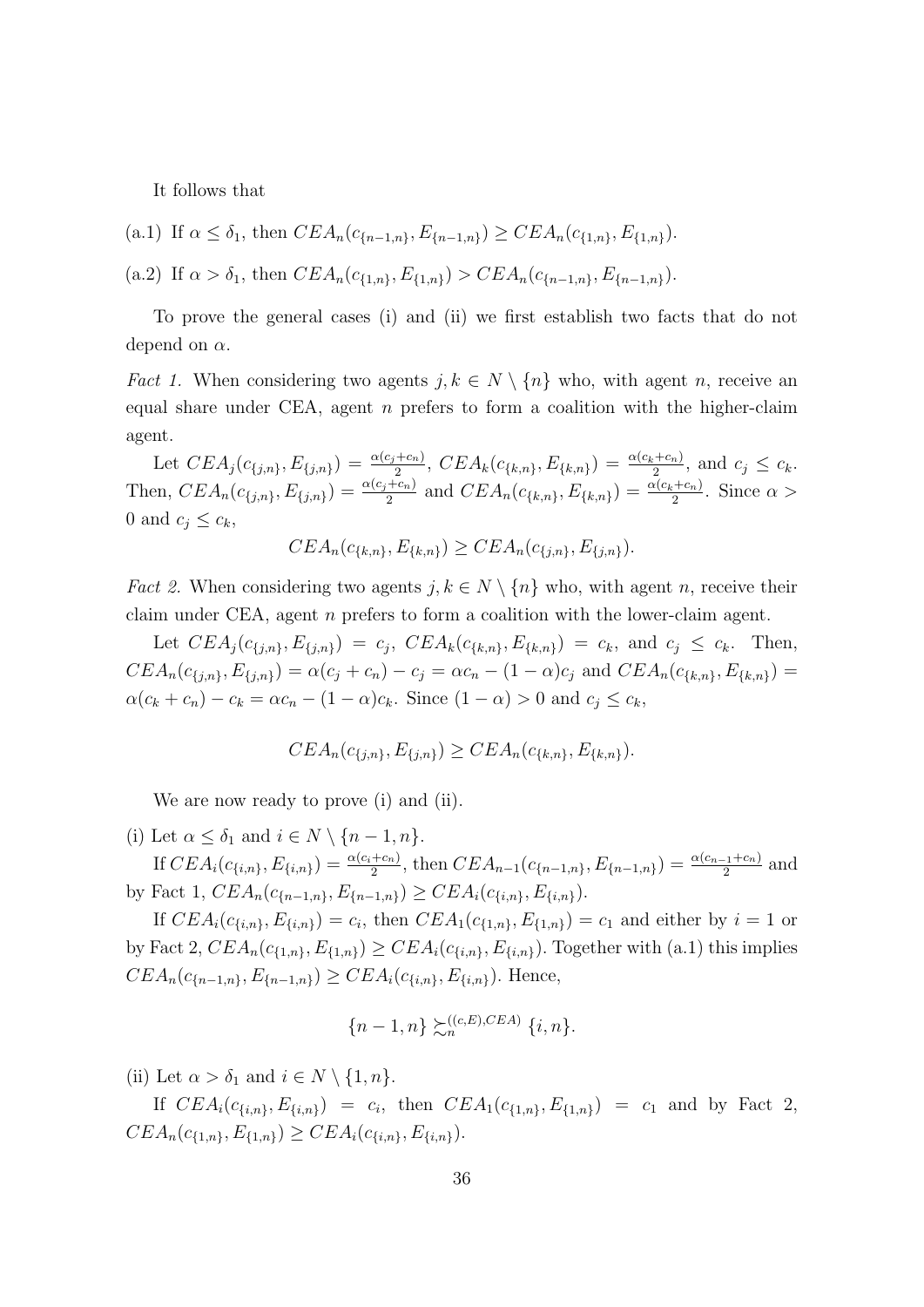It follows that

(a.1) If $\alpha \leq \delta_1$, then $CEA_n(c_{\{n-1,n\}}, E_{\{n-1,n\}}) \geq CEA_n(c_{\{1,n\}}, E_{\{1,n\}})$.

(a.2) If $\alpha > \delta_1$, then $CEA_n(c_{\{1,n\}}, E_{\{1,n\}}) > CEA_n(c_{\{n-1,n\}}, E_{\{n-1,n\}})$.

To prove the general cases (i) and (ii) we first establish two facts that do not depend on $\alpha$.

*Fact 1.* When considering two agents $j, k \in N \setminus \{n\}$ who, with agent $n$, receive an equal share under CEA, agent $n$ prefers to form a coalition with the higher-claim agent.

Let $CEA_j(c_{\{j,n\}}, E_{\{j,n\}}) = \frac{\alpha(c_j+c_n)}{2}$, $CEA_k(c_{\{k,n\}}, E_{\{k,n\}}) = \frac{\alpha(c_k+c_n)}{2}$, and $c_j \leq c_k$. Then, $CEA_n(c_{\{j,n\}}, E_{\{j,n\}}) = \frac{\alpha(c_j+c_n)}{2}$ and $CEA_n(c_{\{k,n\}}, E_{\{k,n\}}) = \frac{\alpha(c_k+c_n)}{2}$. Since $\alpha > 0$ and $c_j \leq c_k$,

$$CEA_n(c_{\{k,n\}}, E_{\{k,n\}}) \geq CEA_n(c_{\{j,n\}}, E_{\{j,n\}}).$$

*Fact 2.* When considering two agents $j, k \in N \setminus \{n\}$ who, with agent $n$, receive their claim under CEA, agent $n$ prefers to form a coalition with the lower-claim agent.

Let $CEA_j(c_{\{j,n\}}, E_{\{j,n\}}) = c_j$, $CEA_k(c_{\{k,n\}}, E_{\{k,n\}}) = c_k$, and $c_j \leq c_k$. Then, $CEA_n(c_{\{j,n\}}, E_{\{j,n\}}) = \alpha(c_j + c_n) - c_j = \alpha c_n - (1-\alpha)c_j$ and $CEA_n(c_{\{k,n\}}, E_{\{k,n\}}) = \alpha(c_k + c_n) - c_k = \alpha c_n - (1-\alpha)c_k$. Since $(1-\alpha) > 0$ and $c_j \leq c_k$,

$$CEA_n(c_{\{j,n\}}, E_{\{j,n\}}) \geq CEA_n(c_{\{k,n\}}, E_{\{k,n\}}).$$

We are now ready to prove (i) and (ii).

(i) Let $\alpha \leq \delta_1$ and $i \in N \setminus \{n-1, n\}$.

If $CEA_i(c_{\{i,n\}}, E_{\{i,n\}}) = \frac{\alpha(c_i+c_n)}{2}$, then $CEA_{n-1}(c_{\{n-1,n\}}, E_{\{n-1,n\}}) = \frac{\alpha(c_{n-1}+c_n)}{2}$ and by Fact 1, $CEA_n(c_{\{n-1,n\}}, E_{\{n-1,n\}}) \geq CEA_i(c_{\{i,n\}}, E_{\{i,n\}})$.

If $CEA_i(c_{\{i,n\}}, E_{\{i,n\}}) = c_i$, then $CEA_1(c_{\{1,n\}}, E_{\{1,n\}}) = c_1$ and either by $i = 1$ or by Fact 2, $CEA_n(c_{\{1,n\}}, E_{\{1,n\}}) \geq CEA_i(c_{\{i,n\}}, E_{\{i,n\}})$. Together with (a.1) this implies $CEA_n(c_{\{n-1,n\}}, E_{\{n-1,n\}}) \geq CEA_i(c_{\{i,n\}}, E_{\{i,n\}})$. Hence,

$$\{n-1, n\} \succsim_n^{((c,E),CEA)} \{i, n\}.$$

(ii) Let $\alpha > \delta_1$ and $i \in N \setminus \{1, n\}$.

If $CEA_i(c_{\{i,n\}}, E_{\{i,n\}}) = c_i$, then $CEA_1(c_{\{1,n\}}, E_{\{1,n\}}) = c_1$ and by Fact 2, $CEA_n(c_{\{1,n\}}, E_{\{1,n\}}) \geq CEA_i(c_{\{i,n\}}, E_{\{i,n\}})$.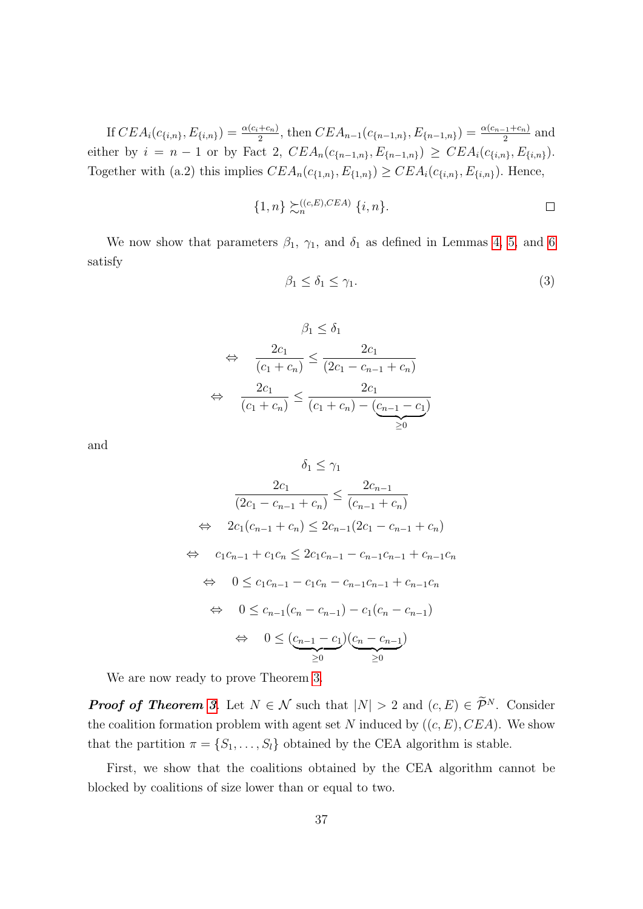If $CEA_i(c_{\{i,n\}}, E_{\{i,n\}}) = \frac{\alpha(c_i+c_n)}{2}$, then $CEA_{n-1}(c_{\{n-1,n\}}, E_{\{n-1,n\}}) = \frac{\alpha(c_{n-1}+c_n)}{2}$ and either by $i = n-1$ or by Fact 2, $CEA_n(c_{\{n-1,n\}}, E_{\{n-1,n\}}) \geq CEA_i(c_{\{i,n\}}, E_{\{i,n\}})$. Together with (a.2) this implies $CEA_n(c_{\{1,n\}}, E_{\{1,n\}}) \geq CEA_i(c_{\{i,n\}}, E_{\{i,n\}})$. Hence,

$$\{1, n\} \succsim_n^{((c,E),CEA)} \{i, n\}. \qquad \square$$

We now show that parameters $\beta_1$, $\gamma_1$, and $\delta_1$ as defined in Lemmas 4, 5, and 6 satisfy

$$\beta_1 \leq \delta_1 \leq \gamma_1. \tag{3}$$

$$\begin{aligned}
& \beta_1 \leq \delta_1 \\
\Leftrightarrow \quad & \frac{2c_1}{(c_1 + c_n)} \leq \frac{2c_1}{(2c_1 - c_{n-1} + c_n)} \\
\Leftrightarrow \quad & \frac{2c_1}{(c_1 + c_n)} \leq \frac{2c_1}{(c_1 + c_n) - \underbrace{(c_{n-1} - c_1)}_{\geq 0}}
\end{aligned}$$

and

$$\begin{aligned}
& \delta_1 \leq \gamma_1 \\
& \frac{2c_1}{(2c_1 - c_{n-1} + c_n)} \leq \frac{2c_{n-1}}{(c_{n-1} + c_n)} \\
\Leftrightarrow \quad & 2c_1(c_{n-1} + c_n) \leq 2c_{n-1}(2c_1 - c_{n-1} + c_n) \\
\Leftrightarrow \quad & c_1c_{n-1} + c_1c_n \leq 2c_1c_{n-1} - c_{n-1}c_{n-1} + c_{n-1}c_n \\
\Leftrightarrow \quad & 0 \leq c_1c_{n-1} - c_1c_n - c_{n-1}c_{n-1} + c_{n-1}c_n \\
\Leftrightarrow \quad & 0 \leq c_{n-1}(c_n - c_{n-1}) - c_1(c_n - c_{n-1}) \\
\Leftrightarrow \quad & 0 \leq \underbrace{(c_{n-1} - c_1)}_{\geq 0}\underbrace{(c_n - c_{n-1})}_{\geq 0}
\end{aligned}$$

We are now ready to prove Theorem 3.

***Proof of Theorem 3.*** Let $N \in \mathcal{N}$ such that $|N| > 2$ and $(c, E) \in \widetilde{\mathcal{P}}^N$. Consider the coalition formation problem with agent set $N$ induced by $((c, E), CEA)$. We show that the partition $\pi = \{S_1, \ldots, S_l\}$ obtained by the CEA algorithm is stable.

First, we show that the coalitions obtained by the CEA algorithm cannot be blocked by coalitions of size lower than or equal to two.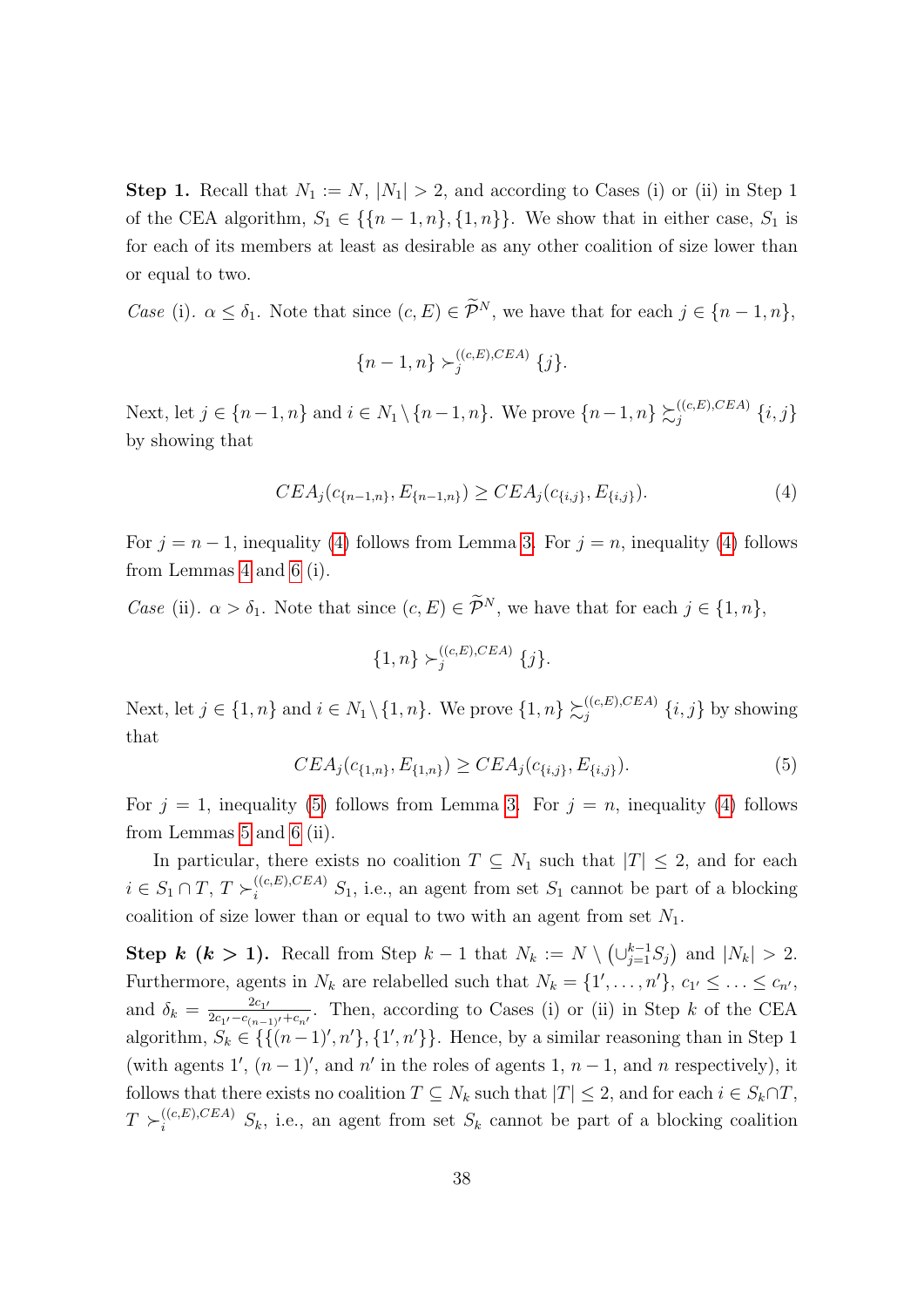**Step 1.** Recall that $N_1 := N$, $|N_1| > 2$, and according to Cases (i) or (ii) in Step 1 of the CEA algorithm, $S_1 \in \{\{n-1,n\},\{1,n\}\}$. We show that in either case, $S_1$ is for each of its members at least as desirable as any other coalition of size lower than or equal to two.

*Case* (i). $\alpha \leq \delta_1$. Note that since $(c,E) \in \widetilde{\mathcal{P}}^N$, we have that for each $j \in \{n-1,n\}$,

$$\{n-1,n\} \succ_j^{((c,E),CEA)} \{j\}.$$

Next, let $j \in \{n-1,n\}$ and $i \in N_1 \setminus \{n-1,n\}$. We prove $\{n-1,n\} \succsim_j^{((c,E),CEA)} \{i,j\}$ by showing that

$$CEA_j(c_{\{n-1,n\}}, E_{\{n-1,n\}}) \geq CEA_j(c_{\{i,j\}}, E_{\{i,j\}}). \tag{4}$$

For $j = n-1$, inequality (4) follows from Lemma 3. For $j = n$, inequality (4) follows from Lemmas 4 and 6 (i).

*Case* (ii). $\alpha > \delta_1$. Note that since $(c,E) \in \widetilde{\mathcal{P}}^N$, we have that for each $j \in \{1,n\}$,

$$\{1,n\} \succ_j^{((c,E),CEA)} \{j\}.$$

Next, let $j \in \{1,n\}$ and $i \in N_1 \setminus \{1,n\}$. We prove $\{1,n\} \succsim_j^{((c,E),CEA)} \{i,j\}$ by showing that

$$CEA_j(c_{\{1,n\}}, E_{\{1,n\}}) \geq CEA_j(c_{\{i,j\}}, E_{\{i,j\}}). \tag{5}$$

For $j = 1$, inequality (5) follows from Lemma 3. For $j = n$, inequality (4) follows from Lemmas 5 and 6 (ii).

In particular, there exists no coalition $T \subsetneq N_1$ such that $|T| \leq 2$, and for each $i \in S_1 \cap T$, $T \succ_i^{((c,E),CEA)} S_1$, i.e., an agent from set $S_1$ cannot be part of a blocking coalition of size lower than or equal to two with an agent from set $N_1$.

**Step *k* (*k* > 1).** Recall from Step $k-1$ that $N_k := N \setminus \left(\cup_{j=1}^{k-1} S_j\right)$ and $|N_k| > 2$. Furthermore, agents in $N_k$ are relabelled such that $N_k = \{1', \ldots, n'\}$, $c_{1'} \leq \ldots \leq c_{n'}$, and $\delta_k = \frac{2c_{1'}}{2c_{1'} - c_{(n-1)'} + c_{n'}}$. Then, according to Cases (i) or (ii) in Step $k$ of the CEA algorithm, $S_k \in \{\{(n-1)', n'\}, \{1', n'\}\}$. Hence, by a similar reasoning than in Step 1 (with agents $1'$, $(n-1)'$, and $n'$ in the roles of agents 1, $n-1$, and $n$ respectively), it follows that there exists no coalition $T \subsetneq N_k$ such that $|T| \leq 2$, and for each $i \in S_k \cap T$, $T \succ_i^{((c,E),CEA)} S_k$, i.e., an agent from set $S_k$ cannot be part of a blocking coalition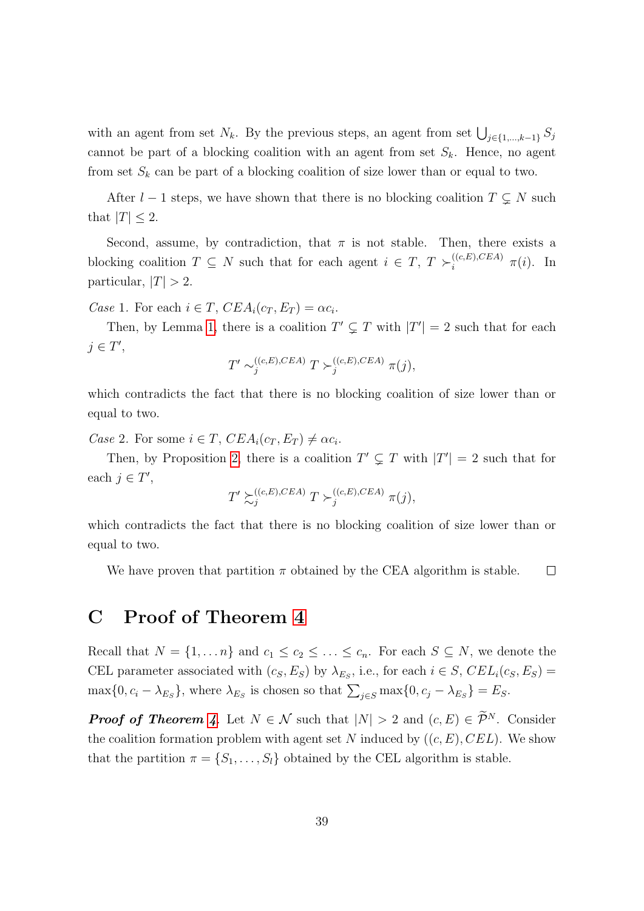with an agent from set $N_k$. By the previous steps, an agent from set $\bigcup_{j\in\{1,\ldots,k-1\}} S_j$ cannot be part of a blocking coalition with an agent from set $S_k$. Hence, no agent from set $S_k$ can be part of a blocking coalition of size lower than or equal to two.

After $l-1$ steps, we have shown that there is no blocking coalition $T \subsetneq N$ such that $|T| \leq 2$.

Second, assume, by contradiction, that $\pi$ is not stable. Then, there exists a blocking coalition $T \subseteq N$ such that for each agent $i \in T$, $T \succ_i^{((c,E),CEA)} \pi(i)$. In particular, $|T| > 2$.

*Case* 1. For each $i \in T$, $CEA_i(c_T, E_T) = \alpha c_i$.

Then, by Lemma 1, there is a coalition $T' \subsetneq T$ with $|T'| = 2$ such that for each $j \in T'$,

$$T' \sim_j^{((c,E),CEA)} T \succ_j^{((c,E),CEA)} \pi(j),$$

which contradicts the fact that there is no blocking coalition of size lower than or equal to two.

*Case* 2. For some $i \in T$, $CEA_i(c_T, E_T) \neq \alpha c_i$.

Then, by Proposition 2, there is a coalition $T' \subsetneq T$ with $|T'| = 2$ such that for each $j \in T'$,

$$T' \succsim_j^{((c,E),CEA)} T \succ_j^{((c,E),CEA)} \pi(j),$$

which contradicts the fact that there is no blocking coalition of size lower than or equal to two.

We have proven that partition $\pi$ obtained by the CEA algorithm is stable. $\square$

# C Proof of Theorem 4

Recall that $N = \{1, \ldots n\}$ and $c_1 \leq c_2 \leq \ldots \leq c_n$. For each $S \subseteq N$, we denote the CEL parameter associated with $(c_S, E_S)$ by $\lambda_{E_S}$, i.e., for each $i \in S$, $CEL_i(c_S, E_S) = \max\{0, c_i - \lambda_{E_S}\}$, where $\lambda_{E_S}$ is chosen so that $\sum_{j\in S} \max\{0, c_j - \lambda_{E_S}\} = E_S$.

***Proof of Theorem 4.*** Let $N \in \mathcal{N}$ such that $|N| > 2$ and $(c, E) \in \widetilde{\mathcal{P}}^N$. Consider the coalition formation problem with agent set $N$ induced by $((c, E), CEL)$. We show that the partition $\pi = \{S_1, \ldots, S_l\}$ obtained by the CEL algorithm is stable.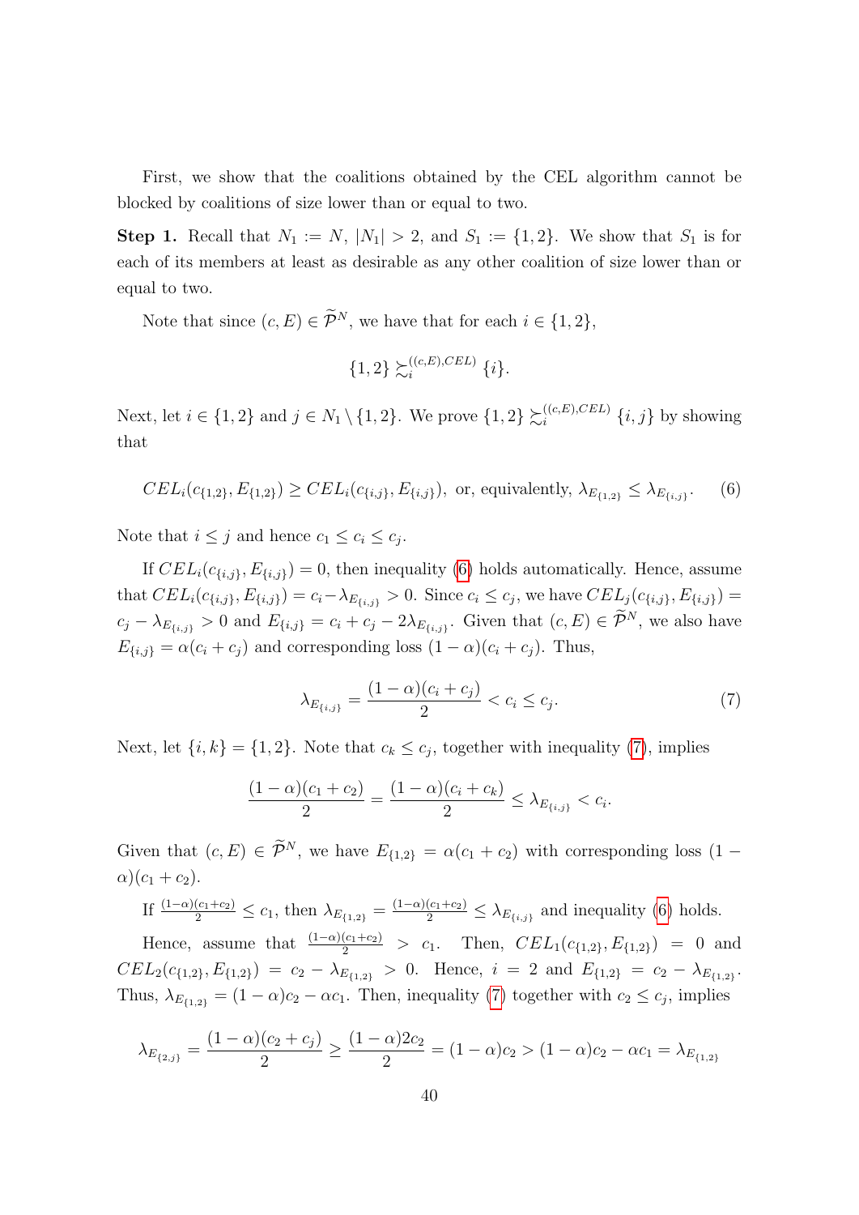First, we show that the coalitions obtained by the CEL algorithm cannot be blocked by coalitions of size lower than or equal to two.

**Step 1.** Recall that $N_1 := N$, $|N_1| > 2$, and $S_1 := \{1,2\}$. We show that $S_1$ is for each of its members at least as desirable as any other coalition of size lower than or equal to two.

Note that since $(c,E) \in \widetilde{\mathcal{P}}^N$, we have that for each $i \in \{1,2\}$,

$$\{1,2\} \succsim_i^{((c,E),CEL)} \{i\}.$$

Next, let $i \in \{1,2\}$ and $j \in N_1 \setminus \{1,2\}$. We prove $\{1,2\} \succsim_i^{((c,E),CEL)} \{i,j\}$ by showing that

$$CEL_i(c_{\{1,2\}}, E_{\{1,2\}}) \geq CEL_i(c_{\{i,j\}}, E_{\{i,j\}}), \text{ or, equivalently, } \lambda_{E_{\{1,2\}}} \leq \lambda_{E_{\{i,j\}}}. \tag{6}$$

Note that $i \leq j$ and hence $c_1 \leq c_i \leq c_j$.

If $CEL_i(c_{\{i,j\}}, E_{\{i,j\}}) = 0$, then inequality (6) holds automatically. Hence, assume that $CEL_i(c_{\{i,j\}}, E_{\{i,j\}}) = c_i - \lambda_{E_{\{i,j\}}} > 0$. Since $c_i \leq c_j$, we have $CEL_j(c_{\{i,j\}}, E_{\{i,j\}}) = c_j - \lambda_{E_{\{i,j\}}} > 0$ and $E_{\{i,j\}} = c_i + c_j - 2\lambda_{E_{\{i,j\}}}$. Given that $(c,E) \in \widetilde{\mathcal{P}}^N$, we also have $E_{\{i,j\}} = \alpha(c_i + c_j)$ and corresponding loss $(1-\alpha)(c_i + c_j)$. Thus,

$$\lambda_{E_{\{i,j\}}} = \frac{(1-\alpha)(c_i + c_j)}{2} < c_i \leq c_j. \tag{7}$$

Next, let $\{i,k\} = \{1,2\}$. Note that $c_k \leq c_j$, together with inequality (7), implies

$$\frac{(1-\alpha)(c_1 + c_2)}{2} = \frac{(1-\alpha)(c_i + c_k)}{2} \leq \lambda_{E_{\{i,j\}}} < c_i.$$

Given that $(c,E) \in \widetilde{\mathcal{P}}^N$, we have $E_{\{1,2\}} = \alpha(c_1 + c_2)$ with corresponding loss $(1-\alpha)(c_1 + c_2)$.

If $\frac{(1-\alpha)(c_1+c_2)}{2} \leq c_1$, then $\lambda_{E_{\{1,2\}}} = \frac{(1-\alpha)(c_1+c_2)}{2} \leq \lambda_{E_{\{i,j\}}}$ and inequality (6) holds.

Hence, assume that $\frac{(1-\alpha)(c_1+c_2)}{2} > c_1$. Then, $CEL_1(c_{\{1,2\}}, E_{\{1,2\}}) = 0$ and $CEL_2(c_{\{1,2\}}, E_{\{1,2\}}) = c_2 - \lambda_{E_{\{1,2\}}} > 0$. Hence, $i = 2$ and $E_{\{1,2\}} = c_2 - \lambda_{E_{\{1,2\}}}$. Thus, $\lambda_{E_{\{1,2\}}} = (1-\alpha)c_2 - \alpha c_1$. Then, inequality (7) together with $c_2 \leq c_j$, implies

$$\lambda_{E_{\{2,j\}}} = \frac{(1-\alpha)(c_2 + c_j)}{2} \geq \frac{(1-\alpha)2c_2}{2} = (1-\alpha)c_2 > (1-\alpha)c_2 - \alpha c_1 = \lambda_{E_{\{1,2\}}}$$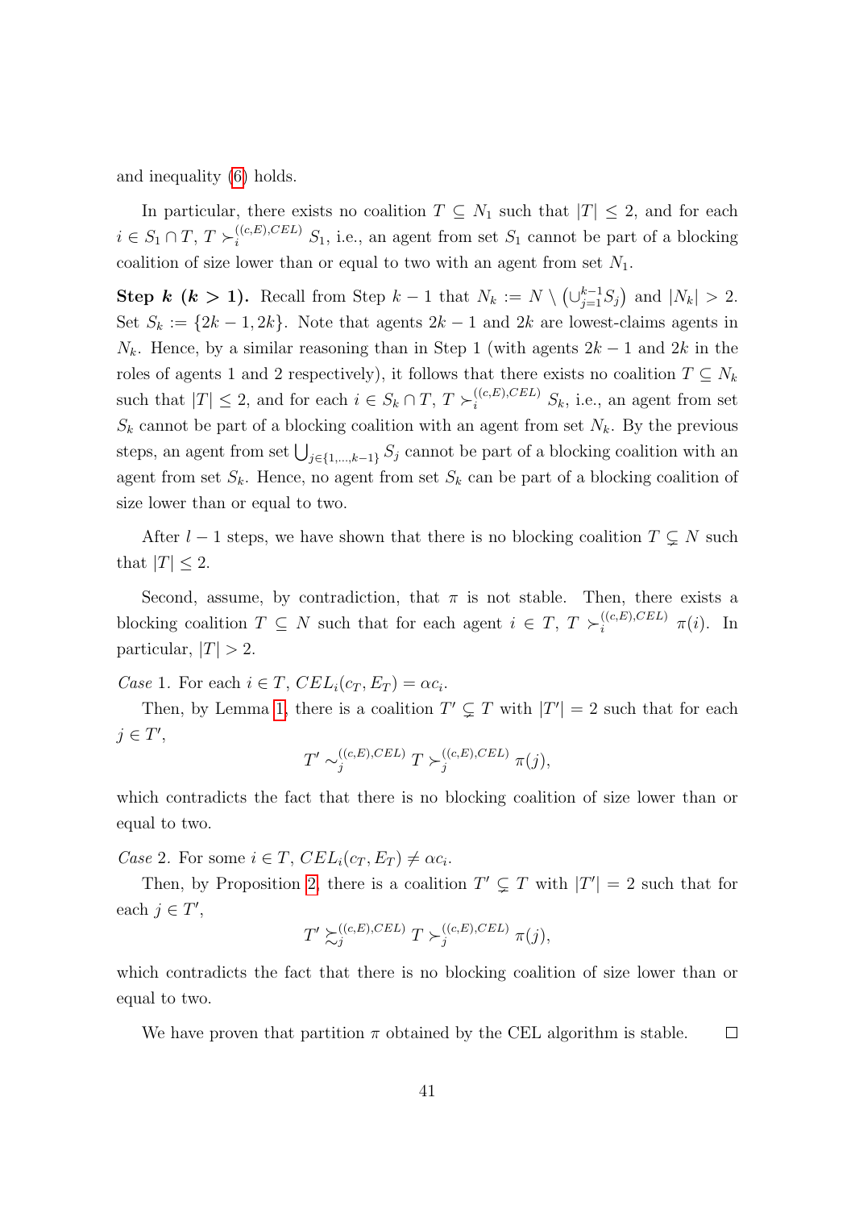and inequality (6) holds.

In particular, there exists no coalition $T \subseteq N_1$ such that $|T| \leq 2$, and for each $i \in S_1 \cap T$, $T \succ_i^{((c,E),CEL)} S_1$, i.e., an agent from set $S_1$ cannot be part of a blocking coalition of size lower than or equal to two with an agent from set $N_1$.

**Step $k$ ($k > 1$).** Recall from Step $k-1$ that $N_k := N \setminus \left(\cup_{j=1}^{k-1} S_j\right)$ and $|N_k| > 2$. Set $S_k := \{2k-1, 2k\}$. Note that agents $2k-1$ and $2k$ are lowest-claims agents in $N_k$. Hence, by a similar reasoning than in Step 1 (with agents $2k-1$ and $2k$ in the roles of agents 1 and 2 respectively), it follows that there exists no coalition $T \subseteq N_k$ such that $|T| \leq 2$, and for each $i \in S_k \cap T$, $T \succ_i^{((c,E),CEL)} S_k$, i.e., an agent from set $S_k$ cannot be part of a blocking coalition with an agent from set $N_k$. By the previous steps, an agent from set $\bigcup_{j \in \{1,\ldots,k-1\}} S_j$ cannot be part of a blocking coalition with an agent from set $S_k$. Hence, no agent from set $S_k$ can be part of a blocking coalition of size lower than or equal to two.

After $l-1$ steps, we have shown that there is no blocking coalition $T \subsetneq N$ such that $|T| \leq 2$.

Second, assume, by contradiction, that $\pi$ is not stable. Then, there exists a blocking coalition $T \subseteq N$ such that for each agent $i \in T$, $T \succ_i^{((c,E),CEL)} \pi(i)$. In particular, $|T| > 2$.

*Case* 1. For each $i \in T$, $CEL_i(c_T, E_T) = \alpha c_i$.

Then, by Lemma 1, there is a coalition $T' \subsetneq T$ with $|T'| = 2$ such that for each $j \in T'$,

$$T' \sim_j^{((c,E),CEL)} T \succ_j^{((c,E),CEL)} \pi(j),$$

which contradicts the fact that there is no blocking coalition of size lower than or equal to two.

*Case* 2. For some $i \in T$, $CEL_i(c_T, E_T) \neq \alpha c_i$.

Then, by Proposition 2, there is a coalition $T' \subsetneq T$ with $|T'| = 2$ such that for each $j \in T'$,

$$T' \succsim_j^{((c,E),CEL)} T \succ_j^{((c,E),CEL)} \pi(j),$$

which contradicts the fact that there is no blocking coalition of size lower than or equal to two.

We have proven that partition $\pi$ obtained by the CEL algorithm is stable. $\square$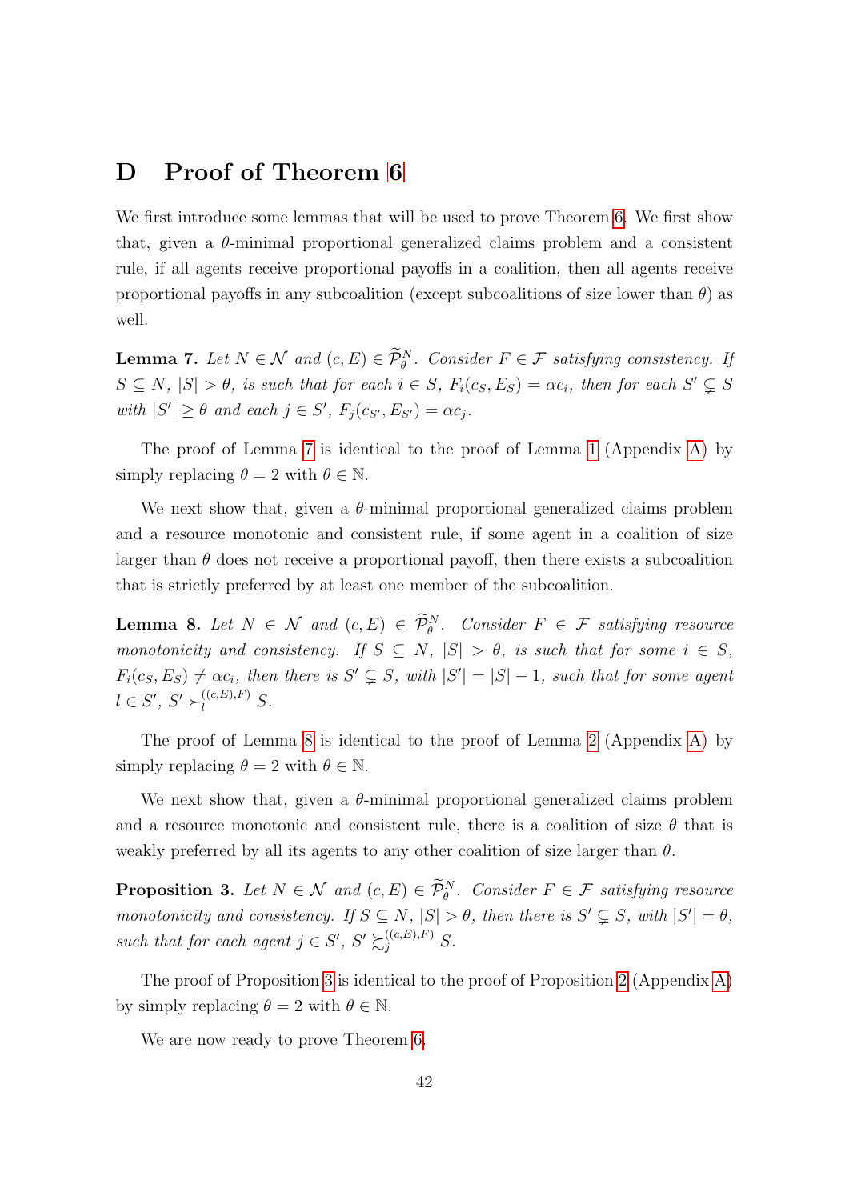# D Proof of Theorem 6

We first introduce some lemmas that will be used to prove Theorem 6. We first show that, given a $\theta$-minimal proportional generalized claims problem and a consistent rule, if all agents receive proportional payoffs in a coalition, then all agents receive proportional payoffs in any subcoalition (except subcoalitions of size lower than $\theta$) as well.

**Lemma 7.** *Let $N \in \mathcal{N}$ and $(c, E) \in \widetilde{\mathcal{P}}_{\theta}^{N}$. Consider $F \in \mathcal{F}$ satisfying consistency. If $S \subseteq N$, $|S| > \theta$, is such that for each $i \in S$, $F_i(c_S, E_S) = \alpha c_i$, then for each $S' \subsetneq S$ with $|S'| \geq \theta$ and each $j \in S'$, $F_j(c_{S'}, E_{S'}) = \alpha c_j$.*

The proof of Lemma 7 is identical to the proof of Lemma 1 (Appendix A) by simply replacing $\theta = 2$ with $\theta \in \mathbb{N}$.

We next show that, given a $\theta$-minimal proportional generalized claims problem and a resource monotonic and consistent rule, if some agent in a coalition of size larger than $\theta$ does not receive a proportional payoff, then there exists a subcoalition that is strictly preferred by at least one member of the subcoalition.

**Lemma 8.** *Let $N \in \mathcal{N}$ and $(c, E) \in \widetilde{\mathcal{P}}_{\theta}^{N}$. Consider $F \in \mathcal{F}$ satisfying resource monotonicity and consistency. If $S \subseteq N$, $|S| > \theta$, is such that for some $i \in S$, $F_i(c_S, E_S) \neq \alpha c_i$, then there is $S' \subsetneq S$, with $|S'| = |S| - 1$, such that for some agent $l \in S'$, $S' \succ_l^{((c,E),F)} S$.*

The proof of Lemma 8 is identical to the proof of Lemma 2 (Appendix A) by simply replacing $\theta = 2$ with $\theta \in \mathbb{N}$.

We next show that, given a $\theta$-minimal proportional generalized claims problem and a resource monotonic and consistent rule, there is a coalition of size $\theta$ that is weakly preferred by all its agents to any other coalition of size larger than $\theta$.

**Proposition 3.** *Let $N \in \mathcal{N}$ and $(c, E) \in \widetilde{\mathcal{P}}_{\theta}^{N}$. Consider $F \in \mathcal{F}$ satisfying resource monotonicity and consistency. If $S \subseteq N$, $|S| > \theta$, then there is $S' \subsetneq S$, with $|S'| = \theta$, such that for each agent $j \in S'$, $S' \succsim_j^{((c,E),F)} S$.*

The proof of Proposition 3 is identical to the proof of Proposition 2 (Appendix A) by simply replacing $\theta = 2$ with $\theta \in \mathbb{N}$.

We are now ready to prove Theorem 6.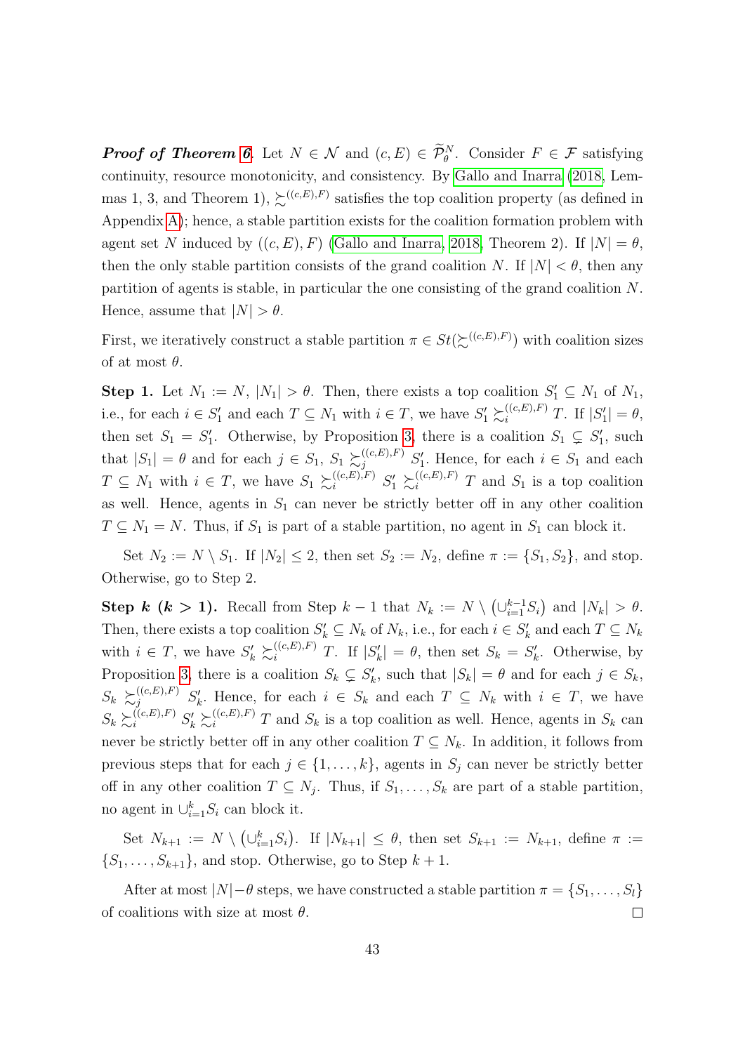***Proof of Theorem 6.*** Let $N \in \mathcal{N}$ and $(c, E) \in \widetilde{\mathcal{P}}^N_\theta$. Consider $F \in \mathcal{F}$ satisfying continuity, resource monotonicity, and consistency. By Gallo and Inarra (2018, Lemmas 1, 3, and Theorem 1), $\succsim^{((c,E),F)}$ satisfies the top coalition property (as defined in Appendix A); hence, a stable partition exists for the coalition formation problem with agent set $N$ induced by $((c, E), F)$ (Gallo and Inarra, 2018, Theorem 2). If $|N| = \theta$, then the only stable partition consists of the grand coalition $N$. If $|N| < \theta$, then any partition of agents is stable, in particular the one consisting of the grand coalition $N$. Hence, assume that $|N| > \theta$.

First, we iteratively construct a stable partition $\pi \in St(\succsim^{((c,E),F)})$ with coalition sizes of at most $\theta$.

**Step 1.** Let $N_1 := N$, $|N_1| > \theta$. Then, there exists a top coalition $S'_1 \subseteq N_1$ of $N_1$, i.e., for each $i \in S'_1$ and each $T \subseteq N_1$ with $i \in T$, we have $S'_1 \succsim_i^{((c,E),F)} T$. If $|S'_1| = \theta$, then set $S_1 = S'_1$. Otherwise, by Proposition 3, there is a coalition $S_1 \subsetneq S'_1$, such that $|S_1| = \theta$ and for each $j \in S_1$, $S_1 \succsim_j^{((c,E),F)} S'_1$. Hence, for each $i \in S_1$ and each $T \subseteq N_1$ with $i \in T$, we have $S_1 \succsim_i^{((c,E),F)} S'_1 \succsim_i^{((c,E),F)} T$ and $S_1$ is a top coalition as well. Hence, agents in $S_1$ can never be strictly better off in any other coalition $T \subseteq N_1 = N$. Thus, if $S_1$ is part of a stable partition, no agent in $S_1$ can block it.

Set $N_2 := N \setminus S_1$. If $|N_2| \leq 2$, then set $S_2 := N_2$, define $\pi := \{S_1, S_2\}$, and stop. Otherwise, go to Step 2.

**Step $k$ ($k > 1$).** Recall from Step $k-1$ that $N_k := N \setminus \left(\cup_{i=1}^{k-1} S_i\right)$ and $|N_k| > \theta$. Then, there exists a top coalition $S'_k \subseteq N_k$ of $N_k$, i.e., for each $i \in S'_k$ and each $T \subseteq N_k$ with $i \in T$, we have $S'_k \succsim_i^{((c,E),F)} T$. If $|S'_k| = \theta$, then set $S_k = S'_k$. Otherwise, by Proposition 3, there is a coalition $S_k \subsetneq S'_k$, such that $|S_k| = \theta$ and for each $j \in S_k$, $S_k \succsim_j^{((c,E),F)} S'_k$. Hence, for each $i \in S_k$ and each $T \subseteq N_k$ with $i \in T$, we have $S_k \succsim_i^{((c,E),F)} S'_k \succsim_i^{((c,E),F)} T$ and $S_k$ is a top coalition as well. Hence, agents in $S_k$ can never be strictly better off in any other coalition $T \subseteq N_k$. In addition, it follows from previous steps that for each $j \in \{1, \ldots, k\}$, agents in $S_j$ can never be strictly better off in any other coalition $T \subseteq N_j$. Thus, if $S_1, \ldots, S_k$ are part of a stable partition, no agent in $\cup_{i=1}^k S_i$ can block it.

Set $N_{k+1} := N \setminus \left(\cup_{i=1}^k S_i\right)$. If $|N_{k+1}| \leq \theta$, then set $S_{k+1} := N_{k+1}$, define $\pi := \{S_1, \ldots, S_{k+1}\}$, and stop. Otherwise, go to Step $k+1$.

After at most $|N| - \theta$ steps, we have constructed a stable partition $\pi = \{S_1, \ldots, S_l\}$ of coalitions with size at most $\theta$. □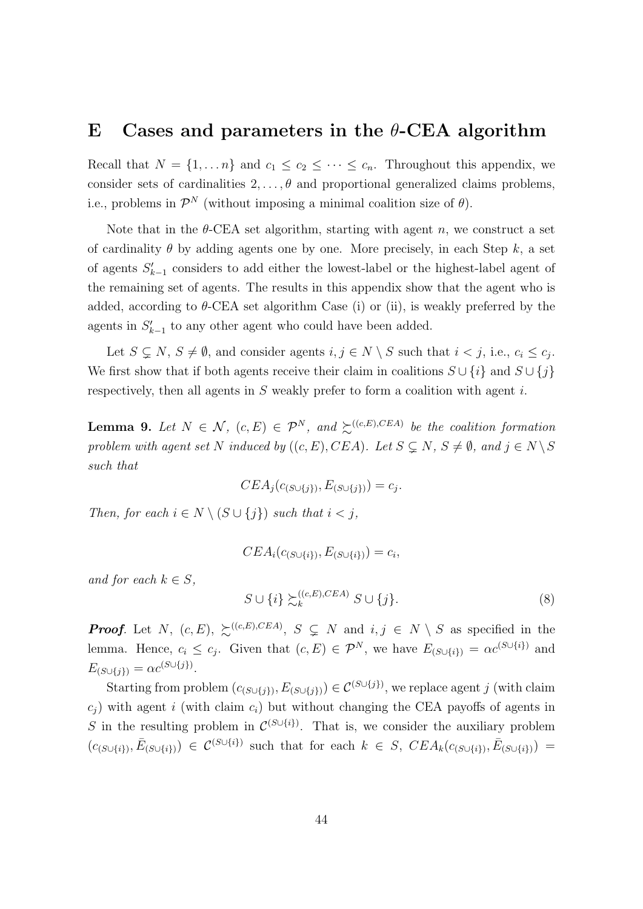# E Cases and parameters in the $\theta$-CEA algorithm

Recall that $N = \{1, \dots n\}$ and $c_1 \leq c_2 \leq \dots \leq c_n$. Throughout this appendix, we consider sets of cardinalities $2, \dots, \theta$ and proportional generalized claims problems, i.e., problems in $\mathcal{P}^N$ (without imposing a minimal coalition size of $\theta$).

Note that in the $\theta$-CEA set algorithm, starting with agent $n$, we construct a set of cardinality $\theta$ by adding agents one by one. More precisely, in each Step $k$, a set of agents $S'_{k-1}$ considers to add either the lowest-label or the highest-label agent of the remaining set of agents. The results in this appendix show that the agent who is added, according to $\theta$-CEA set algorithm Case (i) or (ii), is weakly preferred by the agents in $S'_{k-1}$ to any other agent who could have been added.

Let $S \subsetneq N$, $S \neq \emptyset$, and consider agents $i, j \in N \setminus S$ such that $i < j$, i.e., $c_i \leq c_j$. We first show that if both agents receive their claim in coalitions $S \cup \{i\}$ and $S \cup \{j\}$ respectively, then all agents in $S$ weakly prefer to form a coalition with agent $i$.

**Lemma 9.** *Let $N \in \mathcal{N}$, $(c, E) \in \mathcal{P}^N$, and $\succsim^{((c,E),CEA)}$ be the coalition formation problem with agent set $N$ induced by $((c, E), CEA)$. Let $S \subsetneq N$, $S \neq \emptyset$, and $j \in N \setminus S$ such that*

$$CEA_j(c_{(S\cup\{j\})}, E_{(S\cup\{j\})}) = c_j.$$

*Then, for each $i \in N \setminus (S \cup \{j\})$ such that $i < j$,*

$$CEA_i(c_{(S\cup\{i\})}, E_{(S\cup\{i\})}) = c_i,$$

*and for each $k \in S$,*

$$S \cup \{i\} \succsim_k^{((c,E),CEA)} S \cup \{j\}. \tag{8}$$

***Proof.*** Let $N$, $(c, E)$, $\succsim^{((c,E),CEA)}$, $S \subsetneq N$ and $i, j \in N \setminus S$ as specified in the lemma. Hence, $c_i \leq c_j$. Given that $(c, E) \in \mathcal{P}^N$, we have $E_{(S\cup\{i\})} = \alpha c^{(S\cup\{i\})}$ and $E_{(S\cup\{j\})} = \alpha c^{(S\cup\{j\})}$.

Starting from problem $(c_{(S\cup\{j\})}, E_{(S\cup\{j\})}) \in \mathcal{C}^{(S\cup\{j\})}$, we replace agent $j$ (with claim $c_j$) with agent $i$ (with claim $c_i$) but without changing the CEA payoffs of agents in $S$ in the resulting problem in $\mathcal{C}^{(S\cup\{i\})}$. That is, we consider the auxiliary problem $(c_{(S\cup\{i\})}, \bar{E}_{(S\cup\{i\})}) \in \mathcal{C}^{(S\cup\{i\})}$ such that for each $k \in S$, $CEA_k(c_{(S\cup\{i\})}, \bar{E}_{(S\cup\{i\})}) =$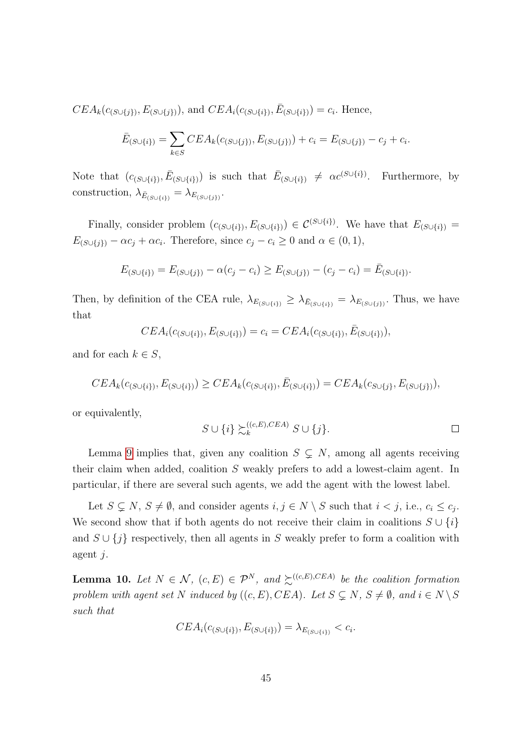$CEA_k(c_{(S\cup\{j\})}, E_{(S\cup\{j\})})$, and $CEA_i(c_{(S\cup\{i\})}, \bar{E}_{(S\cup\{i\})}) = c_i$. Hence,

$$\bar{E}_{(S\cup\{i\})} = \sum_{k\in S} CEA_k(c_{(S\cup\{j\})}, E_{(S\cup\{j\})}) + c_i = E_{(S\cup\{j\})} - c_j + c_i.$$

Note that $(c_{(S\cup\{i\})}, \bar{E}_{(S\cup\{i\})})$ is such that $\bar{E}_{(S\cup\{i\})} \neq \alpha c^{(S\cup\{i\})}$. Furthermore, by construction, $\lambda_{\bar{E}_{(S\cup\{i\})}} = \lambda_{E_{(S\cup\{j\})}}$.

Finally, consider problem $(c_{(S\cup\{i\})}, E_{(S\cup\{i\})}) \in \mathcal{C}^{(S\cup\{i\})}$. We have that $E_{(S\cup\{i\})} = E_{(S\cup\{j\})} - \alpha c_j + \alpha c_i$. Therefore, since $c_j - c_i \geq 0$ and $\alpha \in (0,1)$,

$$E_{(S\cup\{i\})} = E_{(S\cup\{j\})} - \alpha(c_j - c_i) \geq E_{(S\cup\{j\})} - (c_j - c_i) = \bar{E}_{(S\cup\{i\})}.$$

Then, by definition of the CEA rule, $\lambda_{E_{(S\cup\{i\})}} \geq \lambda_{\bar{E}_{(S\cup\{i\})}} = \lambda_{E_{(S\cup\{j\})}}$. Thus, we have that

$$CEA_i(c_{(S\cup\{i\})}, E_{(S\cup\{i\})}) = c_i = CEA_i(c_{(S\cup\{i\})}, \bar{E}_{(S\cup\{i\})}),$$

and for each $k \in S$,

$$CEA_k(c_{(S\cup\{i\})}, E_{(S\cup\{i\})}) \geq CEA_k(c_{(S\cup\{i\})}, \bar{E}_{(S\cup\{i\})}) = CEA_k(c_{S\cup\{j\}}, E_{(S\cup\{j\})}),$$

or equivalently,

$$S \cup \{i\} \succsim_k^{((c,E),CEA)} S \cup \{j\}.$$

□

Lemma 9 implies that, given any coalition $S \subsetneq N$, among all agents receiving their claim when added, coalition $S$ weakly prefers to add a lowest-claim agent. In particular, if there are several such agents, we add the agent with the lowest label.

Let $S \subsetneq N$, $S \neq \emptyset$, and consider agents $i, j \in N \setminus S$ such that $i < j$, i.e., $c_i \leq c_j$. We second show that if both agents do not receive their claim in coalitions $S \cup \{i\}$ and $S \cup \{j\}$ respectively, then all agents in $S$ weakly prefer to form a coalition with agent $j$.

**Lemma 10.** *Let $N \in \mathcal{N}$, $(c, E) \in \mathcal{P}^N$, and $\succsim^{((c,E),CEA)}$ be the coalition formation problem with agent set $N$ induced by $((c, E), CEA)$. Let $S \subsetneq N$, $S \neq \emptyset$, and $i \in N \setminus S$ such that*

$$CEA_i(c_{(S\cup\{i\})}, E_{(S\cup\{i\})}) = \lambda_{E_{(S\cup\{i\})}} < c_i.$$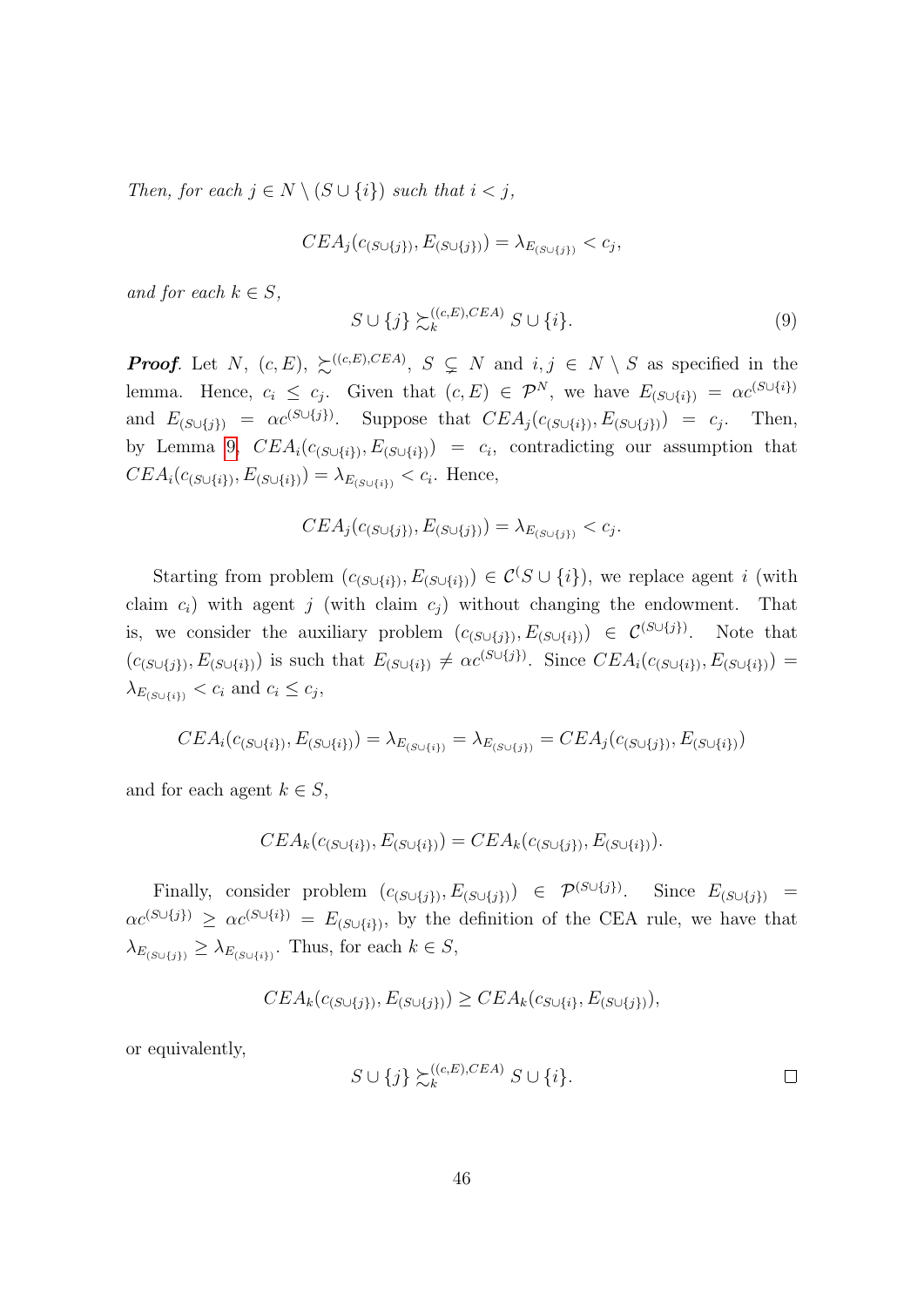*Then, for each $j \in N \setminus (S \cup \{i\})$ such that $i < j$,*

$$CEA_j(c_{(S\cup\{j\})}, E_{(S\cup\{j\})}) = \lambda_{E_{(S\cup\{j\})}} < c_j,$$

*and for each $k \in S$,*

$$S \cup \{j\} \succsim_k^{((c,E),CEA)} S \cup \{i\}. \tag{9}$$

***Proof.*** Let $N$, $(c, E)$, $\succsim^{((c,E),CEA)}$, $S \subsetneq N$ and $i, j \in N \setminus S$ as specified in the lemma. Hence, $c_i \leq c_j$. Given that $(c, E) \in \mathcal{P}^N$, we have $E_{(S\cup\{i\})} = \alpha c^{(S\cup\{i\})}$ and $E_{(S\cup\{j\})} = \alpha c^{(S\cup\{j\})}$. Suppose that $CEA_j(c_{(S\cup\{i\})}, E_{(S\cup\{j\})}) = c_j$. Then, by Lemma 9, $CEA_i(c_{(S\cup\{i\})}, E_{(S\cup\{i\})}) = c_i$, contradicting our assumption that $CEA_i(c_{(S\cup\{i\})}, E_{(S\cup\{i\})}) = \lambda_{E_{(S\cup\{i\})}} < c_i$. Hence,

$$CEA_j(c_{(S\cup\{j\})}, E_{(S\cup\{j\})}) = \lambda_{E_{(S\cup\{j\})}} < c_j.$$

Starting from problem $(c_{(S\cup\{i\})}, E_{(S\cup\{i\})}) \in \mathcal{C}^(S \cup \{i\})$, we replace agent $i$ (with claim $c_i$) with agent $j$ (with claim $c_j$) without changing the endowment. That is, we consider the auxiliary problem $(c_{(S\cup\{j\})}, E_{(S\cup\{i\})}) \in \mathcal{C}^{(S\cup\{j\})}$. Note that $(c_{(S\cup\{j\})}, E_{(S\cup\{i\})})$ is such that $E_{(S\cup\{i\})} \neq \alpha c^{(S\cup\{j\})}$. Since $CEA_i(c_{(S\cup\{i\})}, E_{(S\cup\{i\})}) = \lambda_{E_{(S\cup\{i\})}} < c_i$ and $c_i \leq c_j$,

$$CEA_i(c_{(S\cup\{i\})}, E_{(S\cup\{i\})}) = \lambda_{E_{(S\cup\{i\})}} = \lambda_{E_{(S\cup\{j\})}} = CEA_j(c_{(S\cup\{j\})}, E_{(S\cup\{i\})})$$

and for each agent $k \in S$,

$$CEA_k(c_{(S\cup\{i\})}, E_{(S\cup\{i\})}) = CEA_k(c_{(S\cup\{j\})}, E_{(S\cup\{i\})}).$$

Finally, consider problem $(c_{(S\cup\{j\})}, E_{(S\cup\{j\})}) \in \mathcal{P}^{(S\cup\{j\})}$. Since $E_{(S\cup\{j\})} = \alpha c^{(S\cup\{j\})} \geq \alpha c^{(S\cup\{i\})} = E_{(S\cup\{i\})}$, by the definition of the CEA rule, we have that $\lambda_{E_{(S\cup\{j\})}} \geq \lambda_{E_{(S\cup\{i\})}}$. Thus, for each $k \in S$,

$$CEA_k(c_{(S\cup\{j\})}, E_{(S\cup\{j\})}) \geq CEA_k(c_{S\cup\{i\}}, E_{(S\cup\{j\})}),$$

or equivalently,

$$S \cup \{j\} \succsim_k^{((c,E),CEA)} S \cup \{i\}.$$

□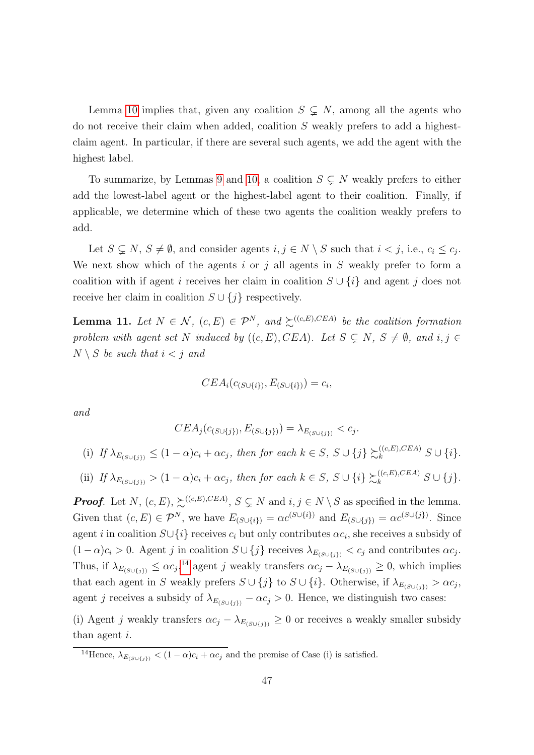Lemma 10 implies that, given any coalition $S \subsetneq N$, among all the agents who do not receive their claim when added, coalition $S$ weakly prefers to add a highest-claim agent. In particular, if there are several such agents, we add the agent with the highest label.

To summarize, by Lemmas 9 and 10, a coalition $S \subsetneq N$ weakly prefers to either add the lowest-label agent or the highest-label agent to their coalition. Finally, if applicable, we determine which of these two agents the coalition weakly prefers to add.

Let $S \subsetneq N$, $S \neq \emptyset$, and consider agents $i, j \in N \setminus S$ such that $i < j$, i.e., $c_i \leq c_j$. We next show which of the agents $i$ or $j$ all agents in $S$ weakly prefer to form a coalition with if agent $i$ receives her claim in coalition $S \cup \{i\}$ and agent $j$ does not receive her claim in coalition $S \cup \{j\}$ respectively.

**Lemma 11.** *Let $N \in \mathcal{N}$, $(c, E) \in \mathcal{P}^N$, and $\succsim^{((c,E),CEA)}$ be the coalition formation problem with agent set $N$ induced by $((c, E), CEA)$. Let $S \subsetneq N$, $S \neq \emptyset$, and $i, j \in N \setminus S$ be such that $i < j$ and*

$$CEA_i(c_{(S\cup\{i\})}, E_{(S\cup\{i\})}) = c_i,$$

*and*

$$CEA_j(c_{(S\cup\{j\})}, E_{(S\cup\{j\})}) = \lambda_{E_{(S\cup\{j\})}} < c_j.$$

(i) *If $\lambda_{E_{(S\cup\{j\})}} \leq (1-\alpha)c_i + \alpha c_j$, then for each $k \in S$, $S \cup \{j\} \succsim_k^{((c,E),CEA)} S \cup \{i\}$.*

(ii) *If $\lambda_{E_{(S\cup\{j\})}} > (1-\alpha)c_i + \alpha c_j$, then for each $k \in S$, $S \cup \{i\} \succsim_k^{((c,E),CEA)} S \cup \{j\}$.*

***Proof*.** Let $N$, $(c, E)$, $\succsim^{((c,E),CEA)}$, $S \subsetneq N$ and $i, j \in N \setminus S$ as specified in the lemma. Given that $(c, E) \in \mathcal{P}^N$, we have $E_{(S\cup\{i\})} = \alpha c^{(S\cup\{i\})}$ and $E_{(S\cup\{j\})} = \alpha c^{(S\cup\{j\})}$. Since agent $i$ in coalition $S\cup\{i\}$ receives $c_i$ but only contributes $\alpha c_i$, she receives a subsidy of $(1-\alpha)c_i > 0$. Agent $j$ in coalition $S \cup \{j\}$ receives $\lambda_{E_{(S\cup\{j\})}} < c_j$ and contributes $\alpha c_j$. Thus, if $\lambda_{E_{(S\cup\{j\})}} \leq \alpha c_j$,[14] agent $j$ weakly transfers $\alpha c_j - \lambda_{E_{(S\cup\{j\})}} \geq 0$, which implies that each agent in $S$ weakly prefers $S \cup \{j\}$ to $S \cup \{i\}$. Otherwise, if $\lambda_{E_{(S\cup\{j\})}} > \alpha c_j$, agent $j$ receives a subsidy of $\lambda_{E_{(S\cup\{j\})}} - \alpha c_j > 0$. Hence, we distinguish two cases:

(i) Agent $j$ weakly transfers $\alpha c_j - \lambda_{E_{(S\cup\{j\})}} \geq 0$ or receives a weakly smaller subsidy than agent $i$.

[14] Hence, $\lambda_{E_{(S\cup\{j\})}} < (1-\alpha)c_i + \alpha c_j$ and the premise of Case (i) is satisfied.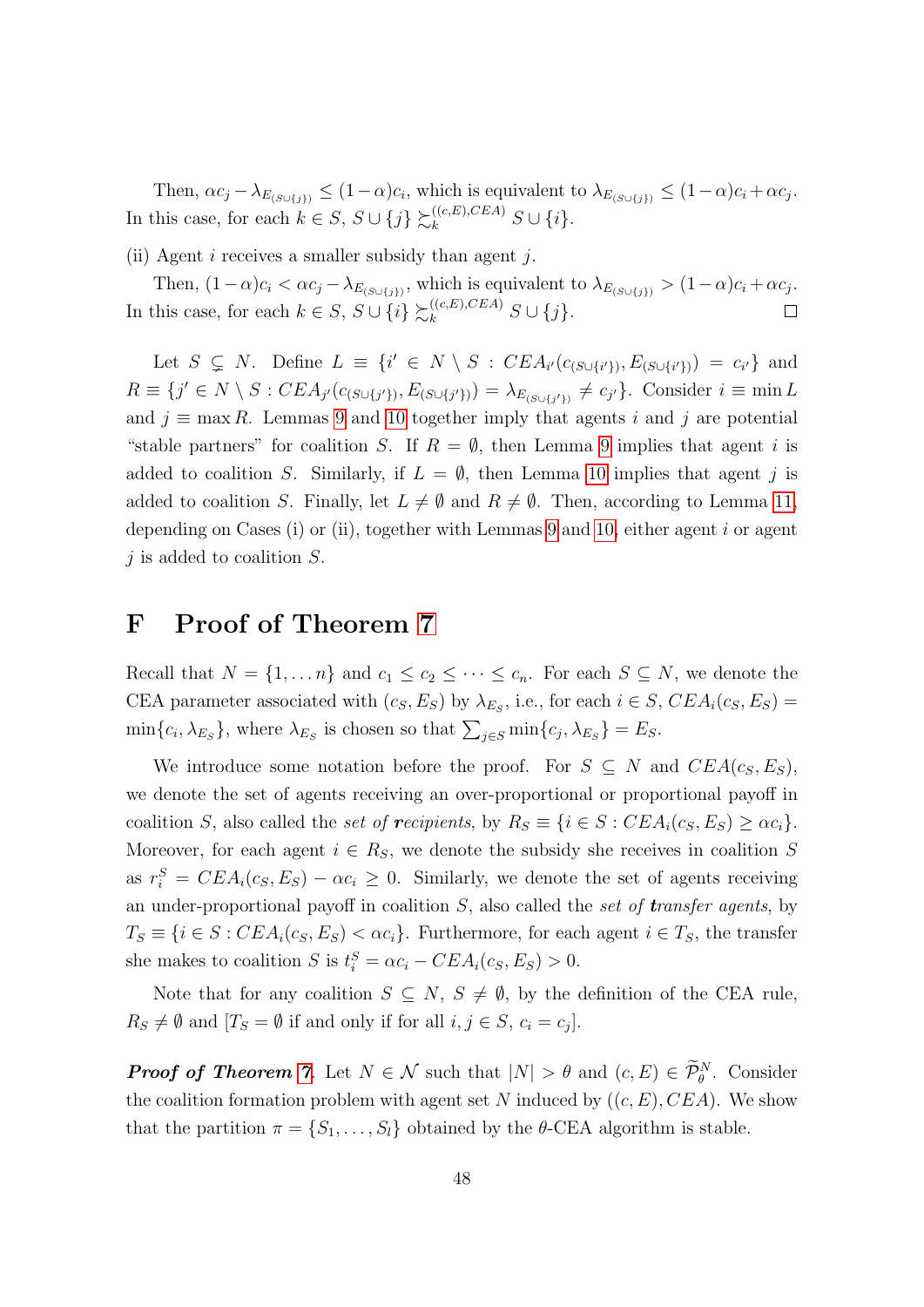Then, $\alpha c_j - \lambda_{E_{(S\cup\{j\})}} \leq (1-\alpha)c_i$, which is equivalent to $\lambda_{E_{(S\cup\{j\})}} \leq (1-\alpha)c_i + \alpha c_j$. In this case, for each $k \in S$, $S \cup \{j\} \succsim_k^{((c,E),CEA)} S \cup \{i\}$.

(ii) Agent $i$ receives a smaller subsidy than agent $j$.

Then, $(1-\alpha)c_i < \alpha c_j - \lambda_{E_{(S\cup\{j\})}}$, which is equivalent to $\lambda_{E_{(S\cup\{j\})}} > (1-\alpha)c_i + \alpha c_j$. In this case, for each $k \in S$, $S \cup \{i\} \succsim_k^{((c,E),CEA)} S \cup \{j\}$. □

Let $S \subsetneq N$. Define $L \equiv \{i' \in N \setminus S : CEA_{i'}(c_{(S\cup\{i'\})}, E_{(S\cup\{i'\})}) = c_{i'}\}$ and $R \equiv \{j' \in N \setminus S : CEA_{j'}(c_{(S\cup\{j'\})}, E_{(S\cup\{j'\})}) = \lambda_{E_{(S\cup\{j'\})}} \neq c_{j'}\}$. Consider $i \equiv \min L$ and $j \equiv \max R$. Lemmas 9 and 10 together imply that agents $i$ and $j$ are potential "stable partners" for coalition $S$. If $R = \emptyset$, then Lemma 9 implies that agent $i$ is added to coalition $S$. Similarly, if $L = \emptyset$, then Lemma 10 implies that agent $j$ is added to coalition $S$. Finally, let $L \neq \emptyset$ and $R \neq \emptyset$. Then, according to Lemma 11, depending on Cases (i) or (ii), together with Lemmas 9 and 10, either agent $i$ or agent $j$ is added to coalition $S$.

# F Proof of Theorem 7

Recall that $N = \{1, \ldots n\}$ and $c_1 \leq c_2 \leq \cdots \leq c_n$. For each $S \subseteq N$, we denote the CEA parameter associated with $(c_S, E_S)$ by $\lambda_{E_S}$, i.e., for each $i \in S$, $CEA_i(c_S, E_S) = \min\{c_i, \lambda_{E_S}\}$, where $\lambda_{E_S}$ is chosen so that $\sum_{j\in S} \min\{c_j, \lambda_{E_S}\} = E_S$.

We introduce some notation before the proof. For $S \subseteq N$ and $CEA(c_S, E_S)$, we denote the set of agents receiving an over-proportional or proportional payoff in coalition $S$, also called the *set of **r**ecipients*, by $R_S \equiv \{i \in S : CEA_i(c_S, E_S) \geq \alpha c_i\}$. Moreover, for each agent $i \in R_S$, we denote the subsidy she receives in coalition $S$ as $r_i^S = CEA_i(c_S, E_S) - \alpha c_i \geq 0$. Similarly, we denote the set of agents receiving an under-proportional payoff in coalition $S$, also called the *set of **t**ransfer agents*, by $T_S \equiv \{i \in S : CEA_i(c_S, E_S) < \alpha c_i\}$. Furthermore, for each agent $i \in T_S$, the transfer she makes to coalition $S$ is $t_i^S = \alpha c_i - CEA_i(c_S, E_S) > 0$.

Note that for any coalition $S \subseteq N$, $S \neq \emptyset$, by the definition of the CEA rule, $R_S \neq \emptyset$ and [$T_S = \emptyset$ if and only if for all $i, j \in S$, $c_i = c_j$].

***Proof of Theorem 7.*** Let $N \in \mathcal{N}$ such that $|N| > \theta$ and $(c, E) \in \widetilde{\mathcal{P}}_\theta^N$. Consider the coalition formation problem with agent set $N$ induced by $((c, E), CEA)$. We show that the partition $\pi = \{S_1, \ldots, S_l\}$ obtained by the $\theta$-CEA algorithm is stable.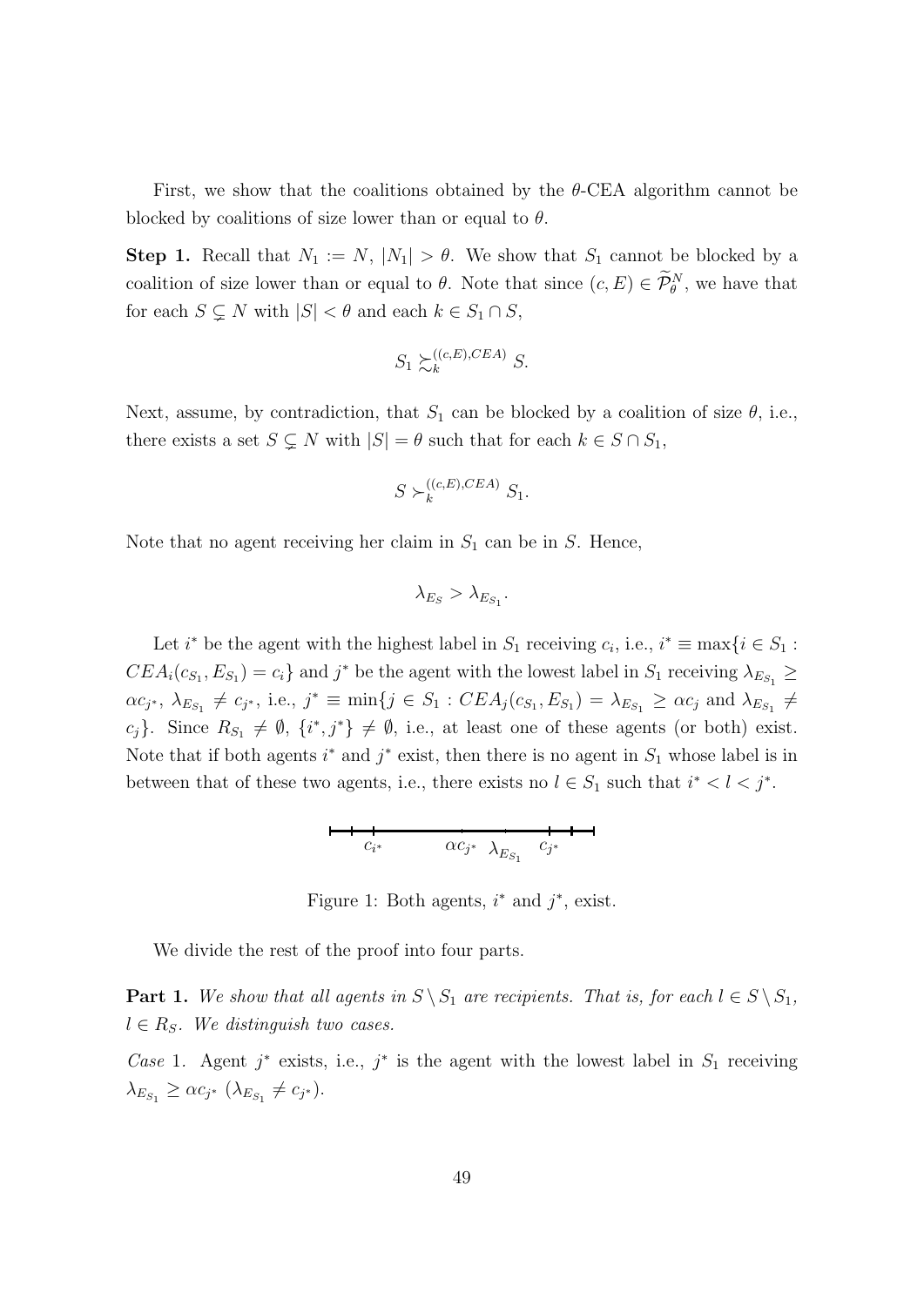First, we show that the coalitions obtained by the $\theta$-CEA algorithm cannot be blocked by coalitions of size lower than or equal to $\theta$.

**Step 1.** Recall that $N_1 := N$, $|N_1| > \theta$. We show that $S_1$ cannot be blocked by a coalition of size lower than or equal to $\theta$. Note that since $(c, E) \in \widetilde{\mathcal{P}}_{\theta}^{N}$, we have that for each $S \subsetneq N$ with $|S| < \theta$ and each $k \in S_1 \cap S$,

$$S_1 \succsim_k^{((c,E),CEA)} S.$$

Next, assume, by contradiction, that $S_1$ can be blocked by a coalition of size $\theta$, i.e., there exists a set $S \subsetneq N$ with $|S| = \theta$ such that for each $k \in S \cap S_1$,

$$S \succ_k^{((c,E),CEA)} S_1.$$

Note that no agent receiving her claim in $S_1$ can be in $S$. Hence,

$$\lambda_{E_S} > \lambda_{E_{S_1}}.$$

Let $i^*$ be the agent with the highest label in $S_1$ receiving $c_i$, i.e., $i^* \equiv \max\{i \in S_1 : CEA_i(c_{S_1}, E_{S_1}) = c_i\}$ and $j^*$ be the agent with the lowest label in $S_1$ receiving $\lambda_{E_{S_1}} \geq \alpha c_{j^*}$, $\lambda_{E_{S_1}} \neq c_{j^*}$, i.e., $j^* \equiv \min\{j \in S_1 : CEA_j(c_{S_1}, E_{S_1}) = \lambda_{E_{S_1}} \geq \alpha c_j$ and $\lambda_{E_{S_1}} \neq c_j\}$. Since $R_{S_1} \neq \emptyset$, $\{i^*, j^*\} \neq \emptyset$, i.e., at least one of these agents (or both) exist. Note that if both agents $i^*$ and $j^*$ exist, then there is no agent in $S_1$ whose label is in between that of these two agents, i.e., there exists no $l \in S_1$ such that $i^* < l < j^*$.

$c_{i^*}$ $\alpha c_{j^*}$ $\lambda_{E_{S_1}}$ $c_{j^*}$

Figure 1: Both agents, $i^*$ and $j^*$, exist.

We divide the rest of the proof into four parts.

**Part 1.** *We show that all agents in $S \setminus S_1$ are recipients. That is, for each $l \in S \setminus S_1$, $l \in R_S$. We distinguish two cases.*

*Case* 1. Agent $j^*$ exists, i.e., $j^*$ is the agent with the lowest label in $S_1$ receiving $\lambda_{E_{S_1}} \geq \alpha c_{j^*}$ ($\lambda_{E_{S_1}} \neq c_{j^*}$).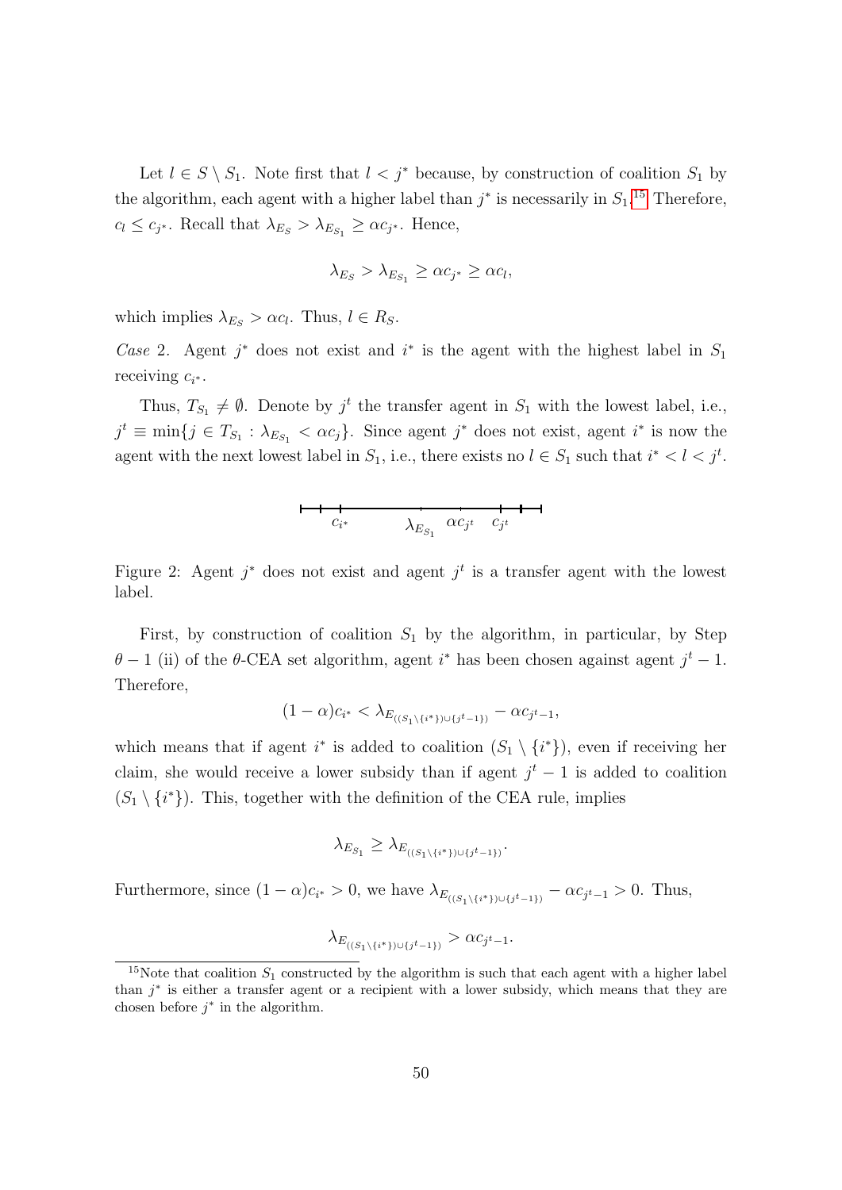Let $l \in S \setminus S_1$. Note first that $l < j^*$ because, by construction of coalition $S_1$ by the algorithm, each agent with a higher label than $j^*$ is necessarily in $S_1$.[15] Therefore, $c_l \leq c_{j^*}$. Recall that $\lambda_{E_S} > \lambda_{E_{S_1}} \geq \alpha c_{j^*}$. Hence,

$$\lambda_{E_S} > \lambda_{E_{S_1}} \geq \alpha c_{j^*} \geq \alpha c_l,$$

which implies $\lambda_{E_S} > \alpha c_l$. Thus, $l \in R_S$.

*Case* 2. Agent $j^*$ does not exist and $i^*$ is the agent with the highest label in $S_1$ receiving $c_{i^*}$.

Thus, $T_{S_1} \neq \emptyset$. Denote by $j^t$ the transfer agent in $S_1$ with the lowest label, i.e., $j^t \equiv \min\{j \in T_{S_1} : \lambda_{E_{S_1}} < \alpha c_j\}$. Since agent $j^*$ does not exist, agent $i^*$ is now the agent with the next lowest label in $S_1$, i.e., there exists no $l \in S_1$ such that $i^* < l < j^t$.

$c_{i^*}$ $\quad \lambda_{E_{S_1}}$ $\quad \alpha c_{j^t}$ $\quad c_{j^t}$

Figure 2: Agent $j^*$ does not exist and agent $j^t$ is a transfer agent with the lowest label.

First, by construction of coalition $S_1$ by the algorithm, in particular, by Step $\theta - 1$ (ii) of the $\theta$-CEA set algorithm, agent $i^*$ has been chosen against agent $j^t - 1$. Therefore,

$$(1 - \alpha)c_{i^*} < \lambda_{E_{((S_1 \setminus \{i^*\}) \cup \{j^t - 1\})}} - \alpha c_{j^t - 1},$$

which means that if agent $i^*$ is added to coalition $(S_1 \setminus \{i^*\})$, even if receiving her claim, she would receive a lower subsidy than if agent $j^t - 1$ is added to coalition $(S_1 \setminus \{i^*\})$. This, together with the definition of the CEA rule, implies

$$\lambda_{E_{S_1}} \geq \lambda_{E_{((S_1 \setminus \{i^*\}) \cup \{j^t - 1\})}}.$$

Furthermore, since $(1 - \alpha)c_{i^*} > 0$, we have $\lambda_{E_{((S_1 \setminus \{i^*\}) \cup \{j^t - 1\})}} - \alpha c_{j^t - 1} > 0$. Thus,

$$\lambda_{E_{((S_1 \setminus \{i^*\}) \cup \{j^t - 1\})}} > \alpha c_{j^t - 1}.$$

[15] Note that coalition $S_1$ constructed by the algorithm is such that each agent with a higher label than $j^*$ is either a transfer agent or a recipient with a lower subsidy, which means that they are chosen before $j^*$ in the algorithm.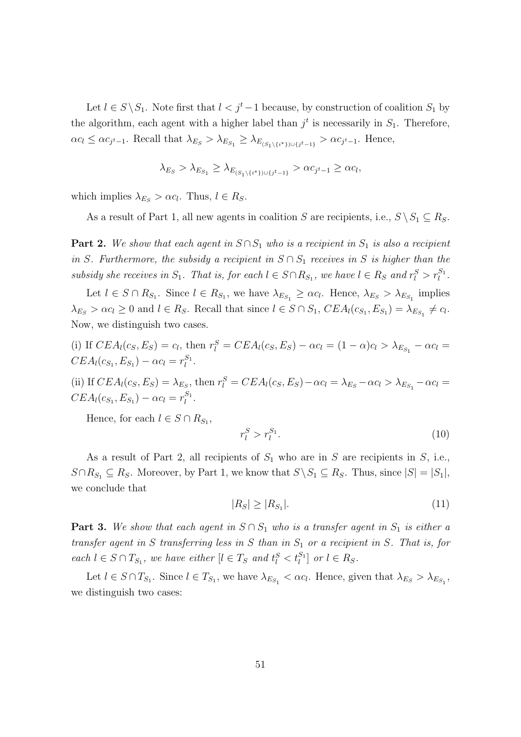Let $l \in S \setminus S_1$. Note first that $l < j^t - 1$ because, by construction of coalition $S_1$ by the algorithm, each agent with a higher label than $j^t$ is necessarily in $S_1$. Therefore, $\alpha c_l \leq \alpha c_{j^t-1}$. Recall that $\lambda_{E_S} > \lambda_{E_{S_1}} \geq \lambda_{E_{(S_1 \setminus \{i^*\}) \cup \{j^t-1\}}} > \alpha c_{j^t-1}$. Hence,

$$\lambda_{E_S} > \lambda_{E_{S_1}} \geq \lambda_{E_{(S_1 \setminus \{i^*\}) \cup \{j^t-1\}}} > \alpha c_{j^t-1} \geq \alpha c_l,$$

which implies $\lambda_{E_S} > \alpha c_l$. Thus, $l \in R_S$.

As a result of Part 1, all new agents in coalition $S$ are recipients, i.e., $S \setminus S_1 \subseteq R_S$.

**Part 2.** *We show that each agent in $S \cap S_1$ who is a recipient in $S_1$ is also a recipient in $S$. Furthermore, the subsidy a recipient in $S \cap S_1$ receives in $S$ is higher than the subsidy she receives in $S_1$. That is, for each $l \in S \cap R_{S_1}$, we have $l \in R_S$ and $r_l^S > r_l^{S_1}$.*

Let $l \in S \cap R_{S_1}$. Since $l \in R_{S_1}$, we have $\lambda_{E_{S_1}} \geq \alpha c_l$. Hence, $\lambda_{E_S} > \lambda_{E_{S_1}}$ implies $\lambda_{E_S} > \alpha c_l \geq 0$ and $l \in R_S$. Recall that since $l \in S \cap S_1$, $CEA_l(c_{S_1}, E_{S_1}) = \lambda_{E_{S_1}} \neq c_l$. Now, we distinguish two cases.

(i) If $CEA_l(c_S, E_S) = c_l$, then $r_l^S = CEA_l(c_S, E_S) - \alpha c_l = (1-\alpha)c_l > \lambda_{E_{S_1}} - \alpha c_l = CEA_l(c_{S_1}, E_{S_1}) - \alpha c_l = r_l^{S_1}$.

(ii) If $CEA_l(c_S, E_S) = \lambda_{E_S}$, then $r_l^S = CEA_l(c_S, E_S) - \alpha c_l = \lambda_{E_S} - \alpha c_l > \lambda_{E_{S_1}} - \alpha c_l = CEA_l(c_{S_1}, E_{S_1}) - \alpha c_l = r_l^{S_1}$.

Hence, for each $l \in S \cap R_{S_1}$,

$$r_l^S > r_l^{S_1}. \tag{10}$$

As a result of Part 2, all recipients of $S_1$ who are in $S$ are recipients in $S$, i.e., $S \cap R_{S_1} \subseteq R_S$. Moreover, by Part 1, we know that $S \setminus S_1 \subseteq R_S$. Thus, since $|S| = |S_1|$, we conclude that

$$|R_S| \geq |R_{S_1}|. \tag{11}$$

**Part 3.** *We show that each agent in $S \cap S_1$ who is a transfer agent in $S_1$ is either a transfer agent in $S$ transferring less in $S$ than in $S_1$ or a recipient in $S$. That is, for each $l \in S \cap T_{S_1}$, we have either [$l \in T_S$ and $t_l^S < t_l^{S_1}$] or $l \in R_S$.*

Let $l \in S \cap T_{S_1}$. Since $l \in T_{S_1}$, we have $\lambda_{E_{S_1}} < \alpha c_l$. Hence, given that $\lambda_{E_S} > \lambda_{E_{S_1}}$, we distinguish two cases: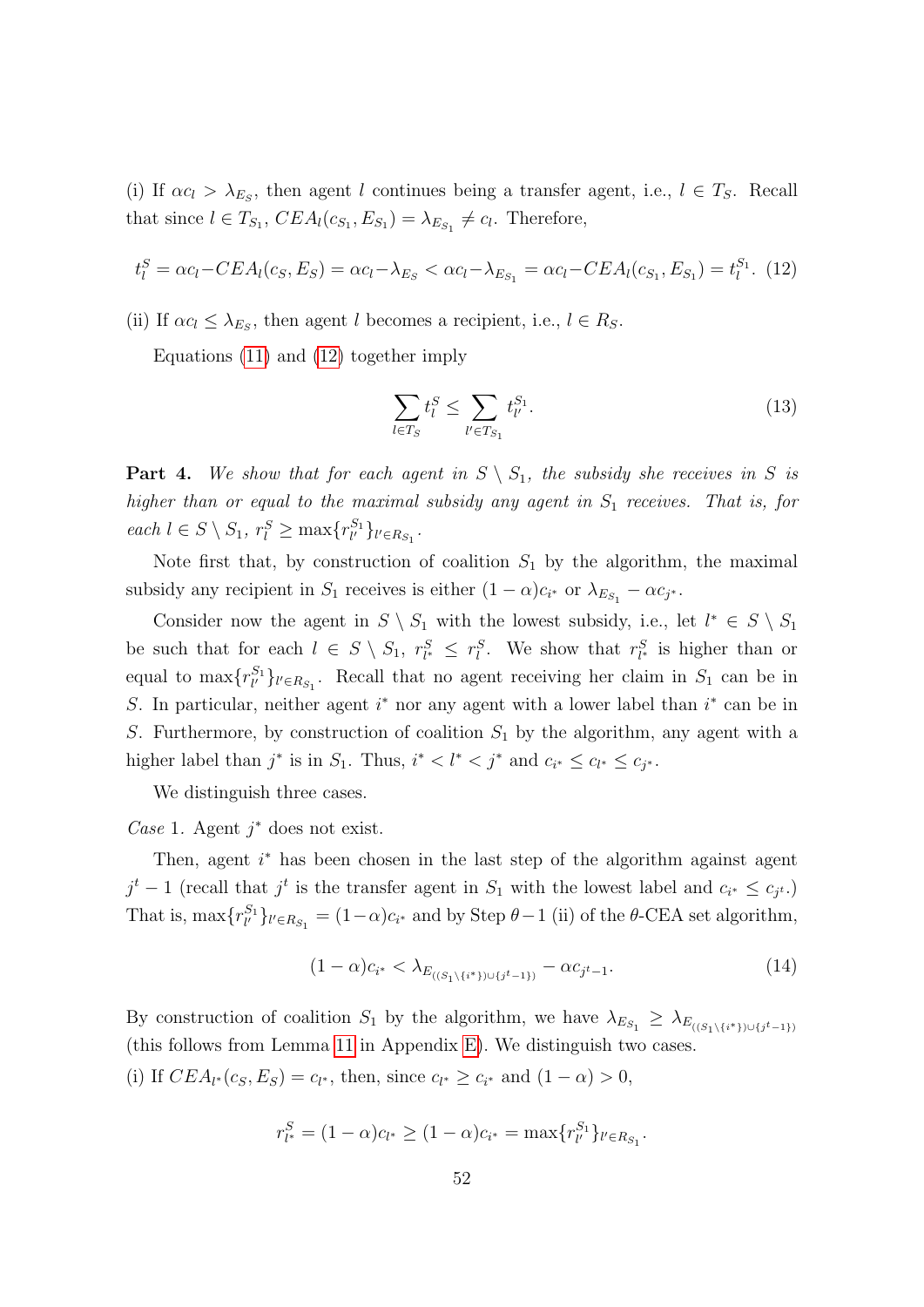(i) If $\alpha c_l > \lambda_{E_S}$, then agent $l$ continues being a transfer agent, i.e., $l \in T_S$. Recall that since $l \in T_{S_1}$, $CEA_l(c_{S_1}, E_{S_1}) = \lambda_{E_{S_1}} \neq c_l$. Therefore,

$$t_l^S = \alpha c_l - CEA_l(c_S, E_S) = \alpha c_l - \lambda_{E_S} < \alpha c_l - \lambda_{E_{S_1}} = \alpha c_l - CEA_l(c_{S_1}, E_{S_1}) = t_l^{S_1}. \tag{12}$$

(ii) If $\alpha c_l \leq \lambda_{E_S}$, then agent $l$ becomes a recipient, i.e., $l \in R_S$.

Equations (11) and (12) together imply

$$\sum_{l \in T_S} t_l^S \leq \sum_{l' \in T_{S_1}} t_{l'}^{S_1}. \tag{13}$$

**Part 4.** *We show that for each agent in $S \setminus S_1$, the subsidy she receives in $S$ is higher than or equal to the maximal subsidy any agent in $S_1$ receives. That is, for each $l \in S \setminus S_1$, $r_l^S \geq \max\{r_{l'}^{S_1}\}_{l' \in R_{S_1}}$.*

Note first that, by construction of coalition $S_1$ by the algorithm, the maximal subsidy any recipient in $S_1$ receives is either $(1-\alpha)c_{i^*}$ or $\lambda_{E_{S_1}} - \alpha c_{j^*}$.

Consider now the agent in $S \setminus S_1$ with the lowest subsidy, i.e., let $l^* \in S \setminus S_1$ be such that for each $l \in S \setminus S_1$, $r_{l^*}^S \leq r_l^S$. We show that $r_{l^*}^S$ is higher than or equal to $\max\{r_{l'}^{S_1}\}_{l' \in R_{S_1}}$. Recall that no agent receiving her claim in $S_1$ can be in $S$. In particular, neither agent $i^*$ nor any agent with a lower label than $i^*$ can be in $S$. Furthermore, by construction of coalition $S_1$ by the algorithm, any agent with a higher label than $j^*$ is in $S_1$. Thus, $i^* < l^* < j^*$ and $c_{i^*} \leq c_{l^*} \leq c_{j^*}$.

We distinguish three cases.

*Case* 1. Agent $j^*$ does not exist.

Then, agent $i^*$ has been chosen in the last step of the algorithm against agent $j^t - 1$ (recall that $j^t$ is the transfer agent in $S_1$ with the lowest label and $c_{i^*} \leq c_{j^t}$.) That is, $\max\{r_{l'}^{S_1}\}_{l' \in R_{S_1}} = (1-\alpha)c_{i^*}$ and by Step $\theta - 1$ (ii) of the $\theta$-CEA set algorithm,

$$(1-\alpha)c_{i^*} < \lambda_{E_{((S_1 \setminus \{i^*\}) \cup \{j^t - 1\})}} - \alpha c_{j^t - 1}. \tag{14}$$

By construction of coalition $S_1$ by the algorithm, we have $\lambda_{E_{S_1}} \geq \lambda_{E_{((S_1 \setminus \{i^*\}) \cup \{j^t - 1\})}}$ (this follows from Lemma 11 in Appendix E). We distinguish two cases.

(i) If $CEA_{l^*}(c_S, E_S) = c_{l^*}$, then, since $c_{l^*} \geq c_{i^*}$ and $(1-\alpha) > 0$,

$$r_{l^*}^S = (1-\alpha)c_{l^*} \geq (1-\alpha)c_{i^*} = \max\{r_{l'}^{S_1}\}_{l' \in R_{S_1}}.$$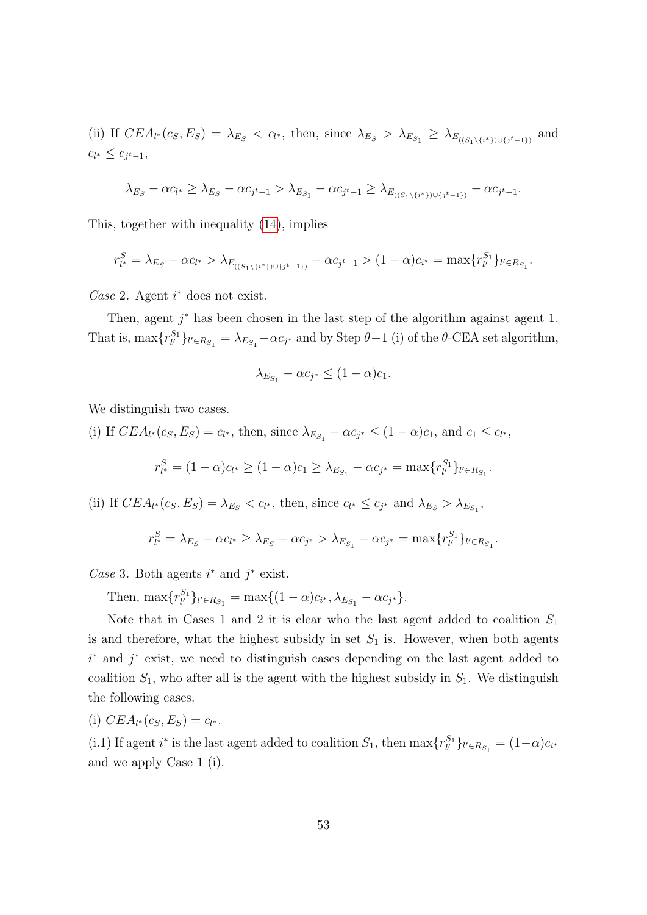(ii) If $CEA_{l^*}(c_S, E_S) = \lambda_{E_S} < c_{l^*}$, then, since $\lambda_{E_S} > \lambda_{E_{S_1}} \geq \lambda_{E_{((S_1 \setminus \{i^*\}) \cup \{j^t - 1\})}}$ and $c_{l^*} \leq c_{j^t-1}$,

$$\lambda_{E_S} - \alpha c_{l^*} \geq \lambda_{E_S} - \alpha c_{j^t-1} > \lambda_{E_{S_1}} - \alpha c_{j^t-1} \geq \lambda_{E_{((S_1 \setminus \{i^*\}) \cup \{j^t-1\})}} - \alpha c_{j^t-1}.$$

This, together with inequality (14), implies

$$r^S_{l^*} = \lambda_{E_S} - \alpha c_{l^*} > \lambda_{E_{((S_1 \setminus \{i^*\}) \cup \{j^t-1\})}} - \alpha c_{j^t-1} > (1-\alpha)c_{i^*} = \max\{r^{S_1}_{l'}\}_{l' \in R_{S_1}}.$$

*Case* 2. Agent $i^*$ does not exist.

Then, agent $j^*$ has been chosen in the last step of the algorithm against agent 1. That is, $\max\{r^{S_1}_{l'}\}_{l' \in R_{S_1}} = \lambda_{E_{S_1}} - \alpha c_{j^*}$ and by Step $\theta-1$ (i) of the $\theta$-CEA set algorithm,

$$\lambda_{E_{S_1}} - \alpha c_{j^*} \leq (1-\alpha)c_1.$$

We distinguish two cases.

(i) If $CEA_{l^*}(c_S, E_S) = c_{l^*}$, then, since $\lambda_{E_{S_1}} - \alpha c_{j^*} \leq (1-\alpha)c_1$, and $c_1 \leq c_{l^*}$,

$$r^S_{l^*} = (1-\alpha)c_{l^*} \geq (1-\alpha)c_1 \geq \lambda_{E_{S_1}} - \alpha c_{j^*} = \max\{r^{S_1}_{l'}\}_{l' \in R_{S_1}}.$$

(ii) If $CEA_{l^*}(c_S, E_S) = \lambda_{E_S} < c_{l^*}$, then, since $c_{l^*} \leq c_{j^*}$ and $\lambda_{E_S} > \lambda_{E_{S_1}}$,

$$r^S_{l^*} = \lambda_{E_S} - \alpha c_{l^*} \geq \lambda_{E_S} - \alpha c_{j^*} > \lambda_{E_{S_1}} - \alpha c_{j^*} = \max\{r^{S_1}_{l'}\}_{l' \in R_{S_1}}.$$

*Case* 3. Both agents $i^*$ and $j^*$ exist.

Then, $\max\{r^{S_1}_{l'}\}_{l' \in R_{S_1}} = \max\{(1-\alpha)c_{i^*}, \lambda_{E_{S_1}} - \alpha c_{j^*}\}$.

Note that in Cases 1 and 2 it is clear who the last agent added to coalition $S_1$ is and therefore, what the highest subsidy in set $S_1$ is. However, when both agents $i^*$ and $j^*$ exist, we need to distinguish cases depending on the last agent added to coalition $S_1$, who after all is the agent with the highest subsidy in $S_1$. We distinguish the following cases.

(i) $CEA_{l^*}(c_S, E_S) = c_{l^*}$.

(i.1) If agent $i^*$ is the last agent added to coalition $S_1$, then $\max\{r^{S_1}_{l'}\}_{l' \in R_{S_1}} = (1-\alpha)c_{i^*}$ and we apply Case 1 (i).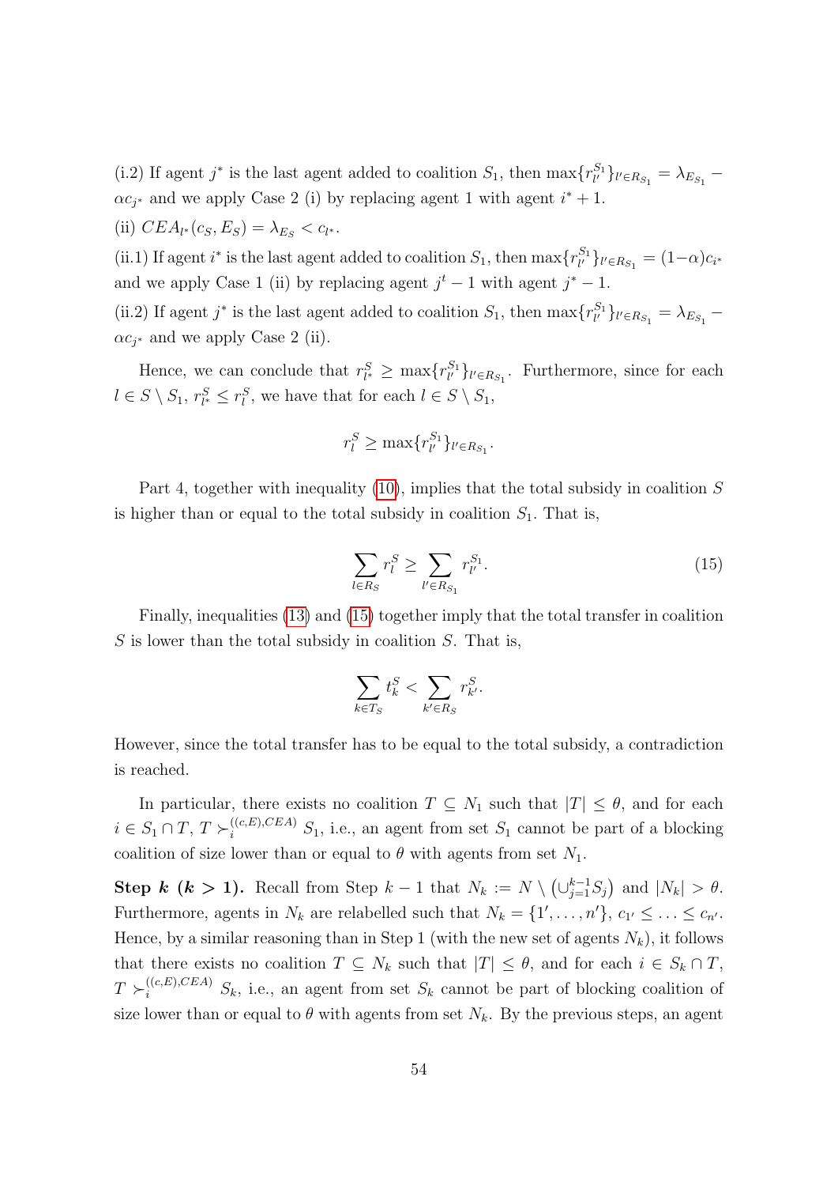(i.2) If agent $j^*$ is the last agent added to coalition $S_1$, then $\max\{r_{l'}^{S_1}\}_{l' \in R_{S_1}} = \lambda_{E_{S_1}} - \alpha c_{j^*}$ and we apply Case 2 (i) by replacing agent 1 with agent $i^* + 1$.

(ii) $CEA_{l^*}(c_S, E_S) = \lambda_{E_S} < c_{l^*}$.

(ii.1) If agent $i^*$ is the last agent added to coalition $S_1$, then $\max\{r_{l'}^{S_1}\}_{l' \in R_{S_1}} = (1-\alpha)c_{i^*}$ and we apply Case 1 (ii) by replacing agent $j^t - 1$ with agent $j^* - 1$.

(ii.2) If agent $j^*$ is the last agent added to coalition $S_1$, then $\max\{r_{l'}^{S_1}\}_{l' \in R_{S_1}} = \lambda_{E_{S_1}} - \alpha c_{j^*}$ and we apply Case 2 (ii).

Hence, we can conclude that $r_{l^*}^S \geq \max\{r_{l'}^{S_1}\}_{l' \in R_{S_1}}$. Furthermore, since for each $l \in S \setminus S_1$, $r_{l^*}^S \leq r_l^S$, we have that for each $l \in S \setminus S_1$,

$$r_l^S \geq \max\{r_{l'}^{S_1}\}_{l' \in R_{S_1}}.$$

Part 4, together with inequality (10), implies that the total subsidy in coalition $S$ is higher than or equal to the total subsidy in coalition $S_1$. That is,

$$\sum_{l \in R_S} r_l^S \geq \sum_{l' \in R_{S_1}} r_{l'}^{S_1}. \tag{15}$$

Finally, inequalities (13) and (15) together imply that the total transfer in coalition $S$ is lower than the total subsidy in coalition $S$. That is,

$$\sum_{k \in T_S} t_k^S < \sum_{k' \in R_S} r_{k'}^S.$$

However, since the total transfer has to be equal to the total subsidy, a contradiction is reached.

In particular, there exists no coalition $T \subseteq N_1$ such that $|T| \leq \theta$, and for each $i \in S_1 \cap T$, $T \succ_i^{((c,E),CEA)} S_1$, i.e., an agent from set $S_1$ cannot be part of a blocking coalition of size lower than or equal to $\theta$ with agents from set $N_1$.

**Step $k$ ($k > 1$).** Recall from Step $k-1$ that $N_k := N \setminus \left(\cup_{j=1}^{k-1} S_j\right)$ and $|N_k| > \theta$. Furthermore, agents in $N_k$ are relabelled such that $N_k = \{1', \ldots, n'\}$, $c_{1'} \leq \ldots \leq c_{n'}$. Hence, by a similar reasoning than in Step 1 (with the new set of agents $N_k$), it follows that there exists no coalition $T \subseteq N_k$ such that $|T| \leq \theta$, and for each $i \in S_k \cap T$, $T \succ_i^{((c,E),CEA)} S_k$, i.e., an agent from set $S_k$ cannot be part of blocking coalition of size lower than or equal to $\theta$ with agents from set $N_k$. By the previous steps, an agent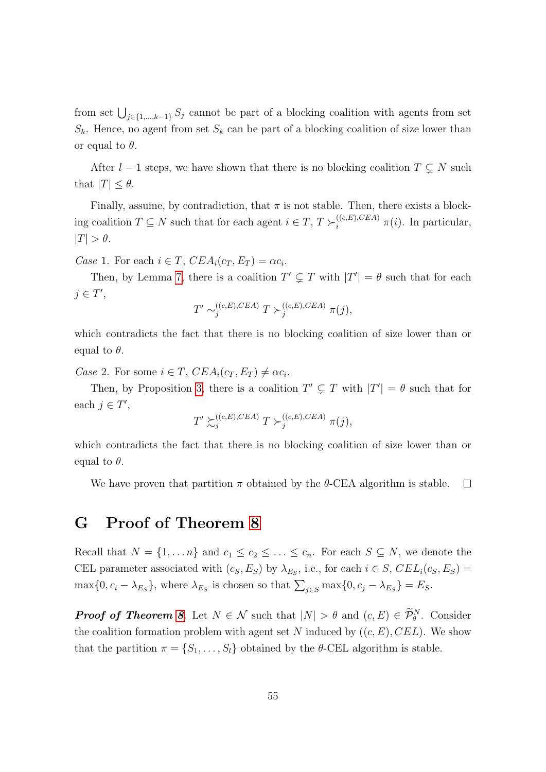from set $\bigcup_{j\in\{1,\dots,k-1\}} S_j$ cannot be part of a blocking coalition with agents from set $S_k$. Hence, no agent from set $S_k$ can be part of a blocking coalition of size lower than or equal to $\theta$.

After $l-1$ steps, we have shown that there is no blocking coalition $T \subsetneq N$ such that $|T| \leq \theta$.

Finally, assume, by contradiction, that $\pi$ is not stable. Then, there exists a blocking coalition $T \subseteq N$ such that for each agent $i \in T$, $T \succ_i^{((c,E),CEA)} \pi(i)$. In particular, $|T| > \theta$.

*Case* 1. For each $i \in T$, $CEA_i(c_T, E_T) = \alpha c_i$.

Then, by Lemma 7, there is a coalition $T' \subsetneq T$ with $|T'| = \theta$ such that for each $j \in T'$,

$$T' \sim_j^{((c,E),CEA)} T \succ_j^{((c,E),CEA)} \pi(j),$$

which contradicts the fact that there is no blocking coalition of size lower than or equal to $\theta$.

*Case* 2. For some $i \in T$, $CEA_i(c_T, E_T) \neq \alpha c_i$.

Then, by Proposition 3, there is a coalition $T' \subsetneq T$ with $|T'| = \theta$ such that for each $j \in T'$,

$$T' \succsim_j^{((c,E),CEA)} T \succ_j^{((c,E),CEA)} \pi(j),$$

which contradicts the fact that there is no blocking coalition of size lower than or equal to $\theta$.

We have proven that partition $\pi$ obtained by the $\theta$-CEA algorithm is stable. □

# G Proof of Theorem 8

Recall that $N = \{1, \dots n\}$ and $c_1 \leq c_2 \leq \dots \leq c_n$. For each $S \subseteq N$, we denote the CEL parameter associated with $(c_S, E_S)$ by $\lambda_{E_S}$, i.e., for each $i \in S$, $CEL_i(c_S, E_S) = \max\{0, c_i - \lambda_{E_S}\}$, where $\lambda_{E_S}$ is chosen so that $\sum_{j\in S} \max\{0, c_j - \lambda_{E_S}\} = E_S$.

***Proof of Theorem 8.*** Let $N \in \mathcal{N}$ such that $|N| > \theta$ and $(c, E) \in \widetilde{\mathcal{P}}_\theta^N$. Consider the coalition formation problem with agent set $N$ induced by $((c, E), CEL)$. We show that the partition $\pi = \{S_1, \dots, S_l\}$ obtained by the $\theta$-CEL algorithm is stable.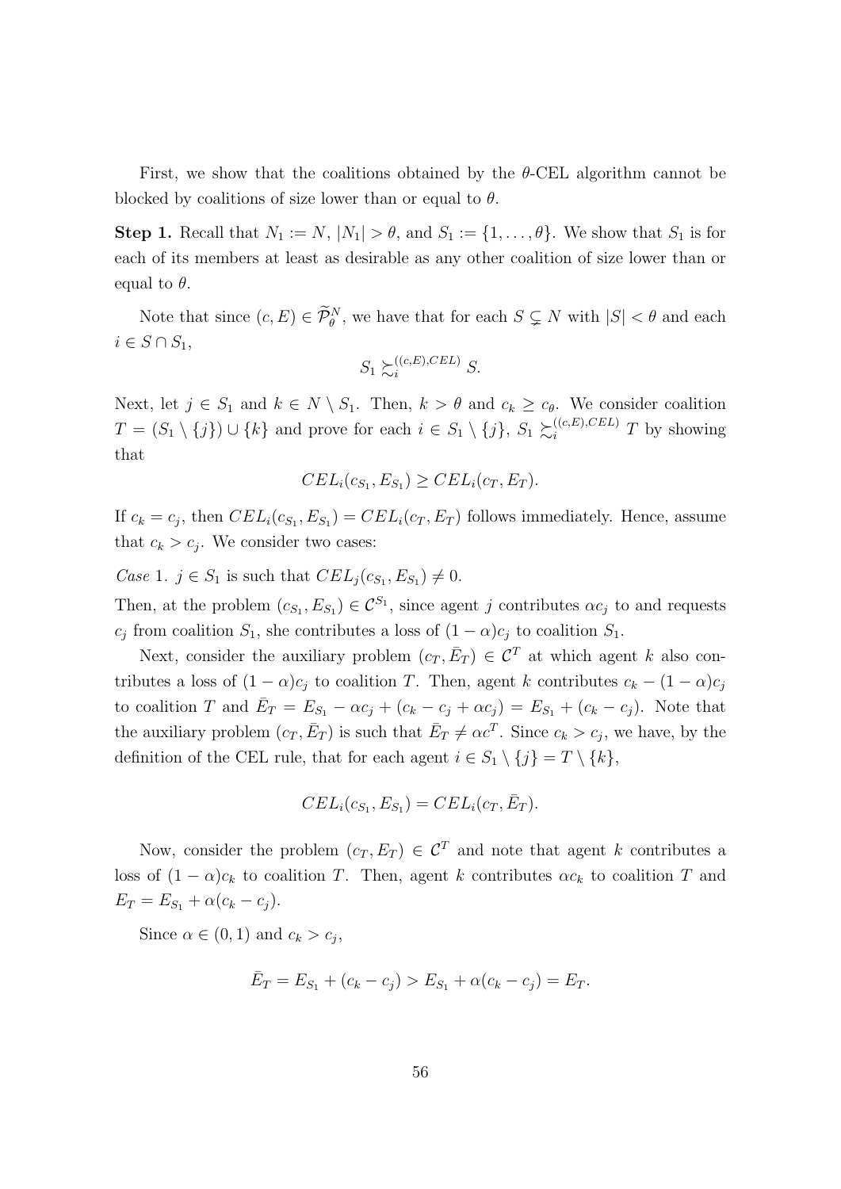First, we show that the coalitions obtained by the $\theta$-CEL algorithm cannot be blocked by coalitions of size lower than or equal to $\theta$.

**Step 1.** Recall that $N_1 := N$, $|N_1| > \theta$, and $S_1 := \{1, \ldots, \theta\}$. We show that $S_1$ is for each of its members at least as desirable as any other coalition of size lower than or equal to $\theta$.

Note that since $(c, E) \in \widetilde{\mathcal{P}}_\theta^N$, we have that for each $S \subsetneq N$ with $|S| < \theta$ and each $i \in S \cap S_1$,

$$S_1 \succsim_i^{((c,E),CEL)} S.$$

Next, let $j \in S_1$ and $k \in N \setminus S_1$. Then, $k > \theta$ and $c_k \geq c_\theta$. We consider coalition $T = (S_1 \setminus \{j\}) \cup \{k\}$ and prove for each $i \in S_1 \setminus \{j\}$, $S_1 \succsim_i^{((c,E),CEL)} T$ by showing that

$$CEL_i(c_{S_1}, E_{S_1}) \geq CEL_i(c_T, E_T).$$

If $c_k = c_j$, then $CEL_i(c_{S_1}, E_{S_1}) = CEL_i(c_T, E_T)$ follows immediately. Hence, assume that $c_k > c_j$. We consider two cases:

*Case* 1. $j \in S_1$ is such that $CEL_j(c_{S_1}, E_{S_1}) \neq 0$.

Then, at the problem $(c_{S_1}, E_{S_1}) \in \mathcal{C}^{S_1}$, since agent $j$ contributes $\alpha c_j$ to and requests $c_j$ from coalition $S_1$, she contributes a loss of $(1-\alpha)c_j$ to coalition $S_1$.

Next, consider the auxiliary problem $(c_T, \bar{E}_T) \in \mathcal{C}^T$ at which agent $k$ also contributes a loss of $(1-\alpha)c_j$ to coalition $T$. Then, agent $k$ contributes $c_k - (1-\alpha)c_j$ to coalition $T$ and $\bar{E}_T = E_{S_1} - \alpha c_j + (c_k - c_j + \alpha c_j) = E_{S_1} + (c_k - c_j)$. Note that the auxiliary problem $(c_T, \bar{E}_T)$ is such that $\bar{E}_T \neq \alpha c^T$. Since $c_k > c_j$, we have, by the definition of the CEL rule, that for each agent $i \in S_1 \setminus \{j\} = T \setminus \{k\}$,

$$CEL_i(c_{S_1}, E_{S_1}) = CEL_i(c_T, \bar{E}_T).$$

Now, consider the problem $(c_T, E_T) \in \mathcal{C}^T$ and note that agent $k$ contributes a loss of $(1-\alpha)c_k$ to coalition $T$. Then, agent $k$ contributes $\alpha c_k$ to coalition $T$ and $E_T = E_{S_1} + \alpha(c_k - c_j)$.

Since $\alpha \in (0,1)$ and $c_k > c_j$,

$$\bar{E}_T = E_{S_1} + (c_k - c_j) > E_{S_1} + \alpha(c_k - c_j) = E_T.$$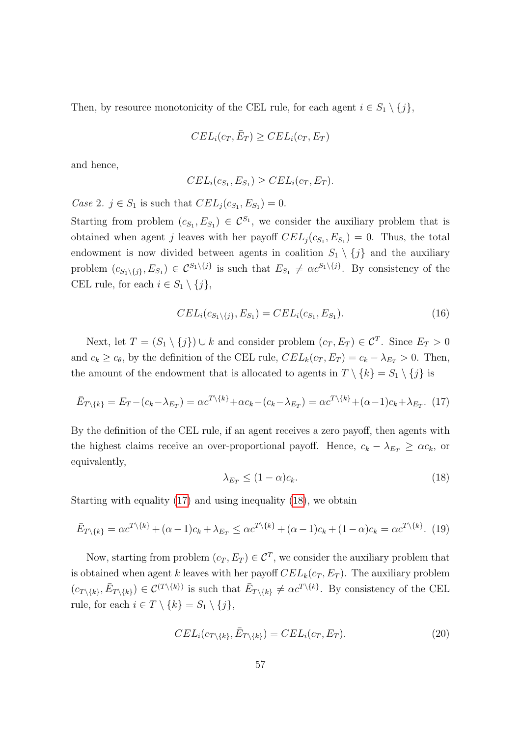Then, by resource monotonicity of the CEL rule, for each agent $i \in S_1 \setminus \{j\}$,

$$CEL_i(c_T, \bar{E}_T) \geq CEL_i(c_T, E_T)$$

and hence,

$$CEL_i(c_{S_1}, E_{S_1}) \geq CEL_i(c_T, E_T).$$

*Case* 2. $j \in S_1$ is such that $CEL_j(c_{S_1}, E_{S_1}) = 0$.
Starting from problem $(c_{S_1}, E_{S_1}) \in \mathcal{C}^{S_1}$, we consider the auxiliary problem that is obtained when agent $j$ leaves with her payoff $CEL_j(c_{S_1}, E_{S_1}) = 0$. Thus, the total endowment is now divided between agents in coalition $S_1 \setminus \{j\}$ and the auxiliary problem $(c_{S_1 \setminus \{j\}}, E_{S_1}) \in \mathcal{C}^{S_1 \setminus \{j\}}$ is such that $E_{S_1} \neq \alpha c^{S_1 \setminus \{j\}}$. By consistency of the CEL rule, for each $i \in S_1 \setminus \{j\}$,

$$CEL_i(c_{S_1 \setminus \{j\}}, E_{S_1}) = CEL_i(c_{S_1}, E_{S_1}). \tag{16}$$

Next, let $T = (S_1 \setminus \{j\}) \cup k$ and consider problem $(c_T, E_T) \in \mathcal{C}^T$. Since $E_T > 0$ and $c_k \geq c_\theta$, by the definition of the CEL rule, $CEL_k(c_T, E_T) = c_k - \lambda_{E_T} > 0$. Then, the amount of the endowment that is allocated to agents in $T \setminus \{k\} = S_1 \setminus \{j\}$ is

$$\bar{E}_{T \setminus \{k\}} = E_T - (c_k - \lambda_{E_T}) = \alpha c^{T \setminus \{k\}} + \alpha c_k - (c_k - \lambda_{E_T}) = \alpha c^{T \setminus \{k\}} + (\alpha - 1)c_k + \lambda_{E_T}. \tag{17}$$

By the definition of the CEL rule, if an agent receives a zero payoff, then agents with the highest claims receive an over-proportional payoff. Hence, $c_k - \lambda_{E_T} \geq \alpha c_k$, or equivalently,

$$\lambda_{E_T} \leq (1 - \alpha)c_k. \tag{18}$$

Starting with equality (17) and using inequality (18), we obtain

$$\bar{E}_{T \setminus \{k\}} = \alpha c^{T \setminus \{k\}} + (\alpha - 1)c_k + \lambda_{E_T} \leq \alpha c^{T \setminus \{k\}} + (\alpha - 1)c_k + (1 - \alpha)c_k = \alpha c^{T \setminus \{k\}}. \tag{19}$$

Now, starting from problem $(c_T, E_T) \in \mathcal{C}^T$, we consider the auxiliary problem that is obtained when agent $k$ leaves with her payoff $CEL_k(c_T, E_T)$. The auxiliary problem $(c_{T \setminus \{k\}}, \bar{E}_{T \setminus \{k\}}) \in \mathcal{C}^{(T \setminus \{k\})}$ is such that $\bar{E}_{T \setminus \{k\}} \neq \alpha c^{T \setminus \{k\}}$. By consistency of the CEL rule, for each $i \in T \setminus \{k\} = S_1 \setminus \{j\}$,

$$CEL_i(c_{T \setminus \{k\}}, \bar{E}_{T \setminus \{k\}}) = CEL_i(c_T, E_T). \tag{20}$$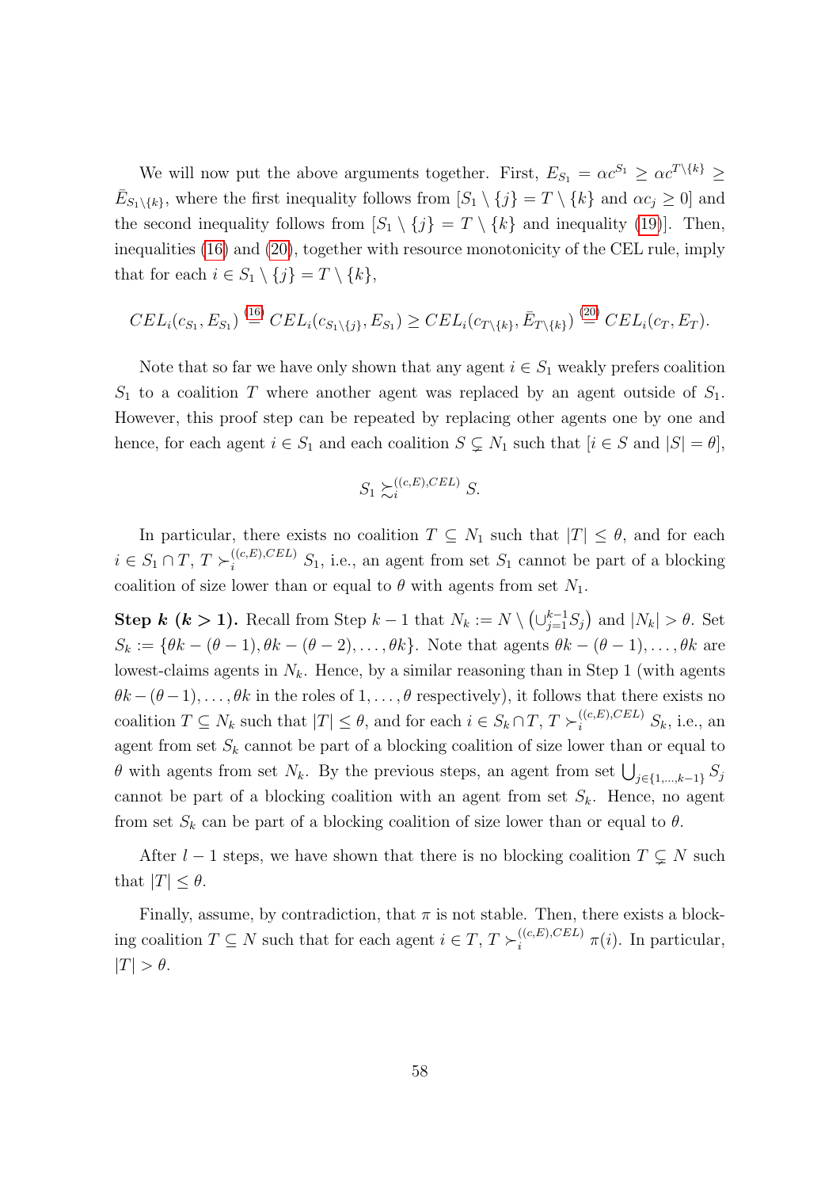We will now put the above arguments together. First, $E_{S_1} = \alpha c^{S_1} \geq \alpha c^{T\setminus\{k\}} \geq \bar{E}_{S_1\setminus\{k\}}$, where the first inequality follows from $[S_1 \setminus \{j\} = T \setminus \{k\}$ and $\alpha c_j \geq 0]$ and the second inequality follows from $[S_1 \setminus \{j\} = T \setminus \{k\}$ and inequality (19)$]$. Then, inequalities (16) and (20), together with resource monotonicity of the CEL rule, imply that for each $i \in S_1 \setminus \{j\} = T \setminus \{k\}$,

$$CEL_i(c_{S_1}, E_{S_1}) \overset{(16)}{=} CEL_i(c_{S_1\setminus\{j\}}, E_{S_1}) \geq CEL_i(c_{T\setminus\{k\}}, \bar{E}_{T\setminus\{k\}}) \overset{(20)}{=} CEL_i(c_T, E_T).$$

Note that so far we have only shown that any agent $i \in S_1$ weakly prefers coalition $S_1$ to a coalition $T$ where another agent was replaced by an agent outside of $S_1$. However, this proof step can be repeated by replacing other agents one by one and hence, for each agent $i \in S_1$ and each coalition $S \subsetneq N_1$ such that $[i \in S$ and $|S| = \theta]$,

$$S_1 \succsim_i^{((c,E),CEL)} S.$$

In particular, there exists no coalition $T \subseteq N_1$ such that $|T| \leq \theta$, and for each $i \in S_1 \cap T$, $T \succ_i^{((c,E),CEL)} S_1$, i.e., an agent from set $S_1$ cannot be part of a blocking coalition of size lower than or equal to $\theta$ with agents from set $N_1$.

**Step $k$ ($k > 1$).** Recall from Step $k-1$ that $N_k := N \setminus \left(\cup_{j=1}^{k-1} S_j\right)$ and $|N_k| > \theta$. Set $S_k := \{\theta k - (\theta - 1), \theta k - (\theta - 2), \ldots, \theta k\}$. Note that agents $\theta k - (\theta - 1), \ldots, \theta k$ are lowest-claims agents in $N_k$. Hence, by a similar reasoning than in Step 1 (with agents $\theta k - (\theta - 1), \ldots, \theta k$ in the roles of $1, \ldots, \theta$ respectively), it follows that there exists no coalition $T \subseteq N_k$ such that $|T| \leq \theta$, and for each $i \in S_k \cap T$, $T \succ_i^{((c,E),CEL)} S_k$, i.e., an agent from set $S_k$ cannot be part of a blocking coalition of size lower than or equal to $\theta$ with agents from set $N_k$. By the previous steps, an agent from set $\bigcup_{j\in\{1,\ldots,k-1\}} S_j$ cannot be part of a blocking coalition with an agent from set $S_k$. Hence, no agent from set $S_k$ can be part of a blocking coalition of size lower than or equal to $\theta$.

After $l - 1$ steps, we have shown that there is no blocking coalition $T \subsetneq N$ such that $|T| \leq \theta$.

Finally, assume, by contradiction, that $\pi$ is not stable. Then, there exists a blocking coalition $T \subseteq N$ such that for each agent $i \in T$, $T \succ_i^{((c,E),CEL)} \pi(i)$. In particular, $|T| > \theta$.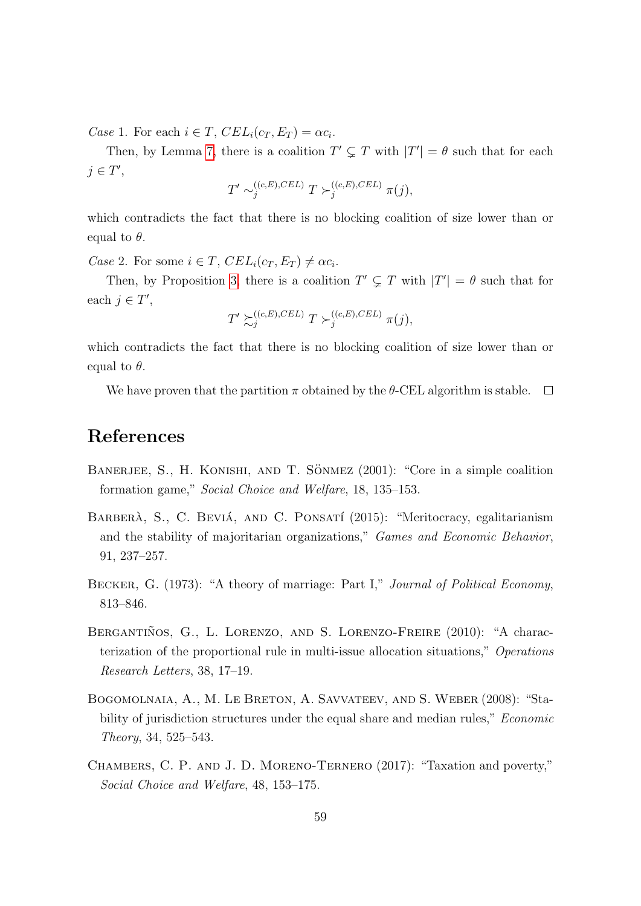*Case* 1. For each $i \in T$, $CEL_i(c_T, E_T) = \alpha c_i$.

Then, by Lemma 7, there is a coalition $T' \subsetneq T$ with $|T'| = \theta$ such that for each $j \in T'$,

$$T' \sim_j^{((c,E),CEL)} T \succ_j^{((c,E),CEL)} \pi(j),$$

which contradicts the fact that there is no blocking coalition of size lower than or equal to $\theta$.

*Case* 2. For some $i \in T$, $CEL_i(c_T, E_T) \neq \alpha c_i$.

Then, by Proposition 3, there is a coalition $T' \subsetneq T$ with $|T'| = \theta$ such that for each $j \in T'$,

$$T' \succsim_j^{((c,E),CEL)} T \succ_j^{((c,E),CEL)} \pi(j),$$

which contradicts the fact that there is no blocking coalition of size lower than or equal to $\theta$.

We have proven that the partition $\pi$ obtained by the $\theta$-CEL algorithm is stable. □

# References

Banerjee, S., H. Konishi, and T. Sönmez (2001): "Core in a simple coalition formation game," *Social Choice and Welfare*, 18, 135–153.

Barberà, S., C. Beviá, and C. Ponsatí (2015): "Meritocracy, egalitarianism and the stability of majoritarian organizations," *Games and Economic Behavior*, 91, 237–257.

Becker, G. (1973): "A theory of marriage: Part I," *Journal of Political Economy*, 813–846.

Bergantiños, G., L. Lorenzo, and S. Lorenzo-Freire (2010): "A characterization of the proportional rule in multi-issue allocation situations," *Operations Research Letters*, 38, 17–19.

Bogomolnaia, A., M. Le Breton, A. Savvateev, and S. Weber (2008): "Stability of jurisdiction structures under the equal share and median rules," *Economic Theory*, 34, 525–543.

Chambers, C. P. and J. D. Moreno-Ternero (2017): "Taxation and poverty," *Social Choice and Welfare*, 48, 153–175.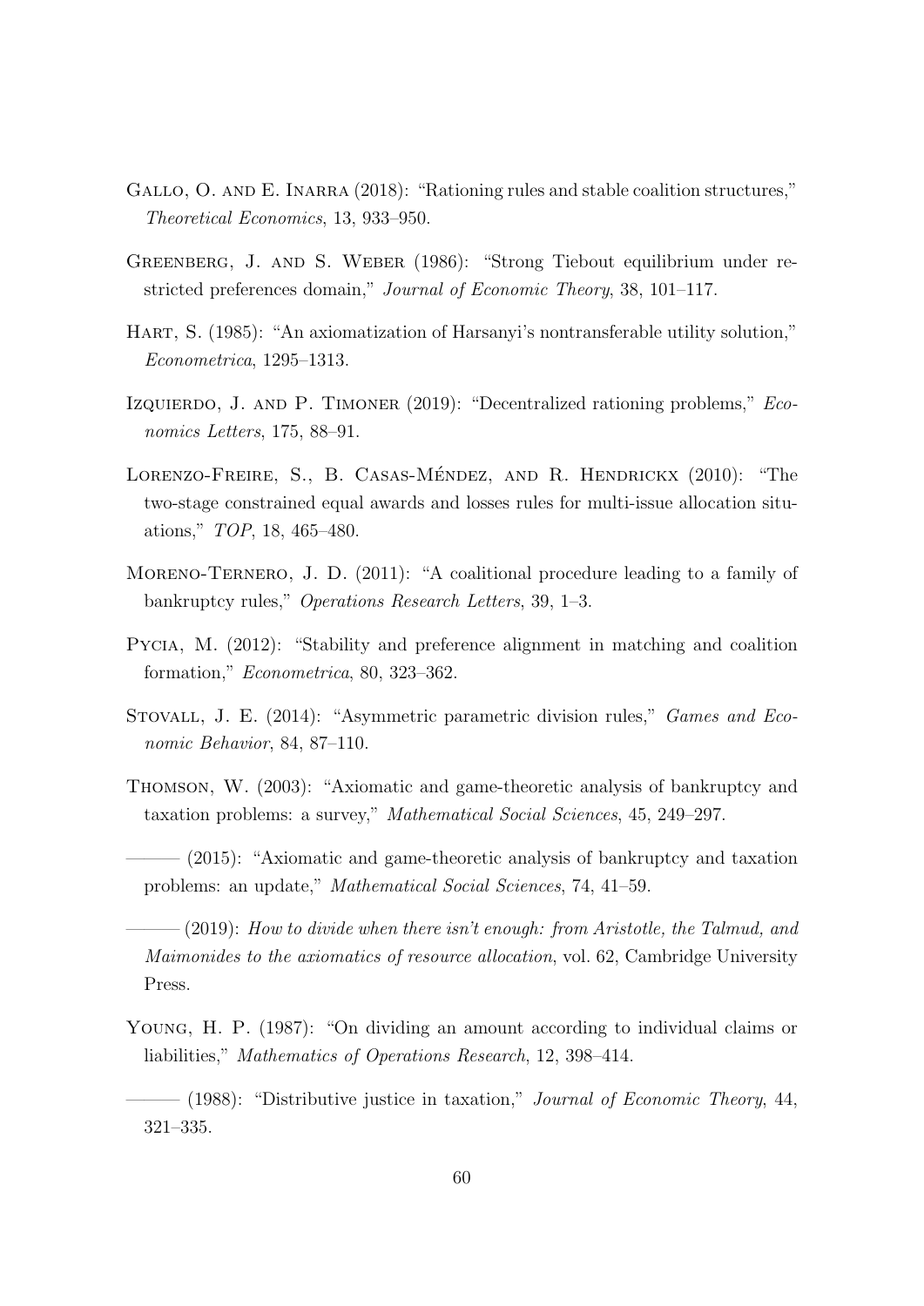Gallo, O. and E. Inarra (2018): "Rationing rules and stable coalition structures," *Theoretical Economics*, 13, 933–950.

Greenberg, J. and S. Weber (1986): "Strong Tiebout equilibrium under restricted preferences domain," *Journal of Economic Theory*, 38, 101–117.

Hart, S. (1985): "An axiomatization of Harsanyi's nontransferable utility solution," *Econometrica*, 1295–1313.

Izquierdo, J. and P. Timoner (2019): "Decentralized rationing problems," *Economics Letters*, 175, 88–91.

Lorenzo-Freire, S., B. Casas-Méndez, and R. Hendrickx (2010): "The two-stage constrained equal awards and losses rules for multi-issue allocation situations," *TOP*, 18, 465–480.

Moreno-Ternero, J. D. (2011): "A coalitional procedure leading to a family of bankruptcy rules," *Operations Research Letters*, 39, 1–3.

Pycia, M. (2012): "Stability and preference alignment in matching and coalition formation," *Econometrica*, 80, 323–362.

Stovall, J. E. (2014): "Asymmetric parametric division rules," *Games and Economic Behavior*, 84, 87–110.

Thomson, W. (2003): "Axiomatic and game-theoretic analysis of bankruptcy and taxation problems: a survey," *Mathematical Social Sciences*, 45, 249–297.

——— (2015): "Axiomatic and game-theoretic analysis of bankruptcy and taxation problems: an update," *Mathematical Social Sciences*, 74, 41–59.

——— (2019): *How to divide when there isn't enough: from Aristotle, the Talmud, and Maimonides to the axiomatics of resource allocation*, vol. 62, Cambridge University Press.

Young, H. P. (1987): "On dividing an amount according to individual claims or liabilities," *Mathematics of Operations Research*, 12, 398–414.

——— (1988): "Distributive justice in taxation," *Journal of Economic Theory*, 44, 321–335.